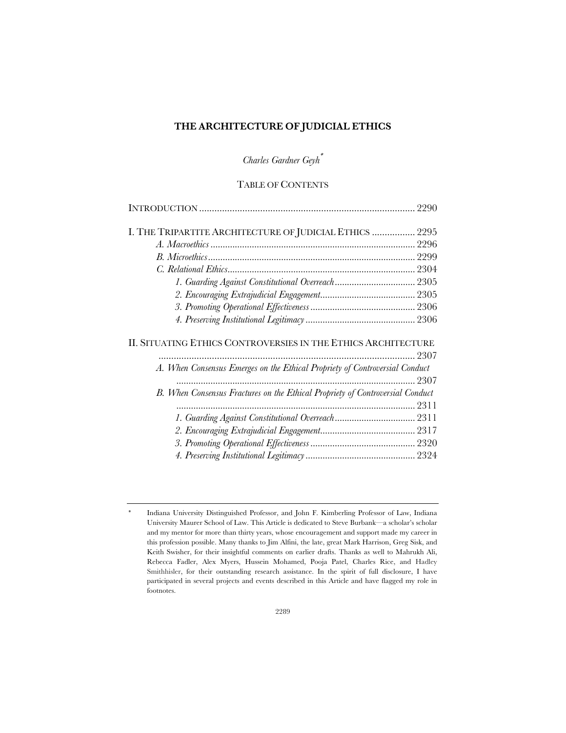# THE ARCHITECTURE OF JUDICIAL ETHICS

*Charles Gardner Geyh*[*]

TABLE OF CONTENTS

INTRODUCTION ..................................................................................... 2290

I. THE TRIPARTITE ARCHITECTURE OF JUDICIAL ETHICS ................. 2295

*A. Macroethics* ................................................................................... 2296

*B. Microethics* .................................................................................... 2299

*C. Relational Ethics* ............................................................................ 2304

*1. Guarding Against Constitutional Overreach* ................................. 2305

*2. Encouraging Extrajudicial Engagement* ....................................... 2305

*3. Promoting Operational Effectiveness* ........................................... 2306

*4. Preserving Institutional Legitimacy* ............................................. 2306

II. SITUATING ETHICS CONTROVERSIES IN THE ETHICS ARCHITECTURE ...................................................................................................... 2307

*A. When Consensus Emerges on the Ethical Propriety of Controversial Conduct* ................................................................................................. 2307

*B. When Consensus Fractures on the Ethical Propriety of Controversial Conduct* ................................................................................................. 2311

*1. Guarding Against Constitutional Overreach* ................................. 2311

*2. Encouraging Extrajudicial Engagement* ....................................... 2317

*3. Promoting Operational Effectiveness* ........................................... 2320

*4. Preserving Institutional Legitimacy* ............................................. 2324

---

[*] Indiana University Distinguished Professor, and John F. Kimberling Professor of Law, Indiana University Maurer School of Law. This Article is dedicated to Steve Burbank—a scholar's scholar and my mentor for more than thirty years, whose encouragement and support made my career in this profession possible. Many thanks to Jim Alfini, the late, great Mark Harrison, Greg Sisk, and Keith Swisher, for their insightful comments on earlier drafts. Thanks as well to Mahrukh Ali, Rebecca Fadler, Alex Myers, Hussein Mohamed, Pooja Patel, Charles Rice, and Hadley Smithhisler, for their outstanding research assistance. In the spirit of full disclosure, I have participated in several projects and events described in this Article and have flagged my role in footnotes.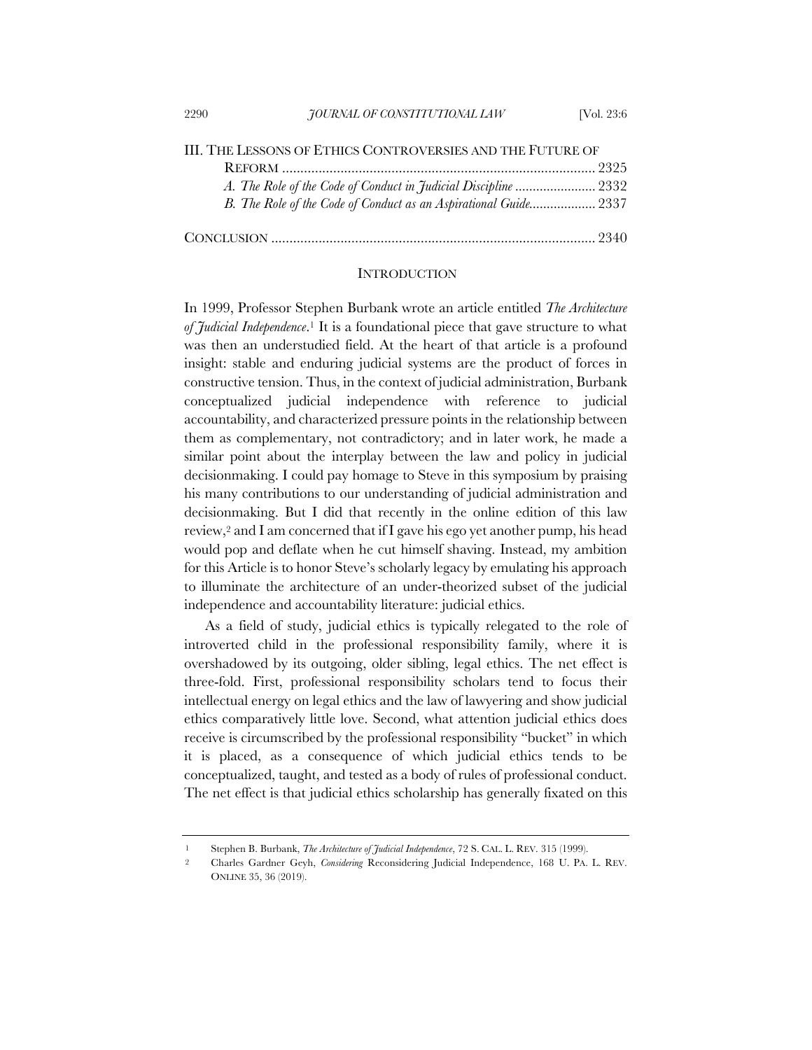III. THE LESSONS OF ETHICS CONTROVERSIES AND THE FUTURE OF REFORM ..................................................................................... 2325

*A. The Role of the Code of Conduct in Judicial Discipline* ...................... 2332

*B. The Role of the Code of Conduct as an Aspirational Guide*.................. 2337

CONCLUSION ........................................................................................ 2340

## INTRODUCTION

In 1999, Professor Stephen Burbank wrote an article entitled *The Architecture of Judicial Independence*.[1] It is a foundational piece that gave structure to what was then an understudied field. At the heart of that article is a profound insight: stable and enduring judicial systems are the product of forces in constructive tension. Thus, in the context of judicial administration, Burbank conceptualized judicial independence with reference to judicial accountability, and characterized pressure points in the relationship between them as complementary, not contradictory; and in later work, he made a similar point about the interplay between the law and policy in judicial decisionmaking. I could pay homage to Steve in this symposium by praising his many contributions to our understanding of judicial administration and decisionmaking. But I did that recently in the online edition of this law review,[2] and I am concerned that if I gave his ego yet another pump, his head would pop and deflate when he cut himself shaving. Instead, my ambition for this Article is to honor Steve's scholarly legacy by emulating his approach to illuminate the architecture of an under-theorized subset of the judicial independence and accountability literature: judicial ethics.

As a field of study, judicial ethics is typically relegated to the role of introverted child in the professional responsibility family, where it is overshadowed by its outgoing, older sibling, legal ethics. The net effect is three-fold. First, professional responsibility scholars tend to focus their intellectual energy on legal ethics and the law of lawyering and show judicial ethics comparatively little love. Second, what attention judicial ethics does receive is circumscribed by the professional responsibility "bucket" in which it is placed, as a consequence of which judicial ethics tends to be conceptualized, taught, and tested as a body of rules of professional conduct. The net effect is that judicial ethics scholarship has generally fixated on this

---

1 Stephen B. Burbank, *The Architecture of Judicial Independence*, 72 S. CAL. L. REV. 315 (1999).

2 Charles Gardner Geyh, *Considering* Reconsidering Judicial Independence, 168 U. PA. L. REV. ONLINE 35, 36 (2019).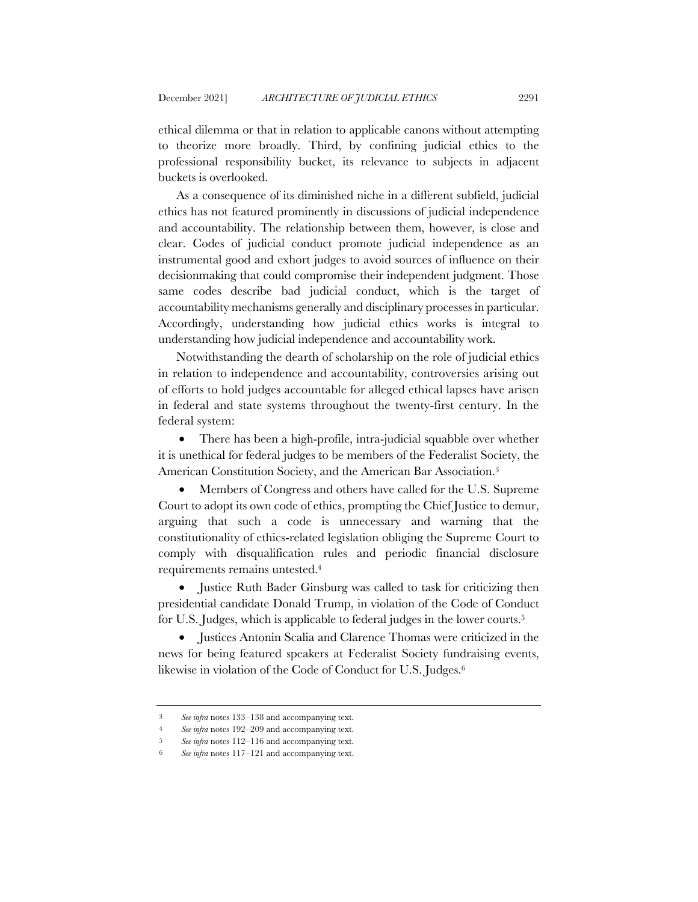ethical dilemma or that in relation to applicable canons without attempting to theorize more broadly. Third, by confining judicial ethics to the professional responsibility bucket, its relevance to subjects in adjacent buckets is overlooked.

As a consequence of its diminished niche in a different subfield, judicial ethics has not featured prominently in discussions of judicial independence and accountability. The relationship between them, however, is close and clear. Codes of judicial conduct promote judicial independence as an instrumental good and exhort judges to avoid sources of influence on their decisionmaking that could compromise their independent judgment. Those same codes describe bad judicial conduct, which is the target of accountability mechanisms generally and disciplinary processes in particular. Accordingly, understanding how judicial ethics works is integral to understanding how judicial independence and accountability work.

Notwithstanding the dearth of scholarship on the role of judicial ethics in relation to independence and accountability, controversies arising out of efforts to hold judges accountable for alleged ethical lapses have arisen in federal and state systems throughout the twenty-first century. In the federal system:

- There has been a high-profile, intra-judicial squabble over whether it is unethical for federal judges to be members of the Federalist Society, the American Constitution Society, and the American Bar Association.[3]
- Members of Congress and others have called for the U.S. Supreme Court to adopt its own code of ethics, prompting the Chief Justice to demur, arguing that such a code is unnecessary and warning that the constitutionality of ethics-related legislation obliging the Supreme Court to comply with disqualification rules and periodic financial disclosure requirements remains untested.[4]
- Justice Ruth Bader Ginsburg was called to task for criticizing then presidential candidate Donald Trump, in violation of the Code of Conduct for U.S. Judges, which is applicable to federal judges in the lower courts.[5]
- Justices Antonin Scalia and Clarence Thomas were criticized in the news for being featured speakers at Federalist Society fundraising events, likewise in violation of the Code of Conduct for U.S. Judges.[6]

---

3 *See infra* notes 133–138 and accompanying text.

4 *See infra* notes 192–209 and accompanying text.

5 *See infra* notes 112–116 and accompanying text.

6 *See infra* notes 117–121 and accompanying text.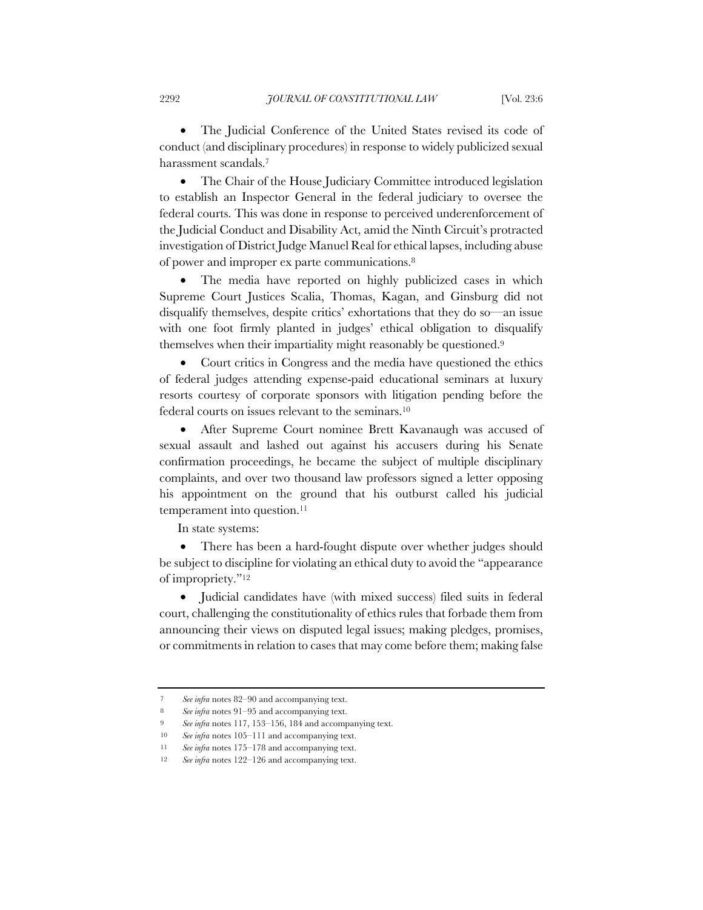- The Judicial Conference of the United States revised its code of conduct (and disciplinary procedures) in response to widely publicized sexual harassment scandals.[7]

- The Chair of the House Judiciary Committee introduced legislation to establish an Inspector General in the federal judiciary to oversee the federal courts. This was done in response to perceived underenforcement of the Judicial Conduct and Disability Act, amid the Ninth Circuit's protracted investigation of District Judge Manuel Real for ethical lapses, including abuse of power and improper ex parte communications.[8]

- The media have reported on highly publicized cases in which Supreme Court Justices Scalia, Thomas, Kagan, and Ginsburg did not disqualify themselves, despite critics' exhortations that they do so—an issue with one foot firmly planted in judges' ethical obligation to disqualify themselves when their impartiality might reasonably be questioned.[9]

- Court critics in Congress and the media have questioned the ethics of federal judges attending expense-paid educational seminars at luxury resorts courtesy of corporate sponsors with litigation pending before the federal courts on issues relevant to the seminars.[10]

- After Supreme Court nominee Brett Kavanaugh was accused of sexual assault and lashed out against his accusers during his Senate confirmation proceedings, he became the subject of multiple disciplinary complaints, and over two thousand law professors signed a letter opposing his appointment on the ground that his outburst called his judicial temperament into question.[11]

In state systems:

- There has been a hard-fought dispute over whether judges should be subject to discipline for violating an ethical duty to avoid the "appearance of impropriety."[12]

- Judicial candidates have (with mixed success) filed suits in federal court, challenging the constitutionality of ethics rules that forbade them from announcing their views on disputed legal issues; making pledges, promises, or commitments in relation to cases that may come before them; making false

---

[7] *See infra* notes 82–90 and accompanying text.

[8] *See infra* notes 91–95 and accompanying text.

[9] *See infra* notes 117, 153–156, 184 and accompanying text.

[10] *See infra* notes 105–111 and accompanying text.

[11] *See infra* notes 175–178 and accompanying text.

[12] *See infra* notes 122–126 and accompanying text.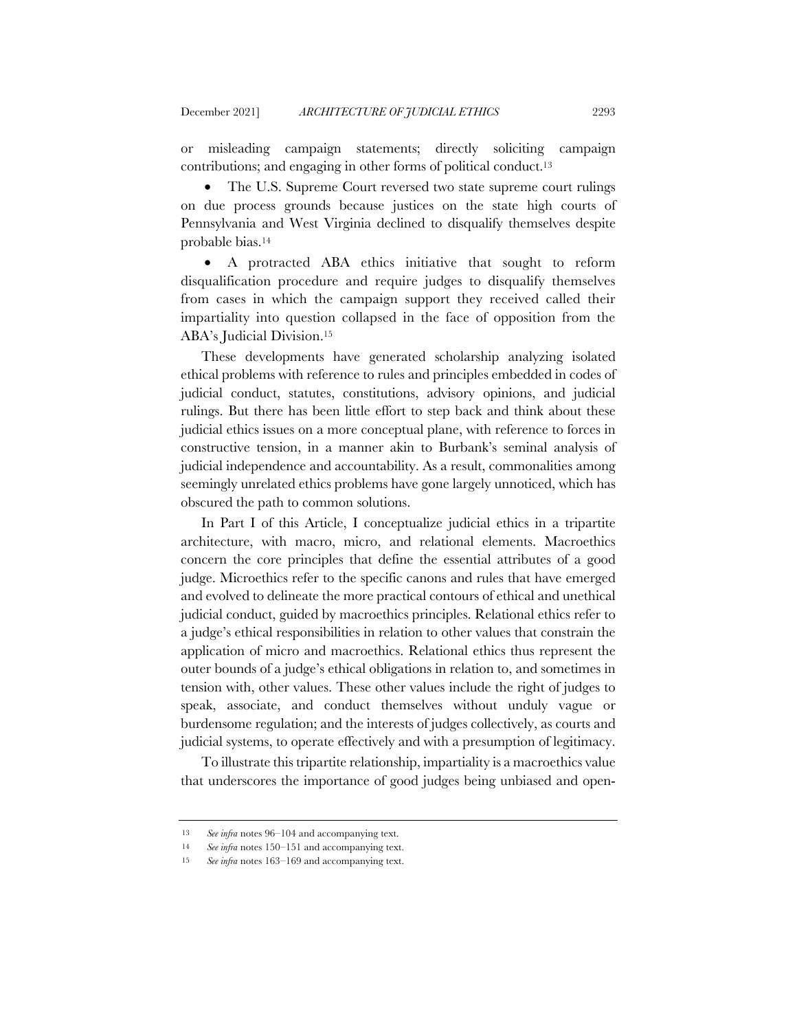or misleading campaign statements; directly soliciting campaign contributions; and engaging in other forms of political conduct.[13]

- The U.S. Supreme Court reversed two state supreme court rulings on due process grounds because justices on the state high courts of Pennsylvania and West Virginia declined to disqualify themselves despite probable bias.[14]

- A protracted ABA ethics initiative that sought to reform disqualification procedure and require judges to disqualify themselves from cases in which the campaign support they received called their impartiality into question collapsed in the face of opposition from the ABA's Judicial Division.[15]

These developments have generated scholarship analyzing isolated ethical problems with reference to rules and principles embedded in codes of judicial conduct, statutes, constitutions, advisory opinions, and judicial rulings. But there has been little effort to step back and think about these judicial ethics issues on a more conceptual plane, with reference to forces in constructive tension, in a manner akin to Burbank's seminal analysis of judicial independence and accountability. As a result, commonalities among seemingly unrelated ethics problems have gone largely unnoticed, which has obscured the path to common solutions.

In Part I of this Article, I conceptualize judicial ethics in a tripartite architecture, with macro, micro, and relational elements. Macroethics concern the core principles that define the essential attributes of a good judge. Microethics refer to the specific canons and rules that have emerged and evolved to delineate the more practical contours of ethical and unethical judicial conduct, guided by macroethics principles. Relational ethics refer to a judge's ethical responsibilities in relation to other values that constrain the application of micro and macroethics. Relational ethics thus represent the outer bounds of a judge's ethical obligations in relation to, and sometimes in tension with, other values. These other values include the right of judges to speak, associate, and conduct themselves without unduly vague or burdensome regulation; and the interests of judges collectively, as courts and judicial systems, to operate effectively and with a presumption of legitimacy.

To illustrate this tripartite relationship, impartiality is a macroethics value that underscores the importance of good judges being unbiased and open-

---

[13] *See infra* notes 96–104 and accompanying text.

[14] *See infra* notes 150–151 and accompanying text.

[15] *See infra* notes 163–169 and accompanying text.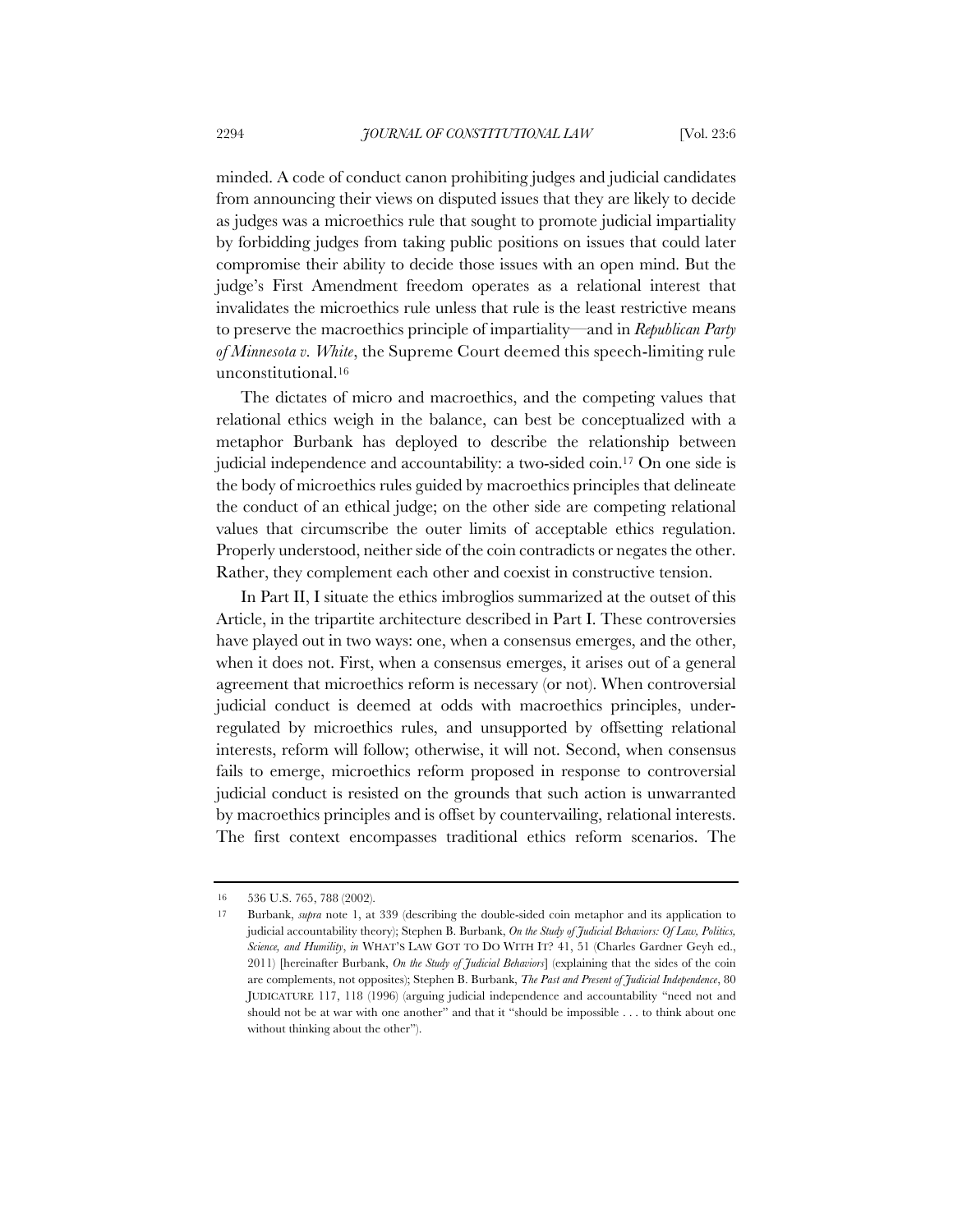minded. A code of conduct canon prohibiting judges and judicial candidates from announcing their views on disputed issues that they are likely to decide as judges was a microethics rule that sought to promote judicial impartiality by forbidding judges from taking public positions on issues that could later compromise their ability to decide those issues with an open mind. But the judge's First Amendment freedom operates as a relational interest that invalidates the microethics rule unless that rule is the least restrictive means to preserve the macroethics principle of impartiality—and in *Republican Party of Minnesota v. White*, the Supreme Court deemed this speech-limiting rule unconstitutional.[16]

The dictates of micro and macroethics, and the competing values that relational ethics weigh in the balance, can best be conceptualized with a metaphor Burbank has deployed to describe the relationship between judicial independence and accountability: a two-sided coin.[17] On one side is the body of microethics rules guided by macroethics principles that delineate the conduct of an ethical judge; on the other side are competing relational values that circumscribe the outer limits of acceptable ethics regulation. Properly understood, neither side of the coin contradicts or negates the other. Rather, they complement each other and coexist in constructive tension.

In Part II, I situate the ethics imbroglios summarized at the outset of this Article, in the tripartite architecture described in Part I. These controversies have played out in two ways: one, when a consensus emerges, and the other, when it does not. First, when a consensus emerges, it arises out of a general agreement that microethics reform is necessary (or not). When controversial judicial conduct is deemed at odds with macroethics principles, under-regulated by microethics rules, and unsupported by offsetting relational interests, reform will follow; otherwise, it will not. Second, when consensus fails to emerge, microethics reform proposed in response to controversial judicial conduct is resisted on the grounds that such action is unwarranted by macroethics principles and is offset by countervailing, relational interests. The first context encompasses traditional ethics reform scenarios. The

---

16 536 U.S. 765, 788 (2002).

17 Burbank, *supra* note 1, at 339 (describing the double-sided coin metaphor and its application to judicial accountability theory); Stephen B. Burbank, *On the Study of Judicial Behaviors: Of Law, Politics, Science, and Humility*, *in* WHAT'S LAW GOT TO DO WITH IT? 41, 51 (Charles Gardner Geyh ed., 2011) [hereinafter Burbank, *On the Study of Judicial Behaviors*] (explaining that the sides of the coin are complements, not opposites); Stephen B. Burbank, *The Past and Present of Judicial Independence*, 80 JUDICATURE 117, 118 (1996) (arguing judicial independence and accountability "need not and should not be at war with one another" and that it "should be impossible . . . to think about one without thinking about the other").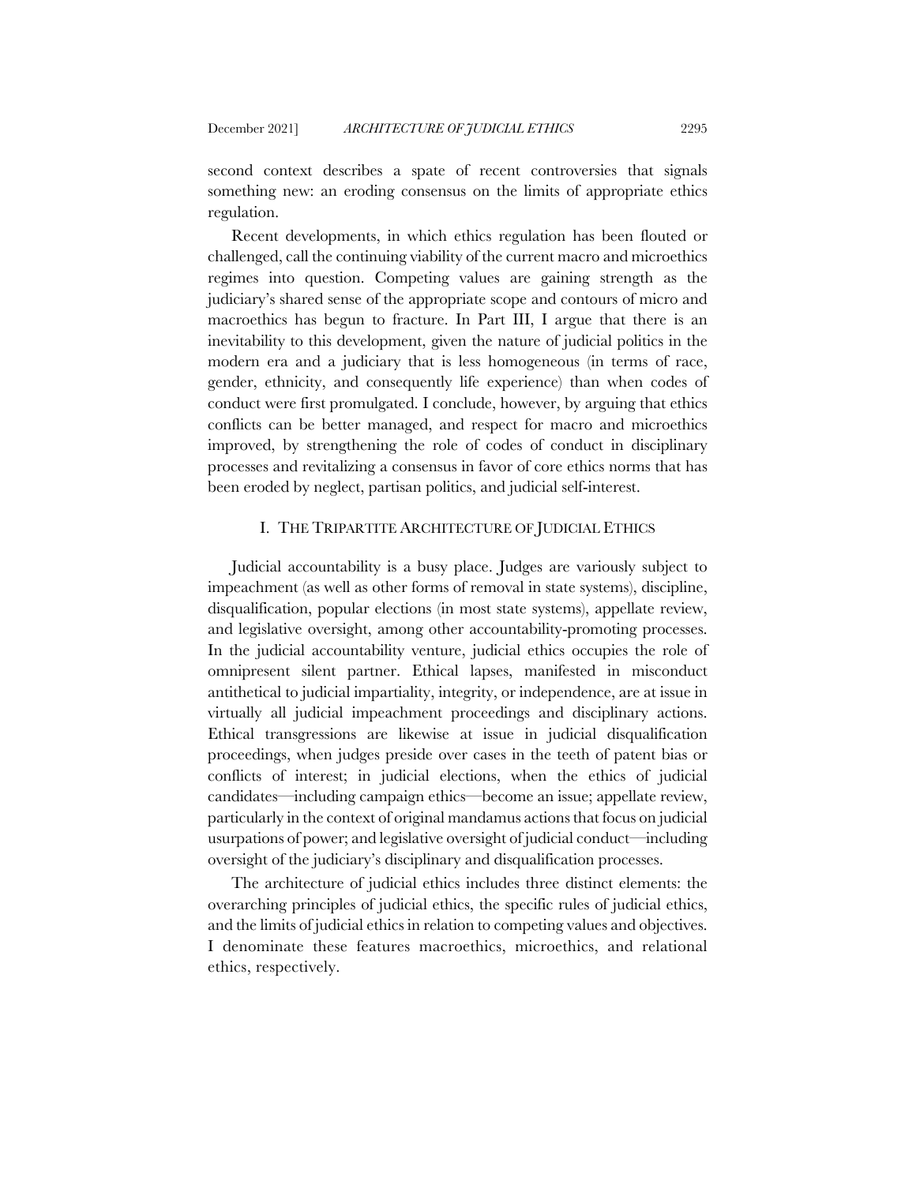second context describes a spate of recent controversies that signals something new: an eroding consensus on the limits of appropriate ethics regulation.

Recent developments, in which ethics regulation has been flouted or challenged, call the continuing viability of the current macro and microethics regimes into question. Competing values are gaining strength as the judiciary's shared sense of the appropriate scope and contours of micro and macroethics has begun to fracture. In Part III, I argue that there is an inevitability to this development, given the nature of judicial politics in the modern era and a judiciary that is less homogeneous (in terms of race, gender, ethnicity, and consequently life experience) than when codes of conduct were first promulgated. I conclude, however, by arguing that ethics conflicts can be better managed, and respect for macro and microethics improved, by strengthening the role of codes of conduct in disciplinary processes and revitalizing a consensus in favor of core ethics norms that has been eroded by neglect, partisan politics, and judicial self-interest.

## I. THE TRIPARTITE ARCHITECTURE OF JUDICIAL ETHICS

Judicial accountability is a busy place. Judges are variously subject to impeachment (as well as other forms of removal in state systems), discipline, disqualification, popular elections (in most state systems), appellate review, and legislative oversight, among other accountability-promoting processes. In the judicial accountability venture, judicial ethics occupies the role of omnipresent silent partner. Ethical lapses, manifested in misconduct antithetical to judicial impartiality, integrity, or independence, are at issue in virtually all judicial impeachment proceedings and disciplinary actions. Ethical transgressions are likewise at issue in judicial disqualification proceedings, when judges preside over cases in the teeth of patent bias or conflicts of interest; in judicial elections, when the ethics of judicial candidates—including campaign ethics—become an issue; appellate review, particularly in the context of original mandamus actions that focus on judicial usurpations of power; and legislative oversight of judicial conduct—including oversight of the judiciary's disciplinary and disqualification processes.

The architecture of judicial ethics includes three distinct elements: the overarching principles of judicial ethics, the specific rules of judicial ethics, and the limits of judicial ethics in relation to competing values and objectives. I denominate these features macroethics, microethics, and relational ethics, respectively.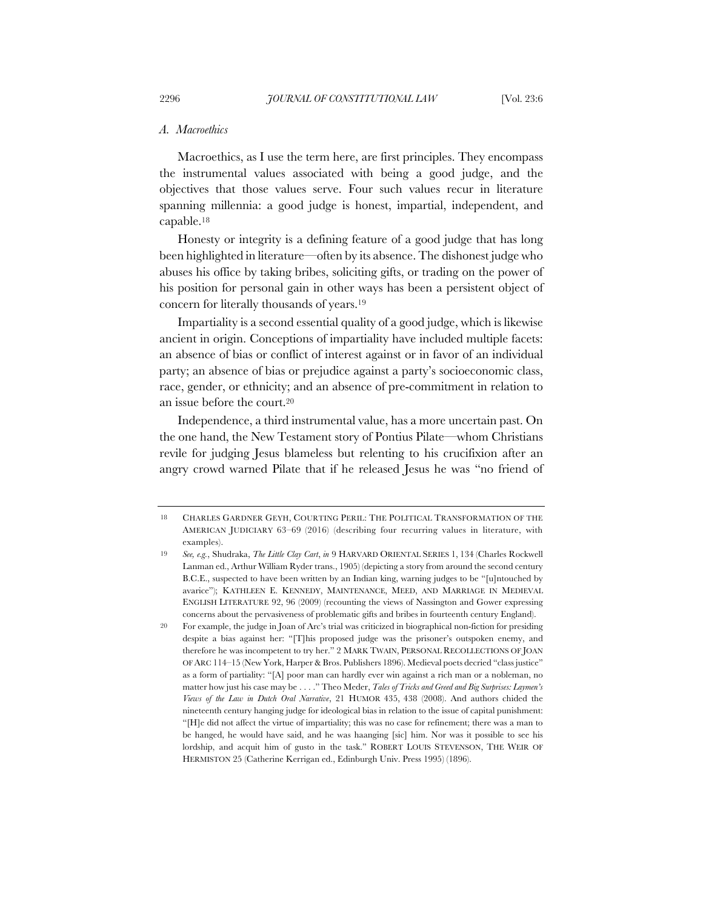### *A. Macroethics*

Macroethics, as I use the term here, are first principles. They encompass the instrumental values associated with being a good judge, and the objectives that those values serve. Four such values recur in literature spanning millennia: a good judge is honest, impartial, independent, and capable.[18]

Honesty or integrity is a defining feature of a good judge that has long been highlighted in literature—often by its absence. The dishonest judge who abuses his office by taking bribes, soliciting gifts, or trading on the power of his position for personal gain in other ways has been a persistent object of concern for literally thousands of years.[19]

Impartiality is a second essential quality of a good judge, which is likewise ancient in origin. Conceptions of impartiality have included multiple facets: an absence of bias or conflict of interest against or in favor of an individual party; an absence of bias or prejudice against a party's socioeconomic class, race, gender, or ethnicity; and an absence of pre-commitment in relation to an issue before the court.[20]

Independence, a third instrumental value, has a more uncertain past. On the one hand, the New Testament story of Pontius Pilate—whom Christians revile for judging Jesus blameless but relenting to his crucifixion after an angry crowd warned Pilate that if he released Jesus he was "no friend of

---

18 CHARLES GARDNER GEYH, COURTING PERIL: THE POLITICAL TRANSFORMATION OF THE AMERICAN JUDICIARY 63–69 (2016) (describing four recurring values in literature, with examples).

19 *See, e.g.*, Shudraka, *The Little Clay Cart*, *in* 9 HARVARD ORIENTAL SERIES 1, 134 (Charles Rockwell Lanman ed., Arthur William Ryder trans., 1905) (depicting a story from around the second century B.C.E., suspected to have been written by an Indian king, warning judges to be "[u]ntouched by avarice"); KATHLEEN E. KENNEDY, MAINTENANCE, MEED, AND MARRIAGE IN MEDIEVAL ENGLISH LITERATURE 92, 96 (2009) (recounting the views of Nassington and Gower expressing concerns about the pervasiveness of problematic gifts and bribes in fourteenth century England).

20 For example, the judge in Joan of Arc's trial was criticized in biographical non-fiction for presiding despite a bias against her: "[T]his proposed judge was the prisoner's outspoken enemy, and therefore he was incompetent to try her." 2 MARK TWAIN, PERSONAL RECOLLECTIONS OF JOAN OF ARC 114–15 (New York, Harper & Bros. Publishers 1896). Medieval poets decried "class justice" as a form of partiality: "[A] poor man can hardly ever win against a rich man or a nobleman, no matter how just his case may be . . . ." Theo Meder, *Tales of Tricks and Greed and Big Surprises: Laymen's Views of the Law in Dutch Oral Narrative*, 21 HUMOR 435, 438 (2008). And authors chided the nineteenth century hanging judge for ideological bias in relation to the issue of capital punishment: "[H]e did not affect the virtue of impartiality; this was no case for refinement; there was a man to be hanged, he would have said, and he was haanging [sic] him. Nor was it possible to see his lordship, and acquit him of gusto in the task." ROBERT LOUIS STEVENSON, THE WEIR OF HERMISTON 25 (Catherine Kerrigan ed., Edinburgh Univ. Press 1995) (1896).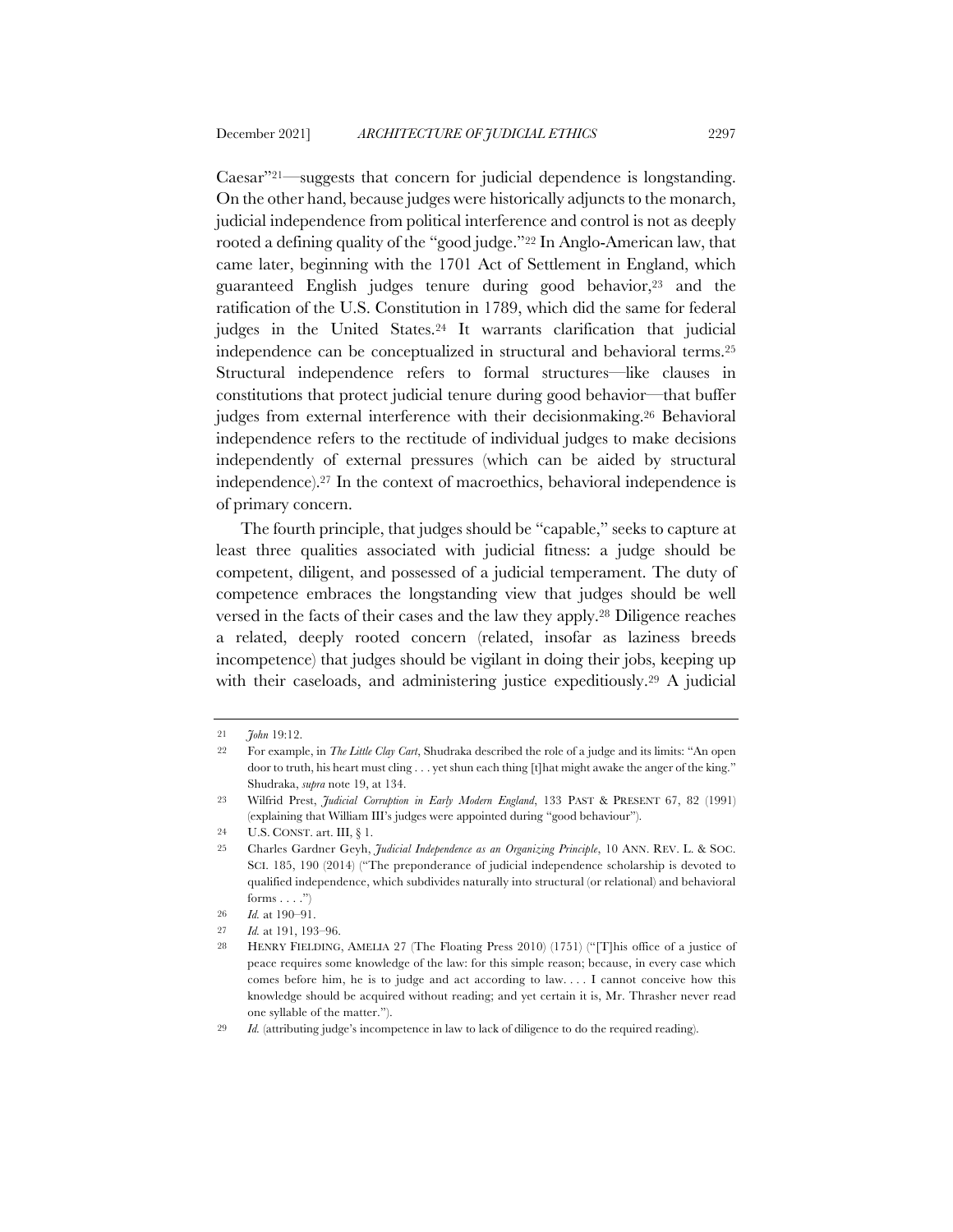Caesar"[21]—suggests that concern for judicial dependence is longstanding. On the other hand, because judges were historically adjuncts to the monarch, judicial independence from political interference and control is not as deeply rooted a defining quality of the "good judge."[22] In Anglo-American law, that came later, beginning with the 1701 Act of Settlement in England, which guaranteed English judges tenure during good behavior,[23] and the ratification of the U.S. Constitution in 1789, which did the same for federal judges in the United States.[24] It warrants clarification that judicial independence can be conceptualized in structural and behavioral terms.[25] Structural independence refers to formal structures—like clauses in constitutions that protect judicial tenure during good behavior—that buffer judges from external interference with their decisionmaking.[26] Behavioral independence refers to the rectitude of individual judges to make decisions independently of external pressures (which can be aided by structural independence).[27] In the context of macroethics, behavioral independence is of primary concern.

The fourth principle, that judges should be "capable," seeks to capture at least three qualities associated with judicial fitness: a judge should be competent, diligent, and possessed of a judicial temperament. The duty of competence embraces the longstanding view that judges should be well versed in the facts of their cases and the law they apply.[28] Diligence reaches a related, deeply rooted concern (related, insofar as laziness breeds incompetence) that judges should be vigilant in doing their jobs, keeping up with their caseloads, and administering justice expeditiously.[29] A judicial

---

21 *John* 19:12.

22 For example, in *The Little Clay Cart*, Shudraka described the role of a judge and its limits: "An open door to truth, his heart must cling . . . yet shun each thing [t]hat might awake the anger of the king." Shudraka, *supra* note 19, at 134.

23 Wilfrid Prest, *Judicial Corruption in Early Modern England*, 133 PAST & PRESENT 67, 82 (1991) (explaining that William III's judges were appointed during "good behaviour").

24 U.S. CONST. art. III, § 1.

25 Charles Gardner Geyh, *Judicial Independence as an Organizing Principle*, 10 ANN. REV. L. & SOC. SCI. 185, 190 (2014) ("The preponderance of judicial independence scholarship is devoted to qualified independence, which subdivides naturally into structural (or relational) and behavioral forms . . . .")

26 *Id.* at 190–91.

27 *Id.* at 191, 193–96.

28 HENRY FIELDING, AMELIA 27 (The Floating Press 2010) (1751) ("[T]his office of a justice of peace requires some knowledge of the law: for this simple reason; because, in every case which comes before him, he is to judge and act according to law. . . . I cannot conceive how this knowledge should be acquired without reading; and yet certain it is, Mr. Thrasher never read one syllable of the matter.").

29 *Id.* (attributing judge's incompetence in law to lack of diligence to do the required reading).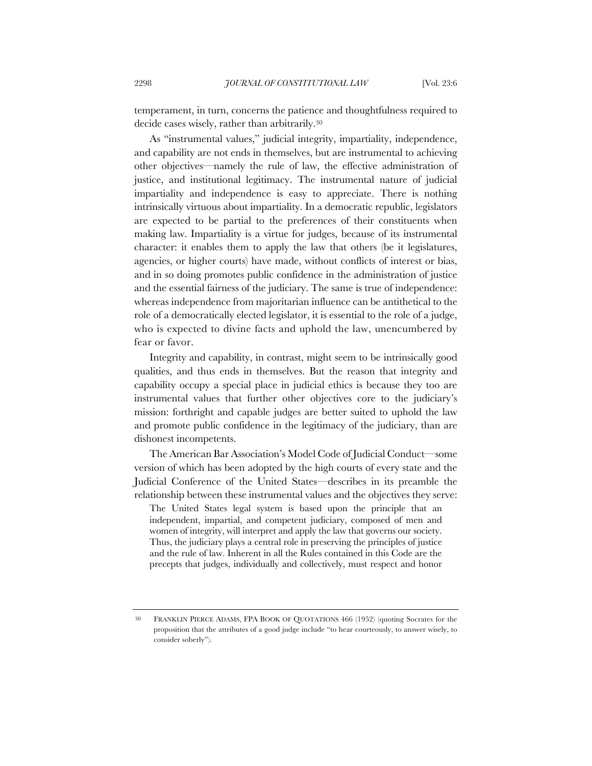temperament, in turn, concerns the patience and thoughtfulness required to decide cases wisely, rather than arbitrarily.[30]

As "instrumental values," judicial integrity, impartiality, independence, and capability are not ends in themselves, but are instrumental to achieving other objectives—namely the rule of law, the effective administration of justice, and institutional legitimacy. The instrumental nature of judicial impartiality and independence is easy to appreciate. There is nothing intrinsically virtuous about impartiality. In a democratic republic, legislators are expected to be partial to the preferences of their constituents when making law. Impartiality is a virtue for judges, because of its instrumental character: it enables them to apply the law that others (be it legislatures, agencies, or higher courts) have made, without conflicts of interest or bias, and in so doing promotes public confidence in the administration of justice and the essential fairness of the judiciary. The same is true of independence: whereas independence from majoritarian influence can be antithetical to the role of a democratically elected legislator, it is essential to the role of a judge, who is expected to divine facts and uphold the law, unencumbered by fear or favor.

Integrity and capability, in contrast, might seem to be intrinsically good qualities, and thus ends in themselves. But the reason that integrity and capability occupy a special place in judicial ethics is because they too are instrumental values that further other objectives core to the judiciary's mission: forthright and capable judges are better suited to uphold the law and promote public confidence in the legitimacy of the judiciary, than are dishonest incompetents.

The American Bar Association's Model Code of Judicial Conduct—some version of which has been adopted by the high courts of every state and the Judicial Conference of the United States—describes in its preamble the relationship between these instrumental values and the objectives they serve:

> The United States legal system is based upon the principle that an independent, impartial, and competent judiciary, composed of men and women of integrity, will interpret and apply the law that governs our society. Thus, the judiciary plays a central role in preserving the principles of justice and the rule of law. Inherent in all the Rules contained in this Code are the precepts that judges, individually and collectively, must respect and honor

---

30 FRANKLIN PIERCE ADAMS, FPA BOOK OF QUOTATIONS 466 (1952) (quoting Socrates for the proposition that the attributes of a good judge include "to hear courteously, to answer wisely, to consider soberly").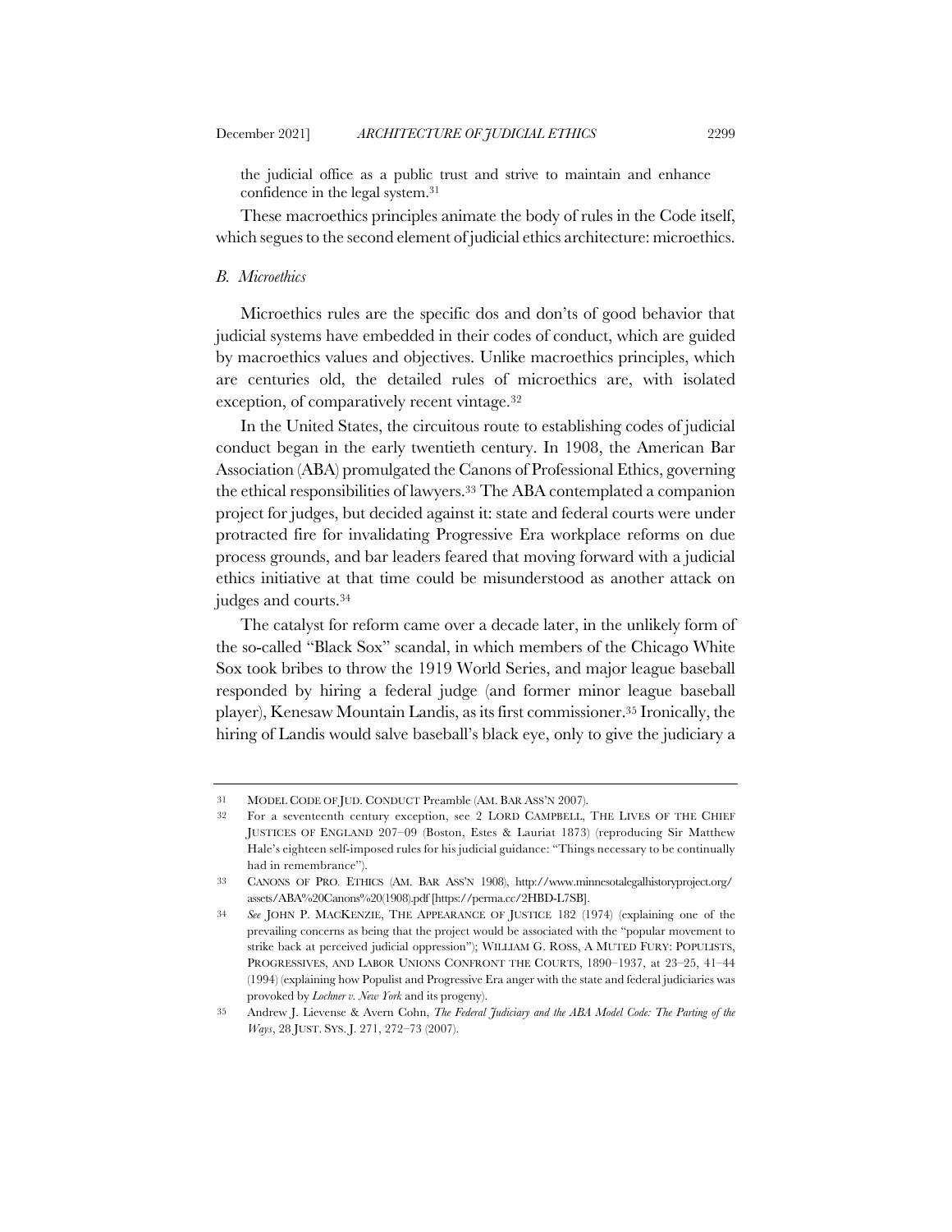the judicial office as a public trust and strive to maintain and enhance confidence in the legal system.[31]

These macroethics principles animate the body of rules in the Code itself, which segues to the second element of judicial ethics architecture: microethics.

### *B. Microethics*

Microethics rules are the specific dos and don'ts of good behavior that judicial systems have embedded in their codes of conduct, which are guided by macroethics values and objectives. Unlike macroethics principles, which are centuries old, the detailed rules of microethics are, with isolated exception, of comparatively recent vintage.[32]

In the United States, the circuitous route to establishing codes of judicial conduct began in the early twentieth century. In 1908, the American Bar Association (ABA) promulgated the Canons of Professional Ethics, governing the ethical responsibilities of lawyers.[33] The ABA contemplated a companion project for judges, but decided against it: state and federal courts were under protracted fire for invalidating Progressive Era workplace reforms on due process grounds, and bar leaders feared that moving forward with a judicial ethics initiative at that time could be misunderstood as another attack on judges and courts.[34]

The catalyst for reform came over a decade later, in the unlikely form of the so-called "Black Sox" scandal, in which members of the Chicago White Sox took bribes to throw the 1919 World Series, and major league baseball responded by hiring a federal judge (and former minor league baseball player), Kenesaw Mountain Landis, as its first commissioner.[35] Ironically, the hiring of Landis would salve baseball's black eye, only to give the judiciary a

---

31 MODEL CODE OF JUD. CONDUCT Preamble (AM. BAR ASS'N 2007).

32 For a seventeenth century exception, see 2 LORD CAMPBELL, THE LIVES OF THE CHIEF JUSTICES OF ENGLAND 207–09 (Boston, Estes & Lauriat 1873) (reproducing Sir Matthew Hale's eighteen self-imposed rules for his judicial guidance: "Things necessary to be continually had in remembrance").

33 CANONS OF PRO. ETHICS (AM. BAR ASS'N 1908), http://www.minnesotalegalhistoryproject.org/assets/ABA%20Canons%20(1908).pdf [https://perma.cc/2HBD-L7SB].

34 *See* JOHN P. MACKENZIE, THE APPEARANCE OF JUSTICE 182 (1974) (explaining one of the prevailing concerns as being that the project would be associated with the "popular movement to strike back at perceived judicial oppression"); WILLIAM G. ROSS, A MUTED FURY: POPULISTS, PROGRESSIVES, AND LABOR UNIONS CONFRONT THE COURTS, 1890–1937, at 23–25, 41–44 (1994) (explaining how Populist and Progressive Era anger with the state and federal judiciaries was provoked by *Lochner v. New York* and its progeny).

35 Andrew J. Lievense & Avern Cohn, *The Federal Judiciary and the ABA Model Code: The Parting of the Ways*, 28 JUST. SYS. J. 271, 272–73 (2007).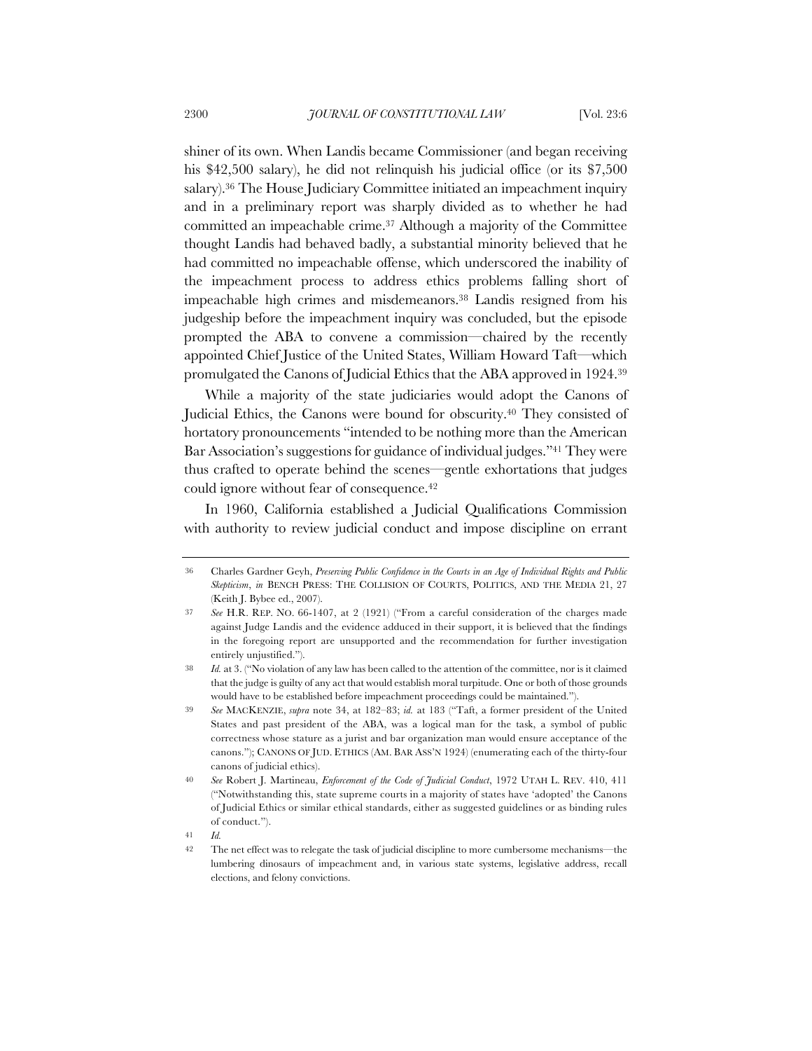shiner of its own. When Landis became Commissioner (and began receiving his $42,500 salary), he did not relinquish his judicial office (or its $7,500 salary).[36] The House Judiciary Committee initiated an impeachment inquiry and in a preliminary report was sharply divided as to whether he had committed an impeachable crime.[37] Although a majority of the Committee thought Landis had behaved badly, a substantial minority believed that he had committed no impeachable offense, which underscored the inability of the impeachment process to address ethics problems falling short of impeachable high crimes and misdemeanors.[38] Landis resigned from his judgeship before the impeachment inquiry was concluded, but the episode prompted the ABA to convene a commission—chaired by the recently appointed Chief Justice of the United States, William Howard Taft—which promulgated the Canons of Judicial Ethics that the ABA approved in 1924.[39]

While a majority of the state judiciaries would adopt the Canons of Judicial Ethics, the Canons were bound for obscurity.[40] They consisted of hortatory pronouncements "intended to be nothing more than the American Bar Association's suggestions for guidance of individual judges."[41] They were thus crafted to operate behind the scenes—gentle exhortations that judges could ignore without fear of consequence.[42]

In 1960, California established a Judicial Qualifications Commission with authority to review judicial conduct and impose discipline on errant

---

36 Charles Gardner Geyh, *Preserving Public Confidence in the Courts in an Age of Individual Rights and Public Skepticism*, *in* BENCH PRESS: THE COLLISION OF COURTS, POLITICS, AND THE MEDIA 21, 27 (Keith J. Bybee ed., 2007).

37 *See* H.R. REP. NO. 66-1407, at 2 (1921) ("From a careful consideration of the charges made against Judge Landis and the evidence adduced in their support, it is believed that the findings in the foregoing report are unsupported and the recommendation for further investigation entirely unjustified.").

38 *Id.* at 3. ("No violation of any law has been called to the attention of the committee, nor is it claimed that the judge is guilty of any act that would establish moral turpitude. One or both of those grounds would have to be established before impeachment proceedings could be maintained.").

39 *See* MACKENZIE, *supra* note 34, at 182–83; *id.* at 183 ("Taft, a former president of the United States and past president of the ABA, was a logical man for the task, a symbol of public correctness whose stature as a jurist and bar organization man would ensure acceptance of the canons."); CANONS OF JUD. ETHICS (AM. BAR ASS'N 1924) (enumerating each of the thirty-four canons of judicial ethics).

40 *See* Robert J. Martineau, *Enforcement of the Code of Judicial Conduct*, 1972 UTAH L. REV. 410, 411 ("Notwithstanding this, state supreme courts in a majority of states have 'adopted' the Canons of Judicial Ethics or similar ethical standards, either as suggested guidelines or as binding rules of conduct.").

41 *Id.*

42 The net effect was to relegate the task of judicial discipline to more cumbersome mechanisms—the lumbering dinosaurs of impeachment and, in various state systems, legislative address, recall elections, and felony convictions.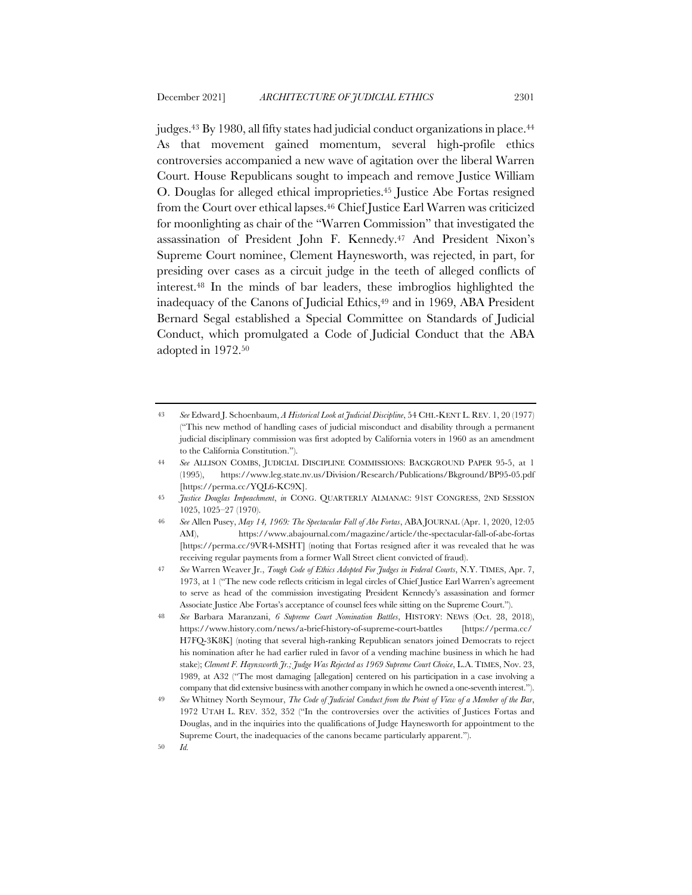judges.[43] By 1980, all fifty states had judicial conduct organizations in place.[44] As that movement gained momentum, several high-profile ethics controversies accompanied a new wave of agitation over the liberal Warren Court. House Republicans sought to impeach and remove Justice William O. Douglas for alleged ethical improprieties.[45] Justice Abe Fortas resigned from the Court over ethical lapses.[46] Chief Justice Earl Warren was criticized for moonlighting as chair of the "Warren Commission" that investigated the assassination of President John F. Kennedy.[47] And President Nixon's Supreme Court nominee, Clement Haynesworth, was rejected, in part, for presiding over cases as a circuit judge in the teeth of alleged conflicts of interest.[48] In the minds of bar leaders, these imbroglios highlighted the inadequacy of the Canons of Judicial Ethics,[49] and in 1969, ABA President Bernard Segal established a Special Committee on Standards of Judicial Conduct, which promulgated a Code of Judicial Conduct that the ABA adopted in 1972.[50]

---

43 *See* Edward J. Schoenbaum, *A Historical Look at Judicial Discipline*, 54 CHI.-KENT L. REV. 1, 20 (1977) ("This new method of handling cases of judicial misconduct and disability through a permanent judicial disciplinary commission was first adopted by California voters in 1960 as an amendment to the California Constitution.").

44 *See* ALLISON COMBS, JUDICIAL DISCIPLINE COMMISSIONS: BACKGROUND PAPER 95-5, at 1 (1995), https://www.leg.state.nv.us/Division/Research/Publications/Bkground/BP95-05.pdf [https://perma.cc/YQL6-KC9X].

45 *Justice Douglas Impeachment*, *in* CONG. QUARTERLY ALMANAC: 91ST CONGRESS, 2ND SESSION 1025, 1025–27 (1970).

46 *See* Allen Pusey, *May 14, 1969: The Spectacular Fall of Abe Fortas*, ABA JOURNAL (Apr. 1, 2020, 12:05 AM), https://www.abajournal.com/magazine/article/the-spectacular-fall-of-abe-fortas [https://perma.cc/9VR4-MSHT] (noting that Fortas resigned after it was revealed that he was receiving regular payments from a former Wall Street client convicted of fraud).

47 *See* Warren Weaver Jr., *Tough Code of Ethics Adopted For Judges in Federal Courts*, N.Y. TIMES, Apr. 7, 1973, at 1 ("The new code reflects criticism in legal circles of Chief Justice Earl Warren's agreement to serve as head of the commission investigating President Kennedy's assassination and former Associate Justice Abe Fortas's acceptance of counsel fees while sitting on the Supreme Court.").

48 *See* Barbara Maranzani, *6 Supreme Court Nomination Battles*, HISTORY: NEWS (Oct. 28, 2018), https://www.history.com/news/a-brief-history-of-supreme-court-battles [https://perma.cc/H7FQ-3K8K] (noting that several high-ranking Republican senators joined Democrats to reject his nomination after he had earlier ruled in favor of a vending machine business in which he had stake); *Clement F. Haynsworth Jr.; Judge Was Rejected as 1969 Supreme Court Choice*, L.A. TIMES, Nov. 23, 1989, at A32 ("The most damaging [allegation] centered on his participation in a case involving a company that did extensive business with another company in which he owned a one-seventh interest.").

49 *See* Whitney North Seymour, *The Code of Judicial Conduct from the Point of View of a Member of the Bar*, 1972 UTAH L. REV. 352, 352 ("In the controversies over the activities of Justices Fortas and Douglas, and in the inquiries into the qualifications of Judge Haynesworth for appointment to the Supreme Court, the inadequacies of the canons became particularly apparent.").

50 *Id.*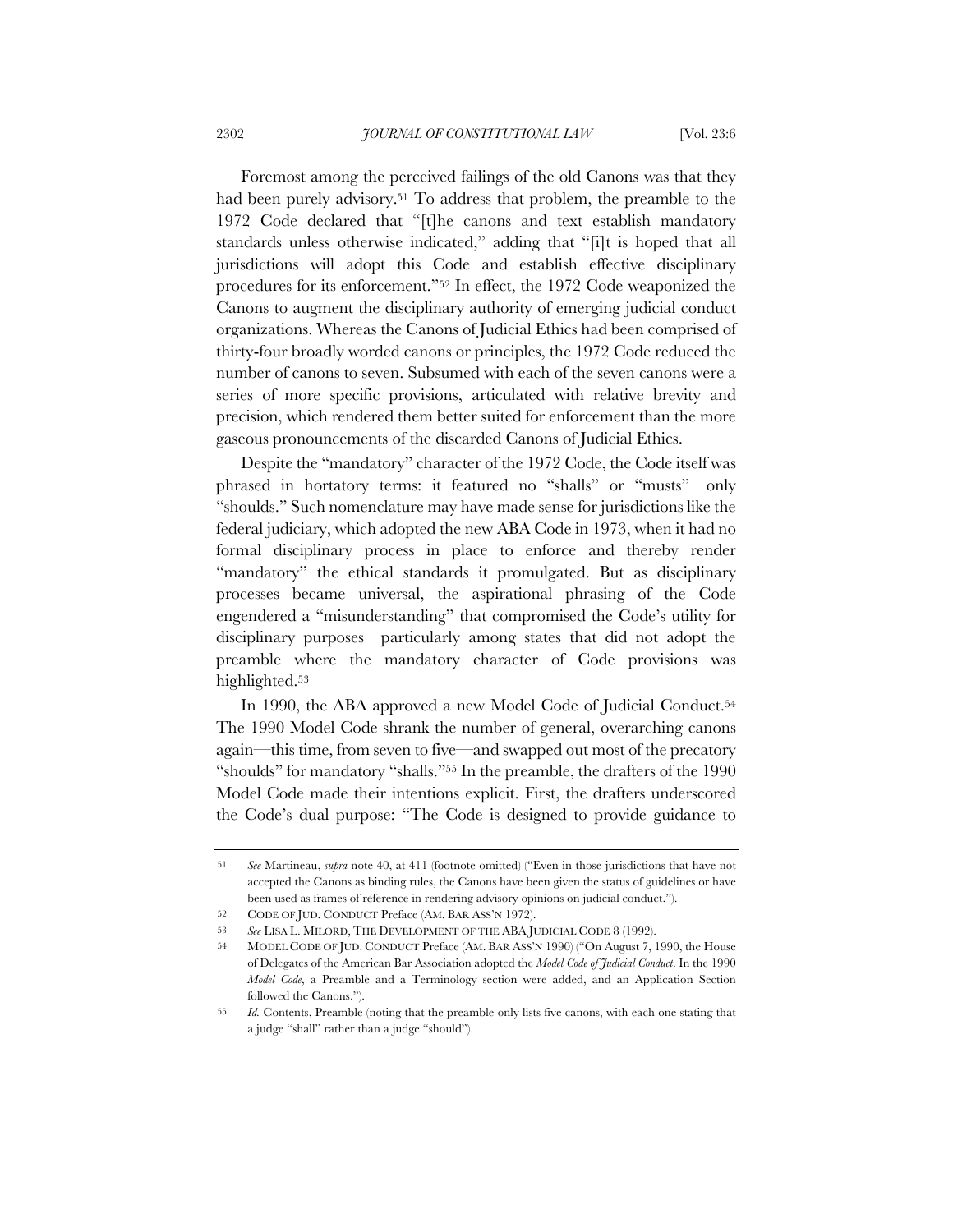Foremost among the perceived failings of the old Canons was that they had been purely advisory.[51] To address that problem, the preamble to the 1972 Code declared that "[t]he canons and text establish mandatory standards unless otherwise indicated," adding that "[i]t is hoped that all jurisdictions will adopt this Code and establish effective disciplinary procedures for its enforcement."[52] In effect, the 1972 Code weaponized the Canons to augment the disciplinary authority of emerging judicial conduct organizations. Whereas the Canons of Judicial Ethics had been comprised of thirty-four broadly worded canons or principles, the 1972 Code reduced the number of canons to seven. Subsumed with each of the seven canons were a series of more specific provisions, articulated with relative brevity and precision, which rendered them better suited for enforcement than the more gaseous pronouncements of the discarded Canons of Judicial Ethics.

Despite the "mandatory" character of the 1972 Code, the Code itself was phrased in hortatory terms: it featured no "shalls" or "musts"—only "shoulds." Such nomenclature may have made sense for jurisdictions like the federal judiciary, which adopted the new ABA Code in 1973, when it had no formal disciplinary process in place to enforce and thereby render "mandatory" the ethical standards it promulgated. But as disciplinary processes became universal, the aspirational phrasing of the Code engendered a "misunderstanding" that compromised the Code's utility for disciplinary purposes—particularly among states that did not adopt the preamble where the mandatory character of Code provisions was highlighted.[53]

In 1990, the ABA approved a new Model Code of Judicial Conduct.[54] The 1990 Model Code shrank the number of general, overarching canons again—this time, from seven to five—and swapped out most of the precatory "shoulds" for mandatory "shalls."[55] In the preamble, the drafters of the 1990 Model Code made their intentions explicit. First, the drafters underscored the Code's dual purpose: "The Code is designed to provide guidance to

---

51 *See* Martineau, *supra* note 40, at 411 (footnote omitted) ("Even in those jurisdictions that have not accepted the Canons as binding rules, the Canons have been given the status of guidelines or have been used as frames of reference in rendering advisory opinions on judicial conduct.").

52 CODE OF JUD. CONDUCT Preface (AM. BAR ASS'N 1972).

53 *See* LISA L. MILORD, THE DEVELOPMENT OF THE ABA JUDICIAL CODE 8 (1992).

54 MODEL CODE OF JUD. CONDUCT Preface (AM. BAR ASS'N 1990) ("On August 7, 1990, the House of Delegates of the American Bar Association adopted the *Model Code of Judicial Conduct*. In the 1990 *Model Code*, a Preamble and a Terminology section were added, and an Application Section followed the Canons.").

55 *Id.* Contents, Preamble (noting that the preamble only lists five canons, with each one stating that a judge "shall" rather than a judge "should").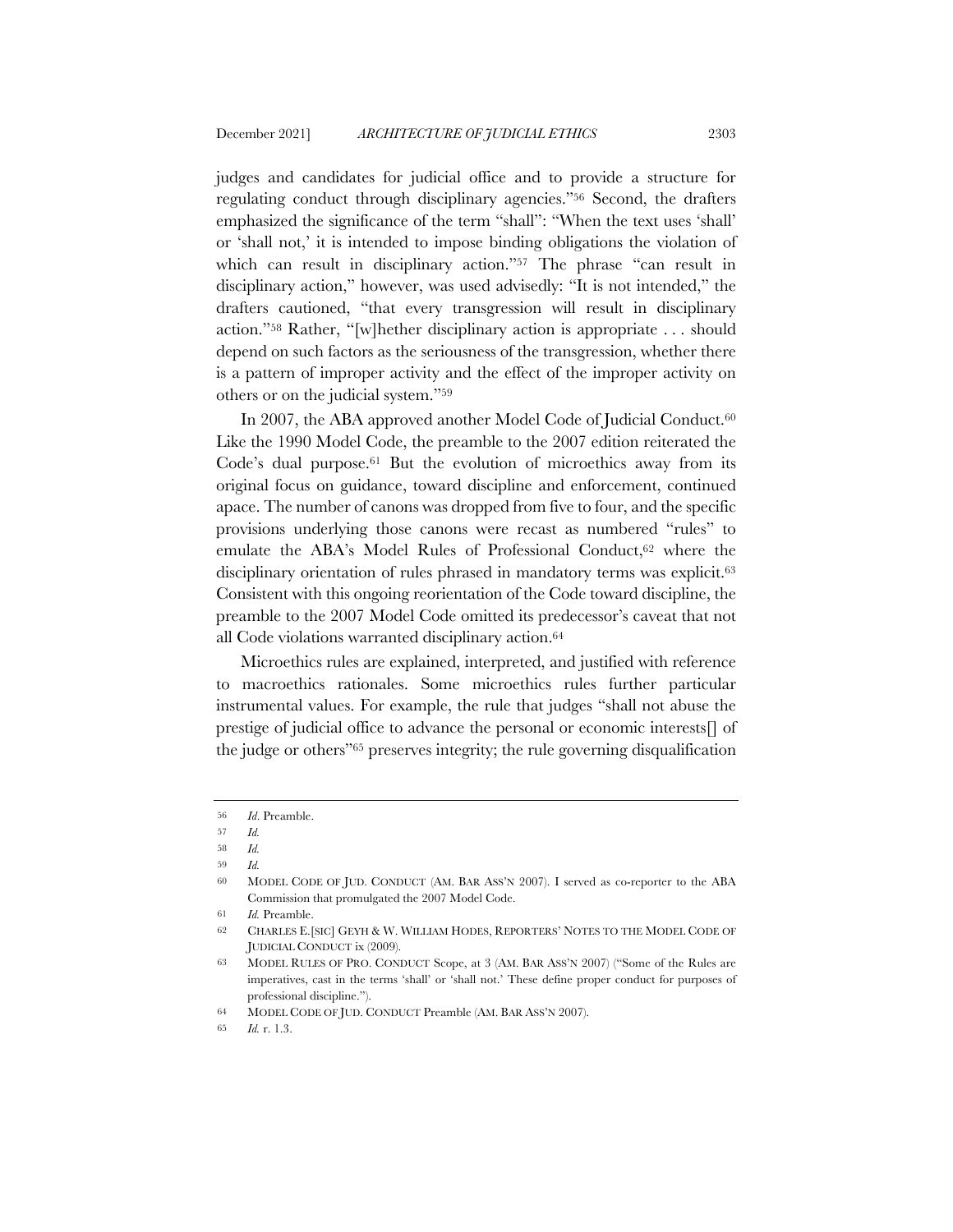judges and candidates for judicial office and to provide a structure for regulating conduct through disciplinary agencies."[56] Second, the drafters emphasized the significance of the term "shall": "When the text uses 'shall' or 'shall not,' it is intended to impose binding obligations the violation of which can result in disciplinary action."[57] The phrase "can result in disciplinary action," however, was used advisedly: "It is not intended," the drafters cautioned, "that every transgression will result in disciplinary action."[58] Rather, "[w]hether disciplinary action is appropriate . . . should depend on such factors as the seriousness of the transgression, whether there is a pattern of improper activity and the effect of the improper activity on others or on the judicial system."[59]

In 2007, the ABA approved another Model Code of Judicial Conduct.[60] Like the 1990 Model Code, the preamble to the 2007 edition reiterated the Code's dual purpose.[61] But the evolution of microethics away from its original focus on guidance, toward discipline and enforcement, continued apace. The number of canons was dropped from five to four, and the specific provisions underlying those canons were recast as numbered "rules" to emulate the ABA's Model Rules of Professional Conduct,[62] where the disciplinary orientation of rules phrased in mandatory terms was explicit.[63] Consistent with this ongoing reorientation of the Code toward discipline, the preamble to the 2007 Model Code omitted its predecessor's caveat that not all Code violations warranted disciplinary action.[64]

Microethics rules are explained, interpreted, and justified with reference to macroethics rationales. Some microethics rules further particular instrumental values. For example, the rule that judges "shall not abuse the prestige of judicial office to advance the personal or economic interests[] of the judge or others"[65] preserves integrity; the rule governing disqualification

---

56 *Id*. Preamble.

57 *Id.*

58 *Id.*

59 *Id.*

60 MODEL CODE OF JUD. CONDUCT (AM. BAR ASS'N 2007). I served as co-reporter to the ABA Commission that promulgated the 2007 Model Code.

61 *Id.* Preamble.

62 CHARLES E.[SIC] GEYH & W. WILLIAM HODES, REPORTERS' NOTES TO THE MODEL CODE OF JUDICIAL CONDUCT ix (2009).

63 MODEL RULES OF PRO. CONDUCT Scope, at 3 (AM. BAR ASS'N 2007) ("Some of the Rules are imperatives, cast in the terms 'shall' or 'shall not.' These define proper conduct for purposes of professional discipline.").

64 MODEL CODE OF JUD. CONDUCT Preamble (AM. BAR ASS'N 2007).

65 *Id.* r. 1.3.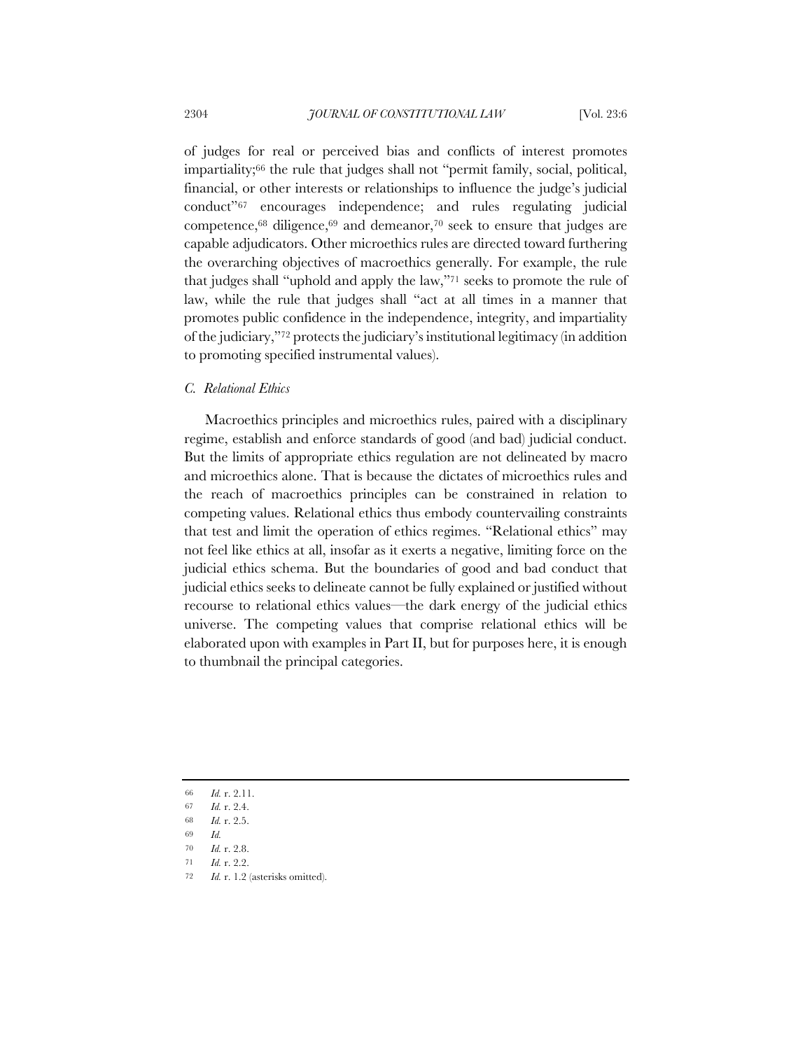of judges for real or perceived bias and conflicts of interest promotes impartiality;[66] the rule that judges shall not "permit family, social, political, financial, or other interests or relationships to influence the judge's judicial conduct"[67] encourages independence; and rules regulating judicial competence,[68] diligence,[69] and demeanor,[70] seek to ensure that judges are capable adjudicators. Other microethics rules are directed toward furthering the overarching objectives of macroethics generally. For example, the rule that judges shall "uphold and apply the law,"[71] seeks to promote the rule of law, while the rule that judges shall "act at all times in a manner that promotes public confidence in the independence, integrity, and impartiality of the judiciary,"[72] protects the judiciary's institutional legitimacy (in addition to promoting specified instrumental values).

### *C. Relational Ethics*

Macroethics principles and microethics rules, paired with a disciplinary regime, establish and enforce standards of good (and bad) judicial conduct. But the limits of appropriate ethics regulation are not delineated by macro and microethics alone. That is because the dictates of microethics rules and the reach of macroethics principles can be constrained in relation to competing values. Relational ethics thus embody countervailing constraints that test and limit the operation of ethics regimes. "Relational ethics" may not feel like ethics at all, insofar as it exerts a negative, limiting force on the judicial ethics schema. But the boundaries of good and bad conduct that judicial ethics seeks to delineate cannot be fully explained or justified without recourse to relational ethics values—the dark energy of the judicial ethics universe. The competing values that comprise relational ethics will be elaborated upon with examples in Part II, but for purposes here, it is enough to thumbnail the principal categories.

---

66 *Id.* r. 2.11.

67 *Id.* r. 2.4.

68 *Id.* r. 2.5.

69 *Id.*

70 *Id.* r. 2.8.

71 *Id.* r. 2.2.

72 *Id.* r. 1.2 (asterisks omitted).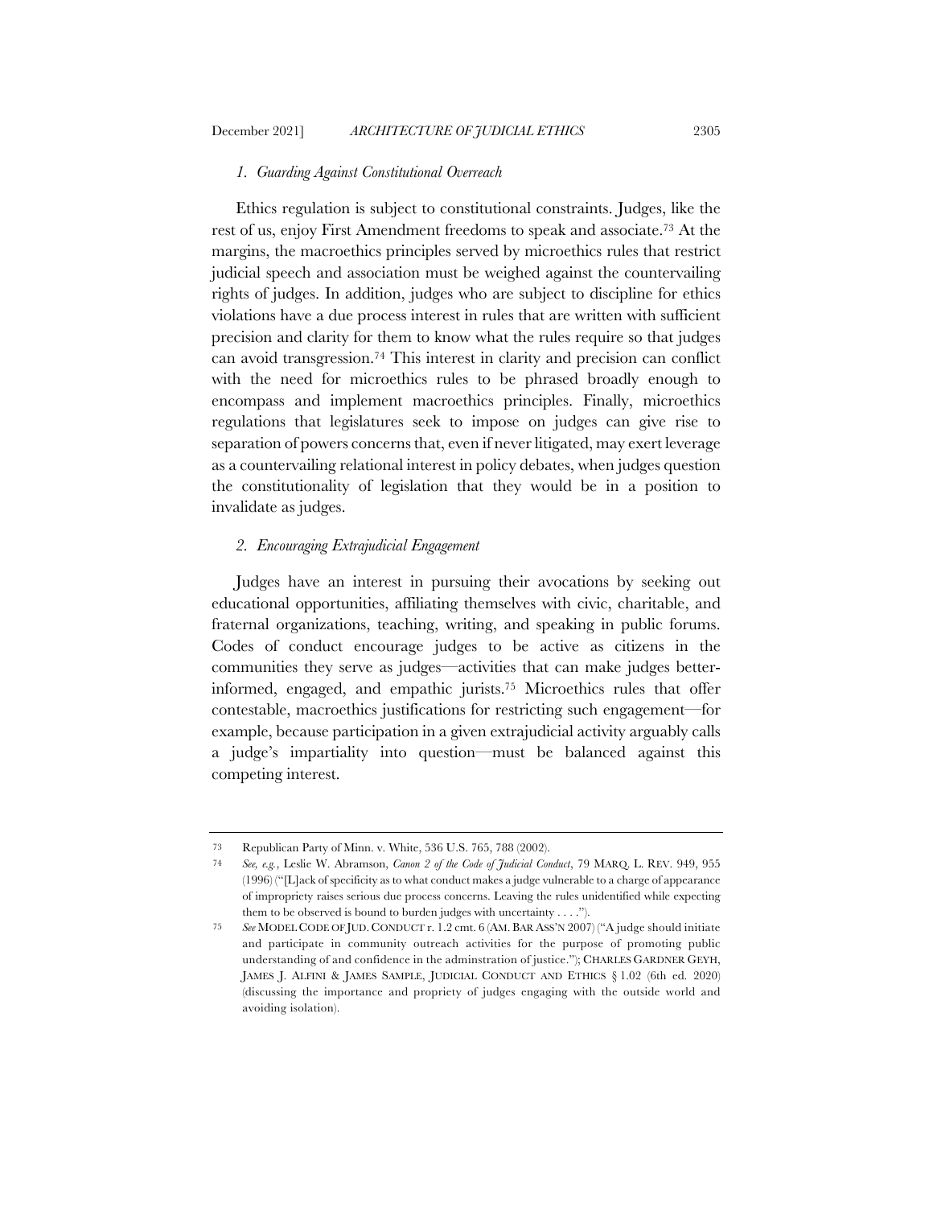### *1. Guarding Against Constitutional Overreach*

Ethics regulation is subject to constitutional constraints. Judges, like the rest of us, enjoy First Amendment freedoms to speak and associate.[73] At the margins, the macroethics principles served by microethics rules that restrict judicial speech and association must be weighed against the countervailing rights of judges. In addition, judges who are subject to discipline for ethics violations have a due process interest in rules that are written with sufficient precision and clarity for them to know what the rules require so that judges can avoid transgression.[74] This interest in clarity and precision can conflict with the need for microethics rules to be phrased broadly enough to encompass and implement macroethics principles. Finally, microethics regulations that legislatures seek to impose on judges can give rise to separation of powers concerns that, even if never litigated, may exert leverage as a countervailing relational interest in policy debates, when judges question the constitutionality of legislation that they would be in a position to invalidate as judges.

### *2. Encouraging Extrajudicial Engagement*

Judges have an interest in pursuing their avocations by seeking out educational opportunities, affiliating themselves with civic, charitable, and fraternal organizations, teaching, writing, and speaking in public forums. Codes of conduct encourage judges to be active as citizens in the communities they serve as judges—activities that can make judges better-informed, engaged, and empathic jurists.[75] Microethics rules that offer contestable, macroethics justifications for restricting such engagement—for example, because participation in a given extrajudicial activity arguably calls a judge's impartiality into question—must be balanced against this competing interest.

---

73 Republican Party of Minn. v. White, 536 U.S. 765, 788 (2002).

74 *See, e.g.*, Leslie W. Abramson, *Canon 2 of the Code of Judicial Conduct*, 79 MARQ. L. REV. 949, 955 (1996) ("[L]ack of specificity as to what conduct makes a judge vulnerable to a charge of appearance of impropriety raises serious due process concerns. Leaving the rules unidentified while expecting them to be observed is bound to burden judges with uncertainty . . . .").

75 *See* MODEL CODE OF JUD. CONDUCT r. 1.2 cmt. 6 (AM. BAR ASS'N 2007) ("A judge should initiate and participate in community outreach activities for the purpose of promoting public understanding of and confidence in the adminstration of justice."); CHARLES GARDNER GEYH, JAMES J. ALFINI & JAMES SAMPLE, JUDICIAL CONDUCT AND ETHICS § 1.02 (6th ed. 2020) (discussing the importance and propriety of judges engaging with the outside world and avoiding isolation).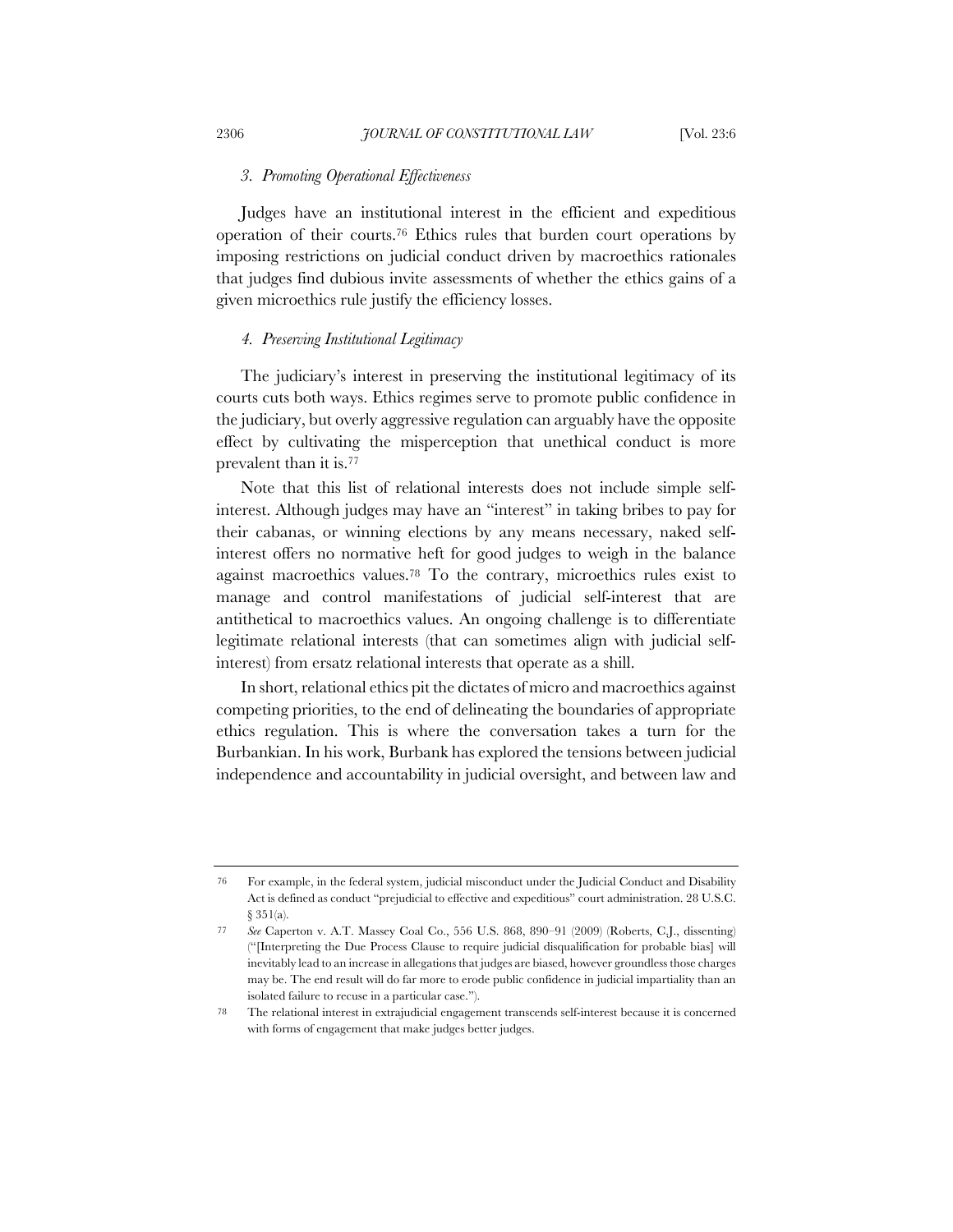### *3. Promoting Operational Effectiveness*

Judges have an institutional interest in the efficient and expeditious operation of their courts.[76] Ethics rules that burden court operations by imposing restrictions on judicial conduct driven by macroethics rationales that judges find dubious invite assessments of whether the ethics gains of a given microethics rule justify the efficiency losses.

### *4. Preserving Institutional Legitimacy*

The judiciary's interest in preserving the institutional legitimacy of its courts cuts both ways. Ethics regimes serve to promote public confidence in the judiciary, but overly aggressive regulation can arguably have the opposite effect by cultivating the misperception that unethical conduct is more prevalent than it is.[77]

Note that this list of relational interests does not include simple self-interest. Although judges may have an "interest" in taking bribes to pay for their cabanas, or winning elections by any means necessary, naked self-interest offers no normative heft for good judges to weigh in the balance against macroethics values.[78] To the contrary, microethics rules exist to manage and control manifestations of judicial self-interest that are antithetical to macroethics values. An ongoing challenge is to differentiate legitimate relational interests (that can sometimes align with judicial self-interest) from ersatz relational interests that operate as a shill.

In short, relational ethics pit the dictates of micro and macroethics against competing priorities, to the end of delineating the boundaries of appropriate ethics regulation. This is where the conversation takes a turn for the Burbankian. In his work, Burbank has explored the tensions between judicial independence and accountability in judicial oversight, and between law and

---

76 For example, in the federal system, judicial misconduct under the Judicial Conduct and Disability Act is defined as conduct "prejudicial to effective and expeditious" court administration. 28 U.S.C. § 351(a).

77 *See* Caperton v. A.T. Massey Coal Co., 556 U.S. 868, 890–91 (2009) (Roberts, C.J., dissenting) ("[Interpreting the Due Process Clause to require judicial disqualification for probable bias] will inevitably lead to an increase in allegations that judges are biased, however groundless those charges may be. The end result will do far more to erode public confidence in judicial impartiality than an isolated failure to recuse in a particular case.").

78 The relational interest in extrajudicial engagement transcends self-interest because it is concerned with forms of engagement that make judges better judges.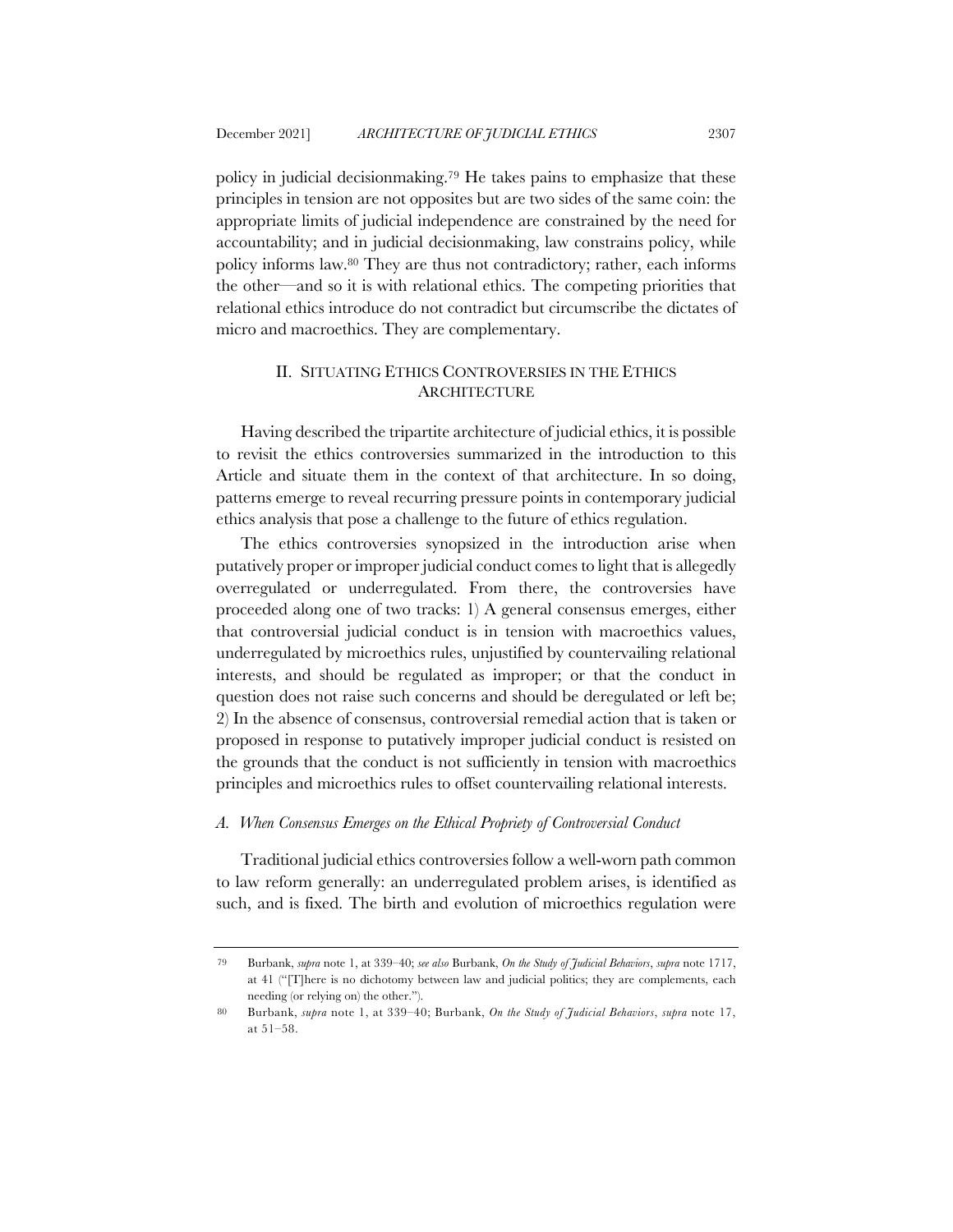policy in judicial decisionmaking.[79] He takes pains to emphasize that these principles in tension are not opposites but are two sides of the same coin: the appropriate limits of judicial independence are constrained by the need for accountability; and in judicial decisionmaking, law constrains policy, while policy informs law.[80] They are thus not contradictory; rather, each informs the other—and so it is with relational ethics. The competing priorities that relational ethics introduce do not contradict but circumscribe the dictates of micro and macroethics. They are complementary.

## II. SITUATING ETHICS CONTROVERSIES IN THE ETHICS ARCHITECTURE

Having described the tripartite architecture of judicial ethics, it is possible to revisit the ethics controversies summarized in the introduction to this Article and situate them in the context of that architecture. In so doing, patterns emerge to reveal recurring pressure points in contemporary judicial ethics analysis that pose a challenge to the future of ethics regulation.

The ethics controversies synopsized in the introduction arise when putatively proper or improper judicial conduct comes to light that is allegedly overregulated or underregulated. From there, the controversies have proceeded along one of two tracks: 1) A general consensus emerges, either that controversial judicial conduct is in tension with macroethics values, underregulated by microethics rules, unjustified by countervailing relational interests, and should be regulated as improper; or that the conduct in question does not raise such concerns and should be deregulated or left be; 2) In the absence of consensus, controversial remedial action that is taken or proposed in response to putatively improper judicial conduct is resisted on the grounds that the conduct is not sufficiently in tension with macroethics principles and microethics rules to offset countervailing relational interests.

### *A. When Consensus Emerges on the Ethical Propriety of Controversial Conduct*

Traditional judicial ethics controversies follow a well-worn path common to law reform generally: an underregulated problem arises, is identified as such, and is fixed. The birth and evolution of microethics regulation were

---

79 Burbank, *supra* note 1, at 339–40; *see also* Burbank, *On the Study of Judicial Behaviors*, *supra* note 1717, at 41 ("[T]here is no dichotomy between law and judicial politics; they are complements, each needing (or relying on) the other.").

80 Burbank, *supra* note 1, at 339–40; Burbank, *On the Study of Judicial Behaviors*, *supra* note 17, at 51–58.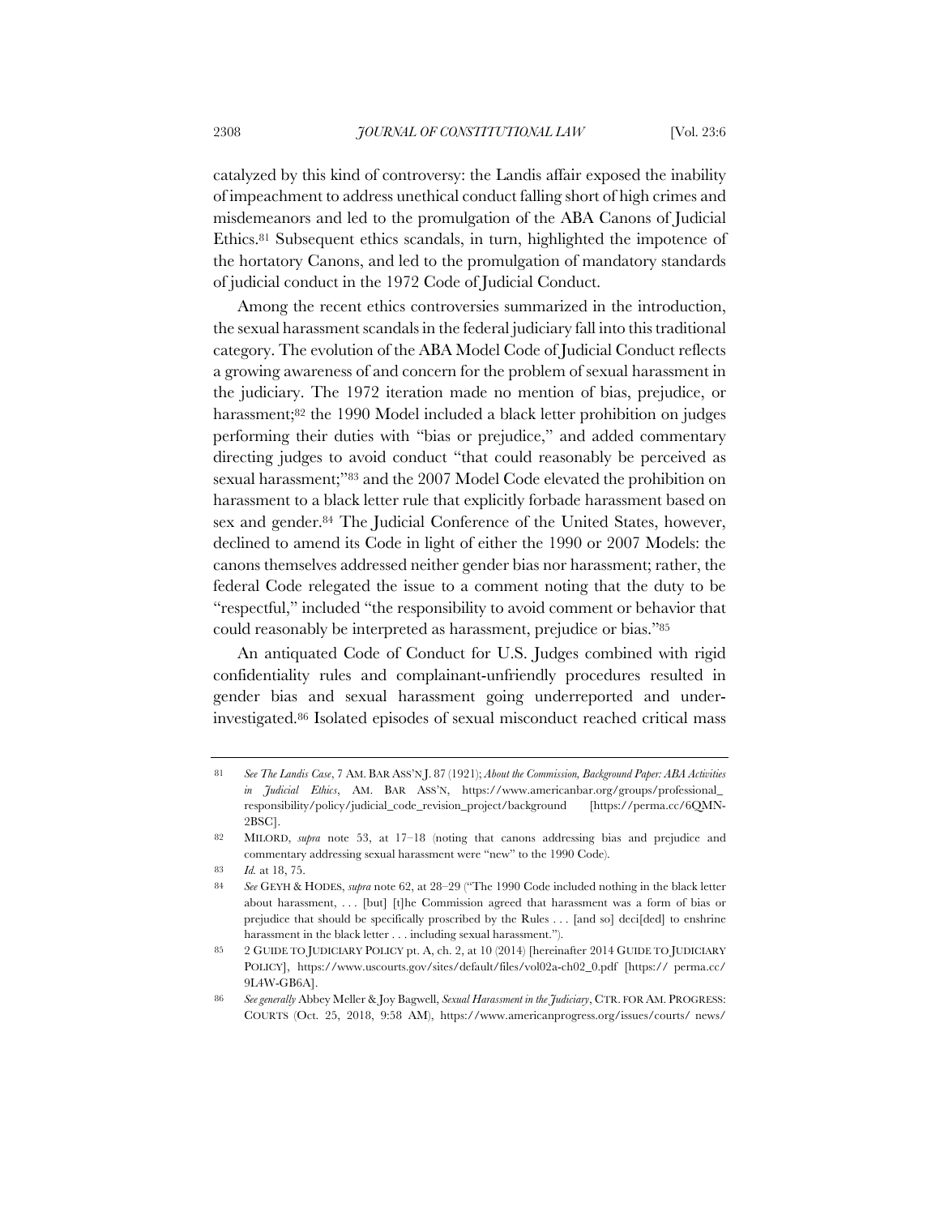catalyzed by this kind of controversy: the Landis affair exposed the inability of impeachment to address unethical conduct falling short of high crimes and misdemeanors and led to the promulgation of the ABA Canons of Judicial Ethics.[81] Subsequent ethics scandals, in turn, highlighted the impotence of the hortatory Canons, and led to the promulgation of mandatory standards of judicial conduct in the 1972 Code of Judicial Conduct.

Among the recent ethics controversies summarized in the introduction, the sexual harassment scandals in the federal judiciary fall into this traditional category. The evolution of the ABA Model Code of Judicial Conduct reflects a growing awareness of and concern for the problem of sexual harassment in the judiciary. The 1972 iteration made no mention of bias, prejudice, or harassment;[82] the 1990 Model included a black letter prohibition on judges performing their duties with "bias or prejudice," and added commentary directing judges to avoid conduct "that could reasonably be perceived as sexual harassment;"[83] and the 2007 Model Code elevated the prohibition on harassment to a black letter rule that explicitly forbade harassment based on sex and gender.[84] The Judicial Conference of the United States, however, declined to amend its Code in light of either the 1990 or 2007 Models: the canons themselves addressed neither gender bias nor harassment; rather, the federal Code relegated the issue to a comment noting that the duty to be "respectful," included "the responsibility to avoid comment or behavior that could reasonably be interpreted as harassment, prejudice or bias."[85]

An antiquated Code of Conduct for U.S. Judges combined with rigid confidentiality rules and complainant-unfriendly procedures resulted in gender bias and sexual harassment going underreported and under-investigated.[86] Isolated episodes of sexual misconduct reached critical mass

---

81 *See The Landis Case*, 7 AM. BAR ASS'N J. 87 (1921); *About the Commission, Background Paper: ABA Activities in Judicial Ethics*, AM. BAR ASS'N, https://www.americanbar.org/groups/professional_responsibility/policy/judicial_code_revision_project/background [https://perma.cc/6QMN-2BSC].

82 MILORD, *supra* note 53, at 17–18 (noting that canons addressing bias and prejudice and commentary addressing sexual harassment were "new" to the 1990 Code).

83 *Id.* at 18, 75.

84 *See* GEYH & HODES, *supra* note 62, at 28–29 ("The 1990 Code included nothing in the black letter about harassment, . . . [but] [t]he Commission agreed that harassment was a form of bias or prejudice that should be specifically proscribed by the Rules . . . [and so] deci[ded] to enshrine harassment in the black letter . . . including sexual harassment.").

85 2 GUIDE TO JUDICIARY POLICY pt. A, ch. 2, at 10 (2014) [hereinafter 2014 GUIDE TO JUDICIARY POLICY], https://www.uscourts.gov/sites/default/files/vol02a-ch02_0.pdf [https:// perma.cc/ 9L4W-GB6A].

86 *See generally* Abbey Meller & Joy Bagwell, *Sexual Harassment in the Judiciary*, CTR. FOR AM. PROGRESS: COURTS (Oct. 25, 2018, 9:58 AM), https://www.americanprogress.org/issues/courts/ news/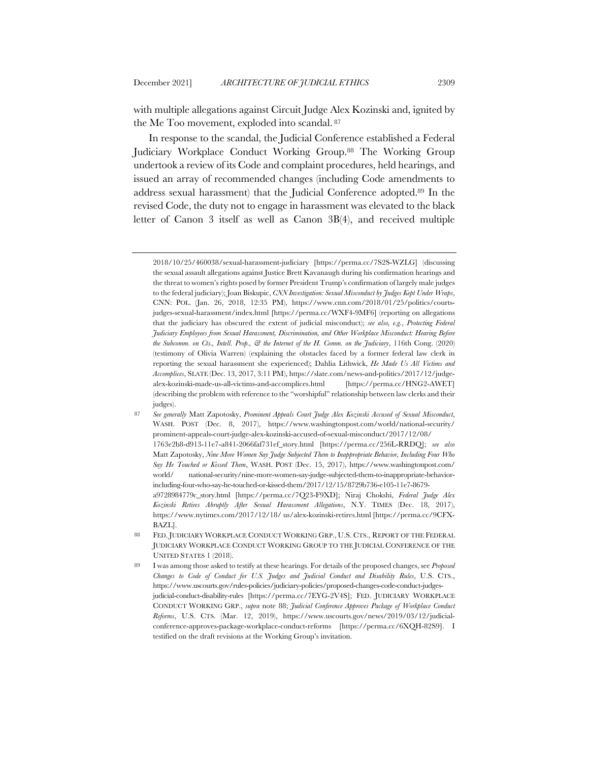with multiple allegations against Circuit Judge Alex Kozinski and, ignited by the Me Too movement, exploded into scandal.[87]

In response to the scandal, the Judicial Conference established a Federal Judiciary Workplace Conduct Working Group.[88] The Working Group undertook a review of its Code and complaint procedures, held hearings, and issued an array of recommended changes (including Code amendments to address sexual harassment) that the Judicial Conference adopted.[89] In the revised Code, the duty not to engage in harassment was elevated to the black letter of Canon 3 itself as well as Canon 3B(4), and received multiple

---

2018/10/25/460038/sexual-harassment-judiciary [https://perma.cc/7S2S-WZLG] (discussing the sexual assault allegations against Justice Brett Kavanaugh during his confirmation hearings and the threat to women's rights posed by former President Trump's confirmation of largely male judges to the federal judiciary); Joan Biskupic, *CNN Investigation: Sexual Misconduct by Judges Kept Under Wraps*, CNN: POL. (Jan. 26, 2018, 12:35 PM), https://www.cnn.com/2018/01/25/politics/courts-judges-sexual-harassment/index.html [https://perma.cc/WXF4-9MF6] (reporting on allegations that the judiciary has obscured the extent of judicial misconduct); *see also, e.g.*, *Protecting Federal Judiciary Employees from Sexual Harassment, Discrimination, and Other Workplace Misconduct: Hearing Before the Subcomm. on Cts., Intell. Prop., & the Internet of the H. Comm. on the Judiciary*, 116th Cong. (2020) (testimony of Olivia Warren) (explaining the obstacles faced by a former federal law clerk in reporting the sexual harassment she experienced); Dahlia Lithwick, *He Made Us All Victims and Accomplices*, SLATE (Dec. 13, 2017, 3:11 PM), https://slate.com/news-and-politics/2017/12/judge-alex-kozinski-made-us-all-victims-and-accomplices.html [https://perma.cc/HNG2-AWET] (describing the problem with reference to the "worshipful" relationship between law clerks and their judges).

87 *See generally* Matt Zapotosky, *Prominent Appeals Court Judge Alex Kozinski Accused of Sexual Misconduct*, WASH. POST (Dec. 8, 2017), https://www.washingtonpost.com/world/national-security/prominent-appeals-court-judge-alex-kozinski-accused-of-sexual-misconduct/2017/12/08/1763e2b8-d913-11e7-a841-2066faf731ef_story.html [https://perma.cc/256L-RRDQ]; *see also* Matt Zapotosky, *Nine More Women Say Judge Subjected Them to Inappropriate Behavior, Including Four Who Say He Touched or Kissed Them*, WASH. POST (Dec. 15, 2017), https://www.washingtonpost.com/world/ national-security/nine-more-women-say-judge-subjected-them-to-inappropriate-behavior-including-four-who-say-he-touched-or-kissed-them/2017/12/15/8729b736-e105-11e7-8679-a9728984779c_story.html [https://perma.cc/7Q23-F9XD]; Niraj Chokshi, *Federal Judge Alex Kozinski Retires Abruptly After Sexual Harassment Allegations*, N.Y. TIMES (Dec. 18, 2017), https://www.nytimes.com/2017/12/18/ us/alex-kozinski-retires.html [https://perma.cc/9CFX-BAZL].

88 FED. JUDICIARY WORKPLACE CONDUCT WORKING GRP., U.S. CTS., REPORT OF THE FEDERAL JUDICIARY WORKPLACE CONDUCT WORKING GROUP TO THE JUDICIAL CONFERENCE OF THE UNITED STATES 1 (2018).

89 I was among those asked to testify at these hearings. For details of the proposed changes, see *Proposed Changes to Code of Conduct for U.S. Judges and Judicial Conduct and Disability Rules*, U.S. CTS., https://www.uscourts.gov/rules-policies/judiciary-policies/proposed-changes-code-conduct-judges-judicial-conduct-disability-rules [https://perma.cc/7EYG-2V4S]; FED. JUDICIARY WORKPLACE CONDUCT WORKING GRP., *supra* note 88; *Judicial Conference Approves Package of Workplace Conduct Reforms*, U.S. CTS. (Mar. 12, 2019), https://www.uscourts.gov/news/2019/03/12/judicial-conference-approves-package-workplace-conduct-reforms [https://perma.cc/6XQH-82S9]. I testified on the draft revisions at the Working Group's invitation.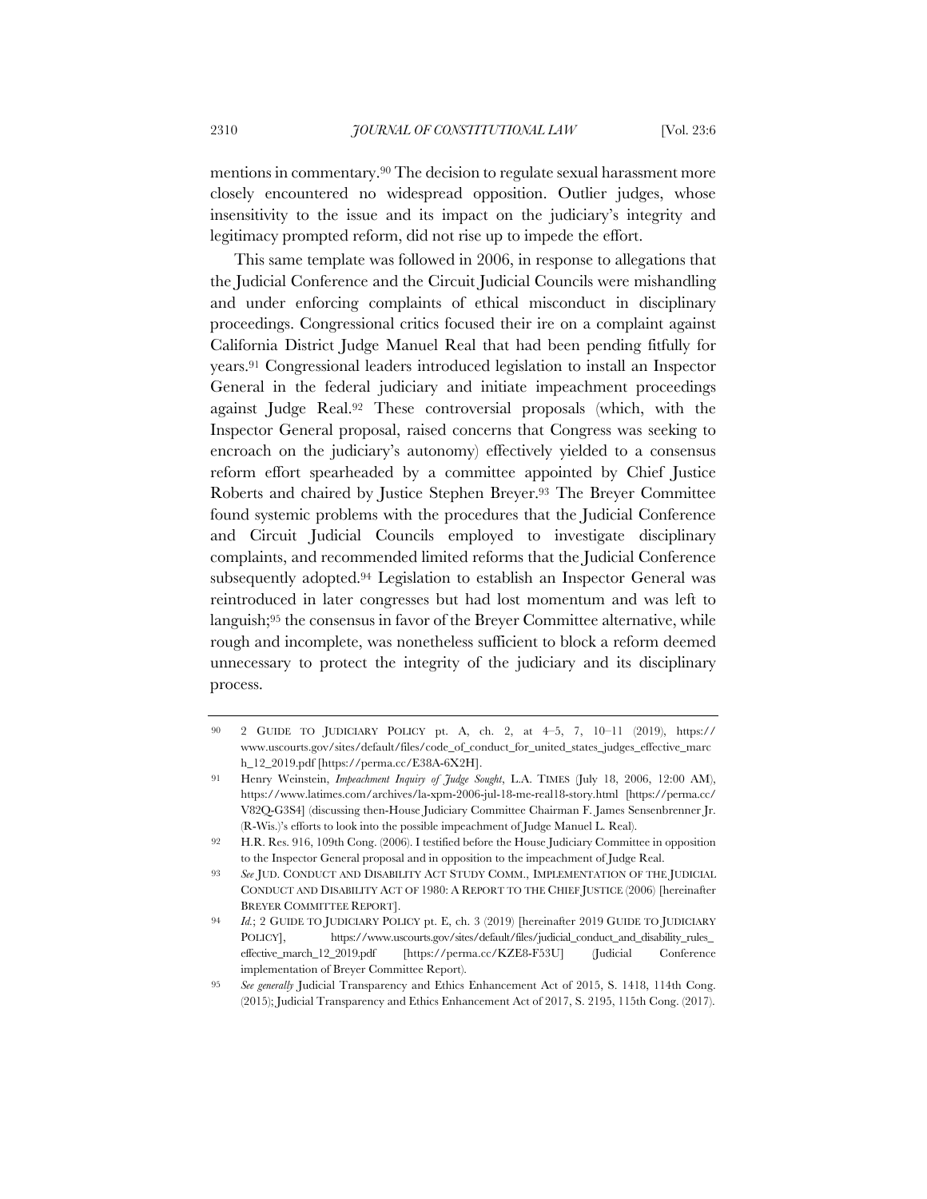mentions in commentary.[90] The decision to regulate sexual harassment more closely encountered no widespread opposition. Outlier judges, whose insensitivity to the issue and its impact on the judiciary's integrity and legitimacy prompted reform, did not rise up to impede the effort.

This same template was followed in 2006, in response to allegations that the Judicial Conference and the Circuit Judicial Councils were mishandling and under enforcing complaints of ethical misconduct in disciplinary proceedings. Congressional critics focused their ire on a complaint against California District Judge Manuel Real that had been pending fitfully for years.[91] Congressional leaders introduced legislation to install an Inspector General in the federal judiciary and initiate impeachment proceedings against Judge Real.[92] These controversial proposals (which, with the Inspector General proposal, raised concerns that Congress was seeking to encroach on the judiciary's autonomy) effectively yielded to a consensus reform effort spearheaded by a committee appointed by Chief Justice Roberts and chaired by Justice Stephen Breyer.[93] The Breyer Committee found systemic problems with the procedures that the Judicial Conference and Circuit Judicial Councils employed to investigate disciplinary complaints, and recommended limited reforms that the Judicial Conference subsequently adopted.[94] Legislation to establish an Inspector General was reintroduced in later congresses but had lost momentum and was left to languish;[95] the consensus in favor of the Breyer Committee alternative, while rough and incomplete, was nonetheless sufficient to block a reform deemed unnecessary to protect the integrity of the judiciary and its disciplinary process.

---

90 2 GUIDE TO JUDICIARY POLICY pt. A, ch. 2, at 4–5, 7, 10–11 (2019), https://www.uscourts.gov/sites/default/files/code_of_conduct_for_united_states_judges_effective_march_12_2019.pdf [https://perma.cc/E38A-6X2H].

91 Henry Weinstein, *Impeachment Inquiry of Judge Sought*, L.A. TIMES (July 18, 2006, 12:00 AM), https://www.latimes.com/archives/la-xpm-2006-jul-18-me-real18-story.html [https://perma.cc/V82Q-G3S4] (discussing then-House Judiciary Committee Chairman F. James Sensenbrenner Jr. (R-Wis.)'s efforts to look into the possible impeachment of Judge Manuel L. Real).

92 H.R. Res. 916, 109th Cong. (2006). I testified before the House Judiciary Committee in opposition to the Inspector General proposal and in opposition to the impeachment of Judge Real.

93 *See* JUD. CONDUCT AND DISABILITY ACT STUDY COMM., IMPLEMENTATION OF THE JUDICIAL CONDUCT AND DISABILITY ACT OF 1980: A REPORT TO THE CHIEF JUSTICE (2006) [hereinafter BREYER COMMITTEE REPORT].

94 *Id.*; 2 GUIDE TO JUDICIARY POLICY pt. E, ch. 3 (2019) [hereinafter 2019 GUIDE TO JUDICIARY POLICY], https://www.uscourts.gov/sites/default/files/judicial_conduct_and_disability_rules_effective_march_12_2019.pdf [https://perma.cc/KZE8-F53U] (Judicial Conference implementation of Breyer Committee Report).

95 *See generally* Judicial Transparency and Ethics Enhancement Act of 2015, S. 1418, 114th Cong. (2015); Judicial Transparency and Ethics Enhancement Act of 2017, S. 2195, 115th Cong. (2017).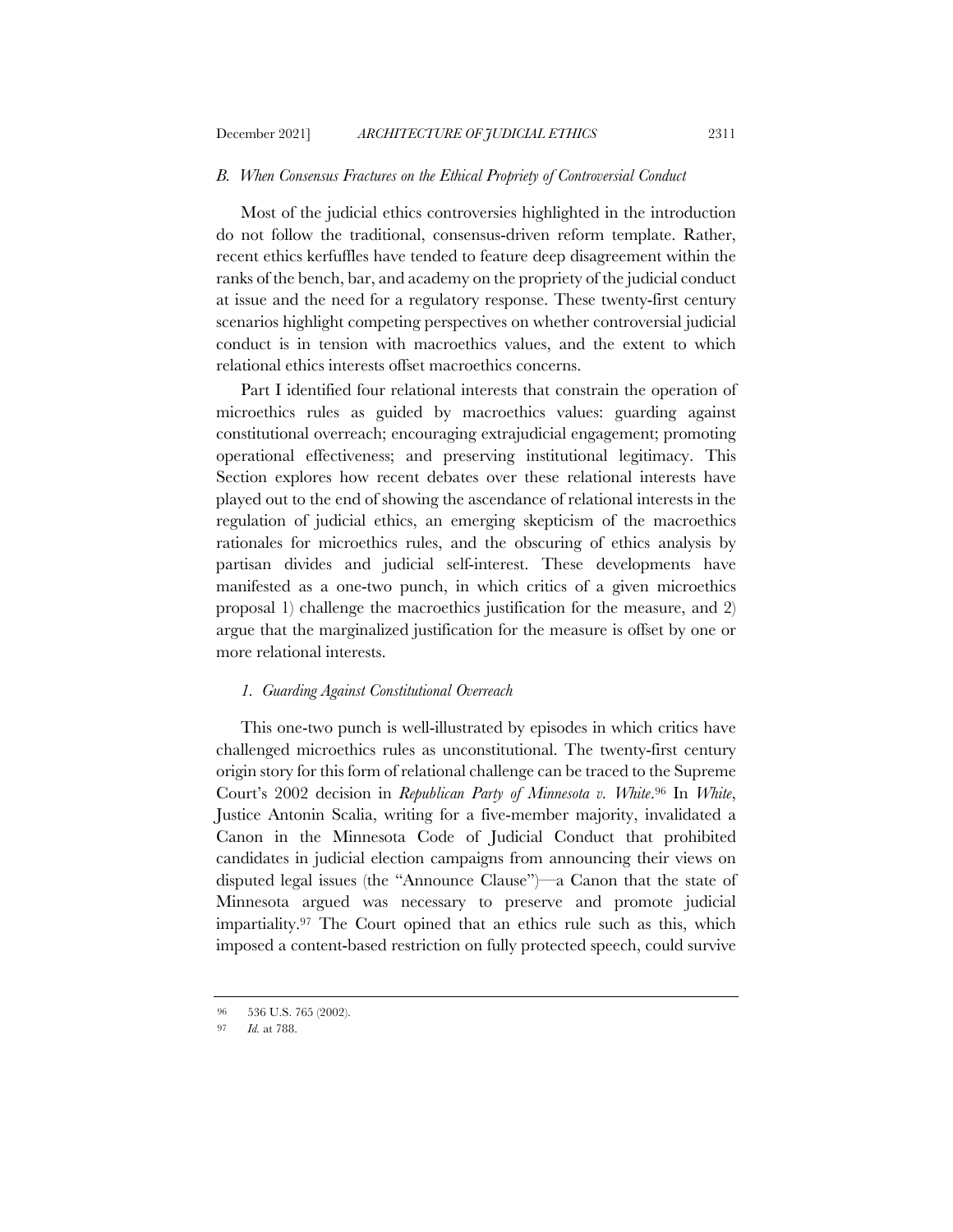### B. *When Consensus Fractures on the Ethical Propriety of Controversial Conduct*

Most of the judicial ethics controversies highlighted in the introduction do not follow the traditional, consensus-driven reform template. Rather, recent ethics kerfuffles have tended to feature deep disagreement within the ranks of the bench, bar, and academy on the propriety of the judicial conduct at issue and the need for a regulatory response. These twenty-first century scenarios highlight competing perspectives on whether controversial judicial conduct is in tension with macroethics values, and the extent to which relational ethics interests offset macroethics concerns.

Part I identified four relational interests that constrain the operation of microethics rules as guided by macroethics values: guarding against constitutional overreach; encouraging extrajudicial engagement; promoting operational effectiveness; and preserving institutional legitimacy. This Section explores how recent debates over these relational interests have played out to the end of showing the ascendance of relational interests in the regulation of judicial ethics, an emerging skepticism of the macroethics rationales for microethics rules, and the obscuring of ethics analysis by partisan divides and judicial self-interest. These developments have manifested as a one-two punch, in which critics of a given microethics proposal 1) challenge the macroethics justification for the measure, and 2) argue that the marginalized justification for the measure is offset by one or more relational interests.

#### 1. *Guarding Against Constitutional Overreach*

This one-two punch is well-illustrated by episodes in which critics have challenged microethics rules as unconstitutional. The twenty-first century origin story for this form of relational challenge can be traced to the Supreme Court's 2002 decision in *Republican Party of Minnesota v. White*.[96] In *White*, Justice Antonin Scalia, writing for a five-member majority, invalidated a Canon in the Minnesota Code of Judicial Conduct that prohibited candidates in judicial election campaigns from announcing their views on disputed legal issues (the "Announce Clause")—a Canon that the state of Minnesota argued was necessary to preserve and promote judicial impartiality.[97] The Court opined that an ethics rule such as this, which imposed a content-based restriction on fully protected speech, could survive

---

[96] 536 U.S. 765 (2002).

[97] *Id.* at 788.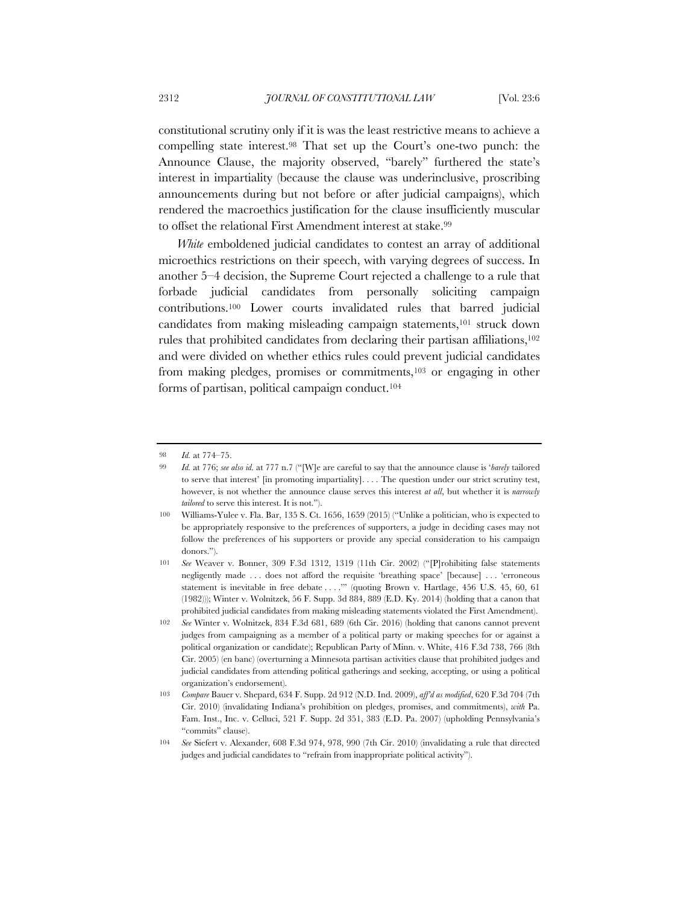constitutional scrutiny only if it is was the least restrictive means to achieve a compelling state interest.[98] That set up the Court's one-two punch: the Announce Clause, the majority observed, "barely" furthered the state's interest in impartiality (because the clause was underinclusive, proscribing announcements during but not before or after judicial campaigns), which rendered the macroethics justification for the clause insufficiently muscular to offset the relational First Amendment interest at stake.[99]

*White* emboldened judicial candidates to contest an array of additional microethics restrictions on their speech, with varying degrees of success. In another 5–4 decision, the Supreme Court rejected a challenge to a rule that forbade judicial candidates from personally soliciting campaign contributions.[100] Lower courts invalidated rules that barred judicial candidates from making misleading campaign statements,[101] struck down rules that prohibited candidates from declaring their partisan affiliations,[102] and were divided on whether ethics rules could prevent judicial candidates from making pledges, promises or commitments,[103] or engaging in other forms of partisan, political campaign conduct.[104]

---

98 *Id.* at 774–75.

99 *Id.* at 776; *see also id.* at 777 n.7 ("[W]e are careful to say that the announce clause is '*barely* tailored to serve that interest' [in promoting impartiality]. . . . The question under our strict scrutiny test, however, is not whether the announce clause serves this interest *at all*, but whether it is *narrowly tailored* to serve this interest. It is not.").

100 Williams-Yulee v. Fla. Bar, 135 S. Ct. 1656, 1659 (2015) ("Unlike a politician, who is expected to be appropriately responsive to the preferences of supporters, a judge in deciding cases may not follow the preferences of his supporters or provide any special consideration to his campaign donors.").

101 *See* Weaver v. Bonner, 309 F.3d 1312, 1319 (11th Cir. 2002) ("[P]rohibiting false statements negligently made . . . does not afford the requisite 'breathing space' [because] . . . 'erroneous statement is inevitable in free debate . . . .'" (quoting Brown v. Hartlage, 456 U.S. 45, 60, 61 (1982))); Winter v. Wolnitzek, 56 F. Supp. 3d 884, 889 (E.D. Ky. 2014) (holding that a canon that prohibited judicial candidates from making misleading statements violated the First Amendment).

102 *See* Winter v. Wolnitzek, 834 F.3d 681, 689 (6th Cir. 2016) (holding that canons cannot prevent judges from campaigning as a member of a political party or making speeches for or against a political organization or candidate); Republican Party of Minn. v. White, 416 F.3d 738, 766 (8th Cir. 2005) (en banc) (overturning a Minnesota partisan activities clause that prohibited judges and judicial candidates from attending political gatherings and seeking, accepting, or using a political organization's endorsement).

103 *Compare* Bauer v. Shepard, 634 F. Supp. 2d 912 (N.D. Ind. 2009), *aff'd as modified*, 620 F.3d 704 (7th Cir. 2010) (invalidating Indiana's prohibition on pledges, promises, and commitments), *with* Pa. Fam. Inst., Inc. v. Celluci, 521 F. Supp. 2d 351, 383 (E.D. Pa. 2007) (upholding Pennsylvania's "commits" clause).

104 *See* Siefert v. Alexander, 608 F.3d 974, 978, 990 (7th Cir. 2010) (invalidating a rule that directed judges and judicial candidates to "refrain from inappropriate political activity").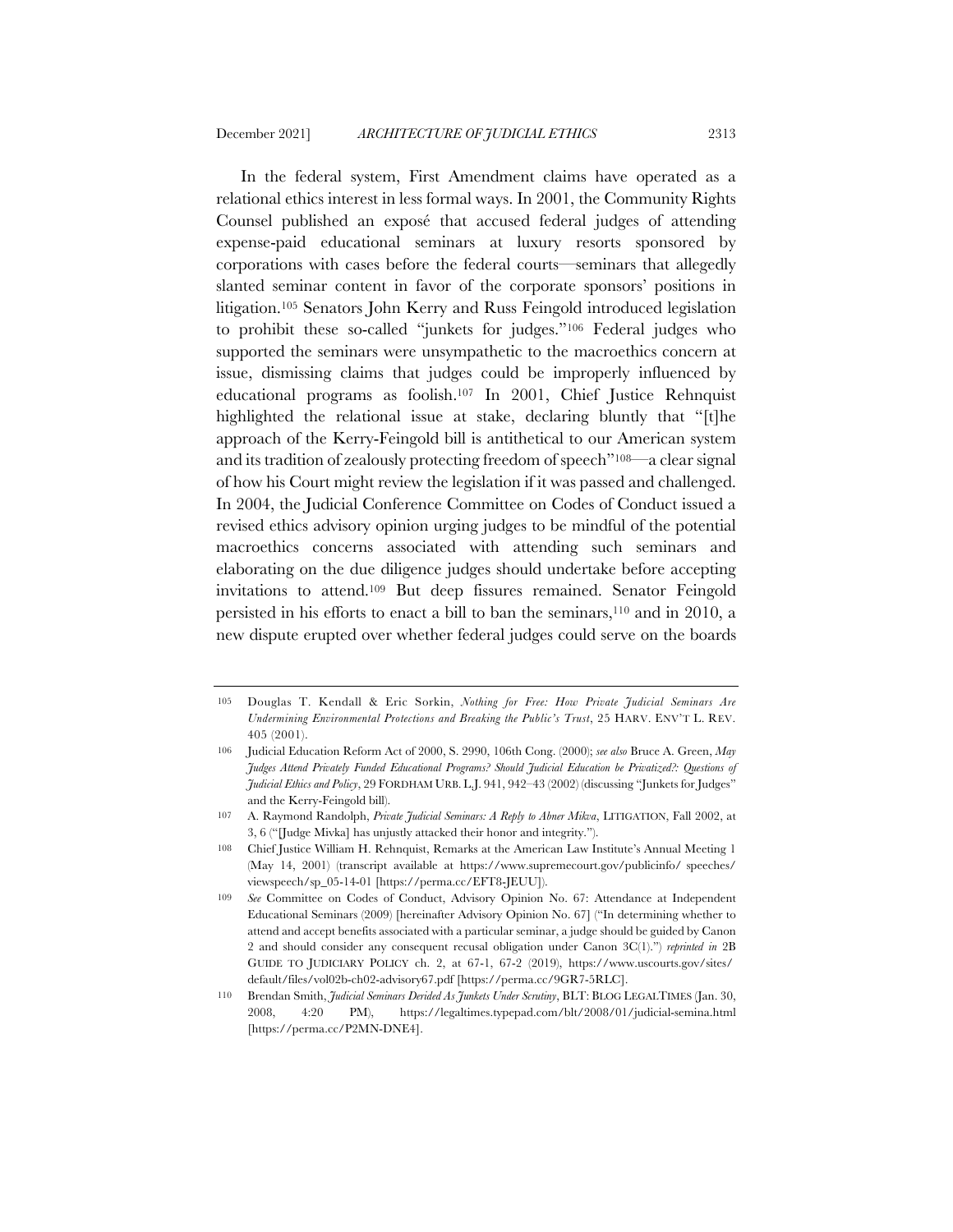In the federal system, First Amendment claims have operated as a relational ethics interest in less formal ways. In 2001, the Community Rights Counsel published an exposé that accused federal judges of attending expense-paid educational seminars at luxury resorts sponsored by corporations with cases before the federal courts—seminars that allegedly slanted seminar content in favor of the corporate sponsors' positions in litigation.[105] Senators John Kerry and Russ Feingold introduced legislation to prohibit these so-called "junkets for judges."[106] Federal judges who supported the seminars were unsympathetic to the macroethics concern at issue, dismissing claims that judges could be improperly influenced by educational programs as foolish.[107] In 2001, Chief Justice Rehnquist highlighted the relational issue at stake, declaring bluntly that "[t]he approach of the Kerry-Feingold bill is antithetical to our American system and its tradition of zealously protecting freedom of speech"[108]—a clear signal of how his Court might review the legislation if it was passed and challenged. In 2004, the Judicial Conference Committee on Codes of Conduct issued a revised ethics advisory opinion urging judges to be mindful of the potential macroethics concerns associated with attending such seminars and elaborating on the due diligence judges should undertake before accepting invitations to attend.[109] But deep fissures remained. Senator Feingold persisted in his efforts to enact a bill to ban the seminars,[110] and in 2010, a new dispute erupted over whether federal judges could serve on the boards

---

105 Douglas T. Kendall & Eric Sorkin, *Nothing for Free: How Private Judicial Seminars Are Undermining Environmental Protections and Breaking the Public's Trust*, 25 HARV. ENV'T L. REV. 405 (2001).

106 Judicial Education Reform Act of 2000, S. 2990, 106th Cong. (2000); *see also* Bruce A. Green, *May Judges Attend Privately Funded Educational Programs? Should Judicial Education be Privatized?: Questions of Judicial Ethics and Policy*, 29 FORDHAM URB. L.J. 941, 942–43 (2002) (discussing "Junkets for Judges" and the Kerry-Feingold bill).

107 A. Raymond Randolph, *Private Judicial Seminars: A Reply to Abner Mikva*, LITIGATION, Fall 2002, at 3, 6 ("[Judge Mivka] has unjustly attacked their honor and integrity.").

108 Chief Justice William H. Rehnquist, Remarks at the American Law Institute's Annual Meeting 1 (May 14, 2001) (transcript available at https://www.supremecourt.gov/publicinfo/ speeches/ viewspeech/sp_05-14-01 [https://perma.cc/EFT8-JEUU]).

109 *See* Committee on Codes of Conduct, Advisory Opinion No. 67: Attendance at Independent Educational Seminars (2009) [hereinafter Advisory Opinion No. 67] ("In determining whether to attend and accept benefits associated with a particular seminar, a judge should be guided by Canon 2 and should consider any consequent recusal obligation under Canon 3C(1).") *reprinted in* 2B GUIDE TO JUDICIARY POLICY ch. 2, at 67-1, 67-2 (2019), https://www.uscourts.gov/sites/ default/files/vol02b-ch02-advisory67.pdf [https://perma.cc/9GR7-5RLC].

110 Brendan Smith, *Judicial Seminars Derided As Junkets Under Scrutiny*, BLT: BLOG LEGALTIMES (Jan. 30, 2008, 4:20 PM), https://legaltimes.typepad.com/blt/2008/01/judicial-semina.html [https://perma.cc/P2MN-DNE4].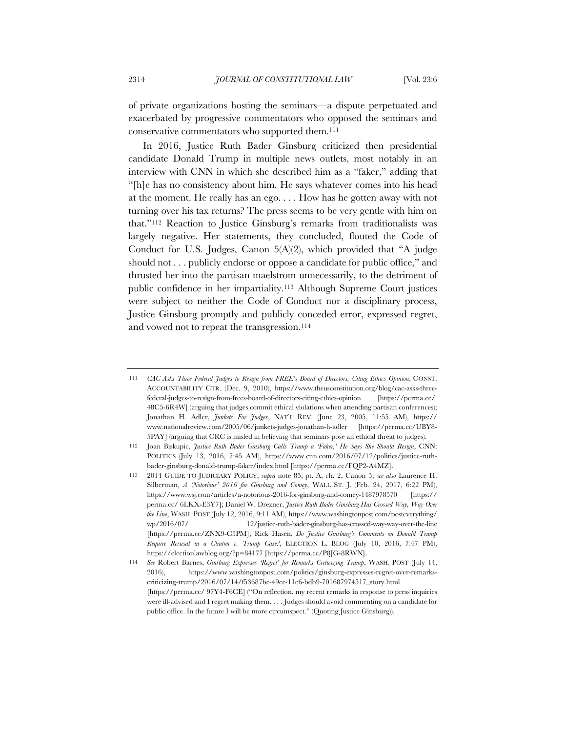of private organizations hosting the seminars—a dispute perpetuated and exacerbated by progressive commentators who opposed the seminars and conservative commentators who supported them.[111]

In 2016, Justice Ruth Bader Ginsburg criticized then presidential candidate Donald Trump in multiple news outlets, most notably in an interview with CNN in which she described him as a "faker," adding that "[h]e has no consistency about him. He says whatever comes into his head at the moment. He really has an ego. . . . How has he gotten away with not turning over his tax returns? The press seems to be very gentle with him on that."[112] Reaction to Justice Ginsburg's remarks from traditionalists was largely negative. Her statements, they concluded, flouted the Code of Conduct for U.S. Judges, Canon 5(A)(2), which provided that "A judge should not . . . publicly endorse or oppose a candidate for public office," and thrusted her into the partisan maelstrom unnecessarily, to the detriment of public confidence in her impartiality.[113] Although Supreme Court justices were subject to neither the Code of Conduct nor a disciplinary process, Justice Ginsburg promptly and publicly conceded error, expressed regret, and vowed not to repeat the transgression.[114]

---

111 *CAC Asks Three Federal Judges to Resign from FREE's Board of Directors, Citing Ethics Opinion*, CONST. ACCOUNTABILITY CTR. (Dec. 9, 2010), https://www.theusconstitution.org/blog/cac-asks-three-federal-judges-to-resign-from-frees-board-of-directors-citing-ethics-opinion [https://perma.cc/48C5-6R4W] (arguing that judges commit ethical violations when attending partisan conferences); Jonathan H. Adler, *Junkets For Judges*, NAT'L REV. (June 23, 2005, 11:55 AM), https://www.nationalreview.com/2005/06/junkets-judges-jonathan-h-adler [https://perma.cc/UBY8-5PAY] (arguing that CRC is misled in believing that seminars pose an ethical threat to judges).

112 Joan Biskupic, *Justice Ruth Bader Ginsburg Calls Trump a 'Faker,' He Says She Should Resign*, CNN: POLITICS (July 13, 2016, 7:45 AM), https://www.cnn.com/2016/07/12/politics/justice-ruth-bader-ginsburg-donald-trump-faker/index.html [https://perma.cc/FQP2-A4MZ].

113 2014 GUIDE TO JUDICIARY POLICY, *supra* note 85, pt. A, ch. 2, Canon 5; *see also* Laurence H. Silberman, *A 'Notorious' 2016 for Ginsburg and Comey*, WALL ST. J. (Feb. 24, 2017, 6:22 PM), https://www.wsj.com/articles/a-notorious-2016-for-ginsburg-and-comey-1487978570 [https://perma.cc/ 6LKX-E3Y7]; Daniel W. Drezner, *Justice Ruth Bader Ginsburg Has Crossed Way, Way Over the Line*, WASH. POST (July 12, 2016, 9:11 AM), https://www.washingtonpost.com/posteverything/wp/2016/07/ 12/justice-ruth-bader-ginsburg-has-crossed-way-way-over-the-line [https://perma.cc/ZNX9-C5PM]; Rick Hasen, *Do Justice Ginsburg's Comments on Donald Trump Require Recusal in a Clinton v. Trump Case?*, ELECTION L. BLOG (July 10, 2016, 7:47 PM), https://electionlawblog.org/?p=84177 [https://perma.cc/P8JG-8RWN].

114 *See* Robert Barnes, *Ginsburg Expresses 'Regret' for Remarks Criticizing Trump*, WASH. POST (July 14, 2016), https://www.washingtonpost.com/politics/ginsburg-expresses-regret-over-remarks-criticizing-trump/2016/07/14/f53687bc-49cc-11e6-bdb9-701687974517_story.html [https://perma.cc/ 97Y4-F6CE] ("On reflection, my recent remarks in response to press inquiries were ill-advised and I regret making them. . . . Judges should avoid commenting on a candidate for public office. In the future I will be more circumspect." (Quoting Justice Ginsburg)).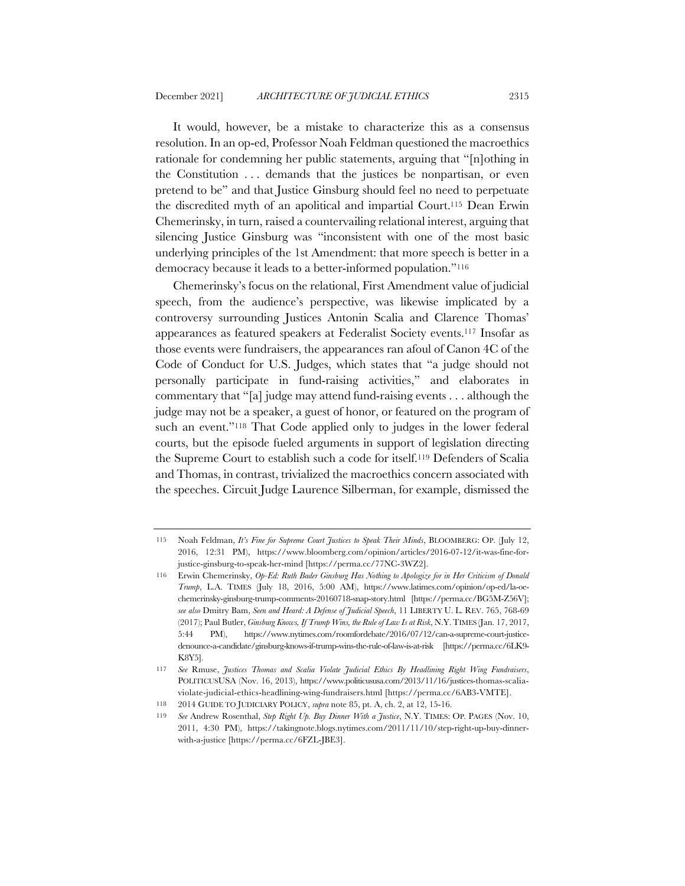It would, however, be a mistake to characterize this as a consensus resolution. In an op-ed, Professor Noah Feldman questioned the macroethics rationale for condemning her public statements, arguing that "[n]othing in the Constitution . . . demands that the justices be nonpartisan, or even pretend to be" and that Justice Ginsburg should feel no need to perpetuate the discredited myth of an apolitical and impartial Court.[115] Dean Erwin Chemerinsky, in turn, raised a countervailing relational interest, arguing that silencing Justice Ginsburg was "inconsistent with one of the most basic underlying principles of the 1st Amendment: that more speech is better in a democracy because it leads to a better-informed population."[116]

Chemerinsky's focus on the relational, First Amendment value of judicial speech, from the audience's perspective, was likewise implicated by a controversy surrounding Justices Antonin Scalia and Clarence Thomas' appearances as featured speakers at Federalist Society events.[117] Insofar as those events were fundraisers, the appearances ran afoul of Canon 4C of the Code of Conduct for U.S. Judges, which states that "a judge should not personally participate in fund-raising activities," and elaborates in commentary that "[a] judge may attend fund-raising events . . . although the judge may not be a speaker, a guest of honor, or featured on the program of such an event."[118] That Code applied only to judges in the lower federal courts, but the episode fueled arguments in support of legislation directing the Supreme Court to establish such a code for itself.[119] Defenders of Scalia and Thomas, in contrast, trivialized the macroethics concern associated with the speeches. Circuit Judge Laurence Silberman, for example, dismissed the

---

115 Noah Feldman, *It's Fine for Supreme Court Justices to Speak Their Minds*, BLOOMBERG: OP. (July 12, 2016, 12:31 PM), https://www.bloomberg.com/opinion/articles/2016-07-12/it-was-fine-for-justice-ginsburg-to-speak-her-mind [https://perma.cc/77NC-3WZ2].

116 Erwin Chemerinsky, *Op-Ed: Ruth Bader Ginsburg Has Nothing to Apologize for in Her Criticism of Donald Trump*, L.A. TIMES (July 18, 2016, 5:00 AM), https://www.latimes.com/opinion/op-ed/la-oe-chemerinsky-ginsburg-trump-comments-20160718-snap-story.html [https://perma.cc/BG5M-Z56V]; *see also* Dmitry Bam, *Seen and Heard: A Defense of Judicial Speech*, 11 LIBERTY U. L. REV. 765, 768-69 (2017); Paul Butler, *Ginsburg Knows, If Trump Wins, the Rule of Law Is at Risk*, N.Y. TIMES (Jan. 17, 2017, 5:44 PM), https://www.nytimes.com/roomfordebate/2016/07/12/can-a-supreme-court-justice-denounce-a-candidate/ginsburg-knows-if-trump-wins-the-rule-of-law-is-at-risk [https://perma.cc/6LK9-K8Y5].

117 *See* Rmuse, *Justices Thomas and Scalia Violate Judicial Ethics By Headlining Right Wing Fundraisers*, POLITICUSUSA (Nov. 16, 2013), https://www.politicususa.com/2013/11/16/justices-thomas-scalia-violate-judicial-ethics-headlining-wing-fundraisers.html [https://perma.cc/6AB3-VMTE].

118 2014 GUIDE TO JUDICIARY POLICY, *supra* note 85, pt. A, ch. 2, at 12, 15-16.

119 *See* Andrew Rosenthal, *Step Right Up. Buy Dinner With a Justice*, N.Y. TIMES: OP. PAGES (Nov. 10, 2011, 4:30 PM), https://takingnote.blogs.nytimes.com/2011/11/10/step-right-up-buy-dinner-with-a-justice [https://perma.cc/6FZL-JBE3].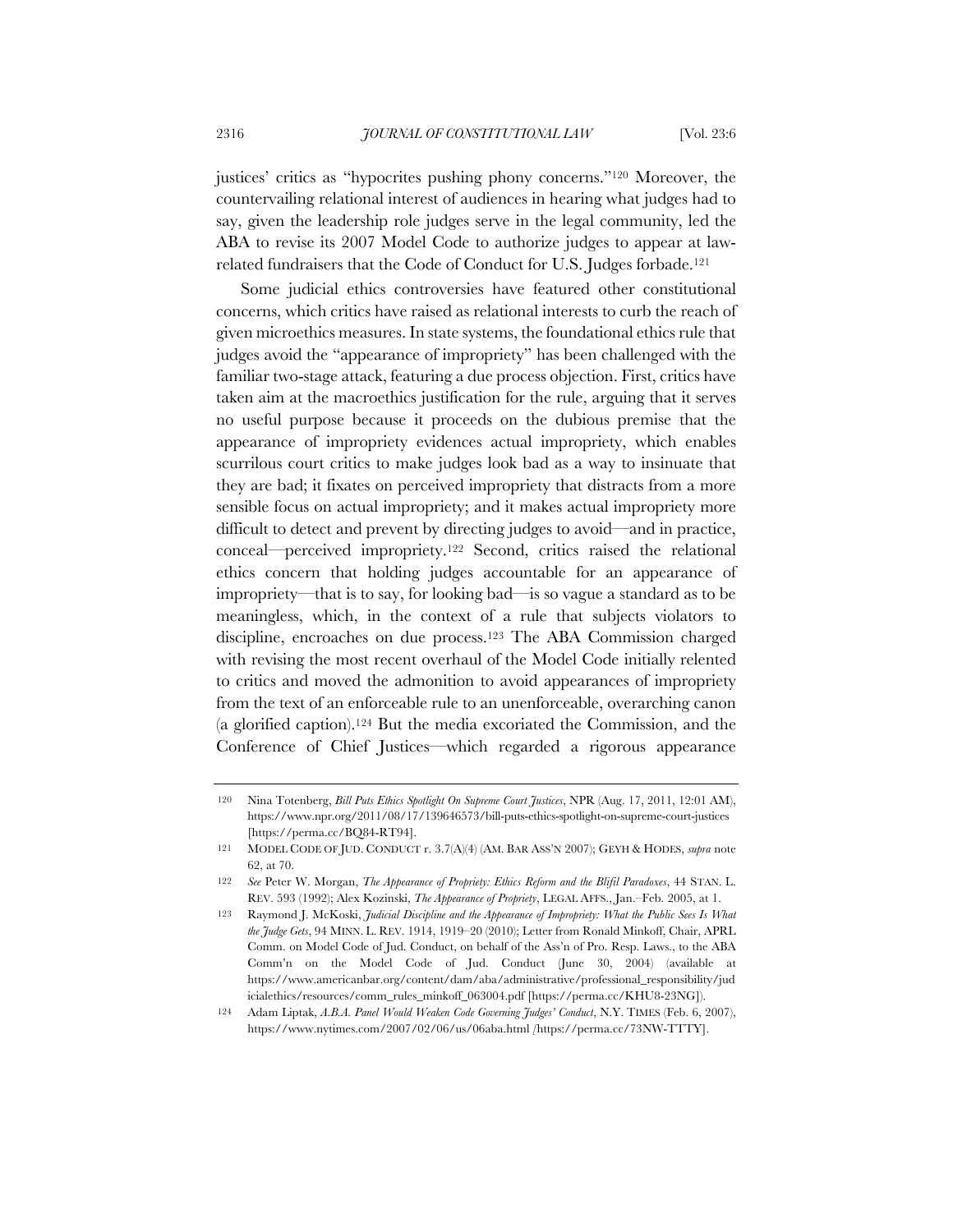justices' critics as "hypocrites pushing phony concerns."[120] Moreover, the countervailing relational interest of audiences in hearing what judges had to say, given the leadership role judges serve in the legal community, led the ABA to revise its 2007 Model Code to authorize judges to appear at law-related fundraisers that the Code of Conduct for U.S. Judges forbade.[121]

Some judicial ethics controversies have featured other constitutional concerns, which critics have raised as relational interests to curb the reach of given microethics measures. In state systems, the foundational ethics rule that judges avoid the "appearance of impropriety" has been challenged with the familiar two-stage attack, featuring a due process objection. First, critics have taken aim at the macroethics justification for the rule, arguing that it serves no useful purpose because it proceeds on the dubious premise that the appearance of impropriety evidences actual impropriety, which enables scurrilous court critics to make judges look bad as a way to insinuate that they are bad; it fixates on perceived impropriety that distracts from a more sensible focus on actual impropriety; and it makes actual impropriety more difficult to detect and prevent by directing judges to avoid—and in practice, conceal—perceived impropriety.[122] Second, critics raised the relational ethics concern that holding judges accountable for an appearance of impropriety—that is to say, for looking bad—is so vague a standard as to be meaningless, which, in the context of a rule that subjects violators to discipline, encroaches on due process.[123] The ABA Commission charged with revising the most recent overhaul of the Model Code initially relented to critics and moved the admonition to avoid appearances of impropriety from the text of an enforceable rule to an unenforceable, overarching canon (a glorified caption).[124] But the media excoriated the Commission, and the Conference of Chief Justices—which regarded a rigorous appearance

---

120 Nina Totenberg, *Bill Puts Ethics Spotlight On Supreme Court Justices*, NPR (Aug. 17, 2011, 12:01 AM), https://www.npr.org/2011/08/17/139646573/bill-puts-ethics-spotlight-on-supreme-court-justices [https://perma.cc/BQ84-RT94].

121 MODEL CODE OF JUD. CONDUCT r. 3.7(A)(4) (AM. BAR ASS'N 2007); GEYH & HODES, *supra* note 62, at 70.

122 *See* Peter W. Morgan, *The Appearance of Propriety: Ethics Reform and the Blifil Paradoxes*, 44 STAN. L. REV. 593 (1992); Alex Kozinski, *The Appearance of Propriety*, LEGAL AFFS., Jan.–Feb. 2005, at 1.

123 Raymond J. McKoski, *Judicial Discipline and the Appearance of Impropriety: What the Public Sees Is What the Judge Gets*, 94 MINN. L. REV. 1914, 1919–20 (2010); Letter from Ronald Minkoff, Chair, APRL Comm. on Model Code of Jud. Conduct, on behalf of the Ass'n of Pro. Resp. Laws., to the ABA Comm'n on the Model Code of Jud. Conduct (June 30, 2004) (available at https://www.americanbar.org/content/dam/aba/administrative/professional_responsibility/judicialethics/resources/comm_rules_minkoff_063004.pdf [https://perma.cc/KHU8-23NG]).

124 Adam Liptak, *A.B.A. Panel Would Weaken Code Governing Judges' Conduct*, N.Y. TIMES (Feb. 6, 2007), https://www.nytimes.com/2007/02/06/us/06aba.html /https://perma.cc/73NW-TTTY].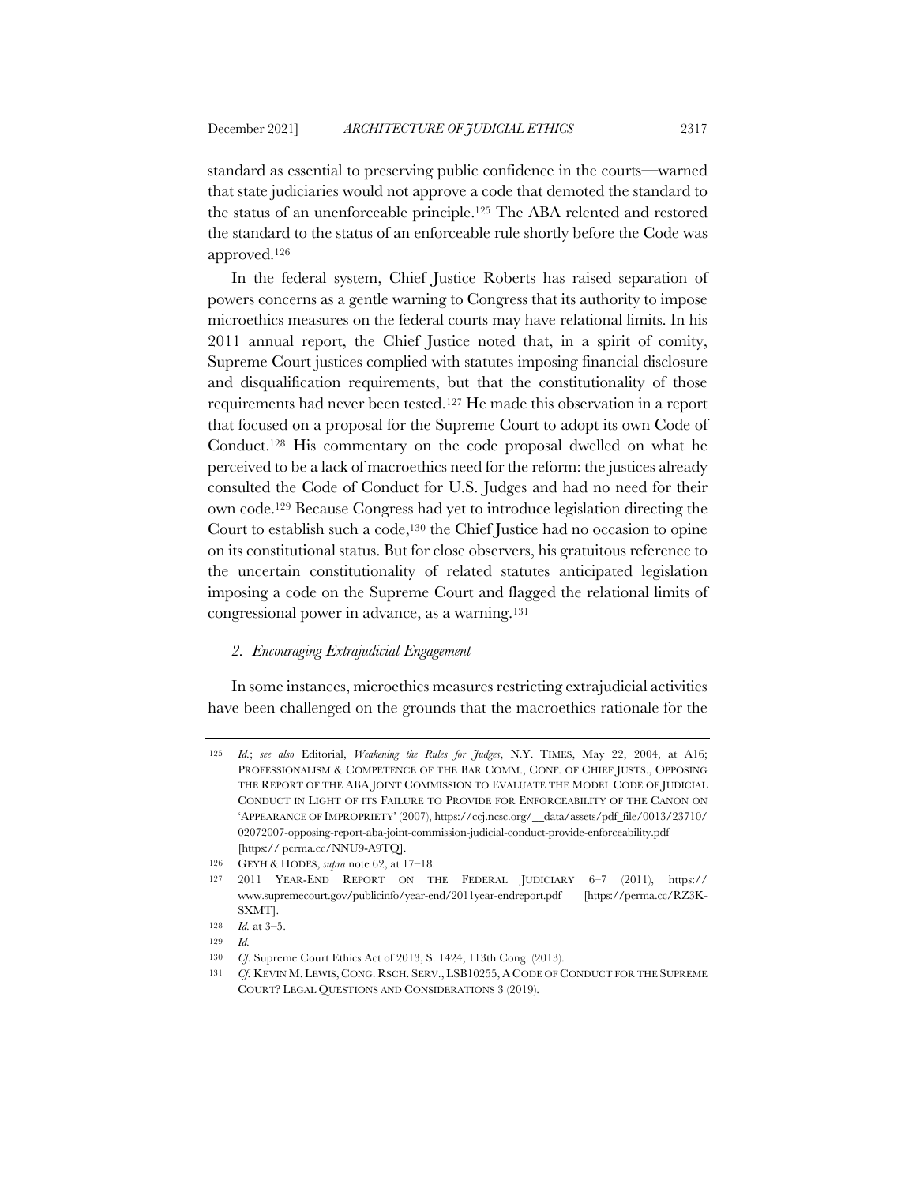standard as essential to preserving public confidence in the courts—warned that state judiciaries would not approve a code that demoted the standard to the status of an unenforceable principle.[125] The ABA relented and restored the standard to the status of an enforceable rule shortly before the Code was approved.[126]

In the federal system, Chief Justice Roberts has raised separation of powers concerns as a gentle warning to Congress that its authority to impose microethics measures on the federal courts may have relational limits. In his 2011 annual report, the Chief Justice noted that, in a spirit of comity, Supreme Court justices complied with statutes imposing financial disclosure and disqualification requirements, but that the constitutionality of those requirements had never been tested.[127] He made this observation in a report that focused on a proposal for the Supreme Court to adopt its own Code of Conduct.[128] His commentary on the code proposal dwelled on what he perceived to be a lack of macroethics need for the reform: the justices already consulted the Code of Conduct for U.S. Judges and had no need for their own code.[129] Because Congress had yet to introduce legislation directing the Court to establish such a code,[130] the Chief Justice had no occasion to opine on its constitutional status. But for close observers, his gratuitous reference to the uncertain constitutionality of related statutes anticipated legislation imposing a code on the Supreme Court and flagged the relational limits of congressional power in advance, as a warning.[131]

### *2. Encouraging Extrajudicial Engagement*

In some instances, microethics measures restricting extrajudicial activities have been challenged on the grounds that the macroethics rationale for the

---

125 *Id.*; *see also* Editorial, *Weakening the Rules for Judges*, N.Y. TIMES, May 22, 2004, at A16; PROFESSIONALISM & COMPETENCE OF THE BAR COMM., CONF. OF CHIEF JUSTS., OPPOSING THE REPORT OF THE ABA JOINT COMMISSION TO EVALUATE THE MODEL CODE OF JUDICIAL CONDUCT IN LIGHT OF ITS FAILURE TO PROVIDE FOR ENFORCEABILITY OF THE CANON ON 'APPEARANCE OF IMPROPRIETY' (2007), https://ccj.ncsc.org/__data/assets/pdf_file/0013/23710/02072007-opposing-report-aba-joint-commission-judicial-conduct-provide-enforceability.pdf [https:// perma.cc/NNU9-A9TQ].

126 GEYH & HODES, *supra* note 62, at 17–18.

127 2011 YEAR-END REPORT ON THE FEDERAL JUDICIARY 6–7 (2011), https:// www.supremecourt.gov/publicinfo/year-end/2011year-endreport.pdf [https://perma.cc/RZ3K-SXMT].

128 *Id.* at 3–5.

129 *Id.*

130 *Cf.* Supreme Court Ethics Act of 2013, S. 1424, 113th Cong. (2013).

131 *Cf.* KEVIN M. LEWIS, CONG. RSCH. SERV., LSB10255, A CODE OF CONDUCT FOR THE SUPREME COURT? LEGAL QUESTIONS AND CONSIDERATIONS 3 (2019).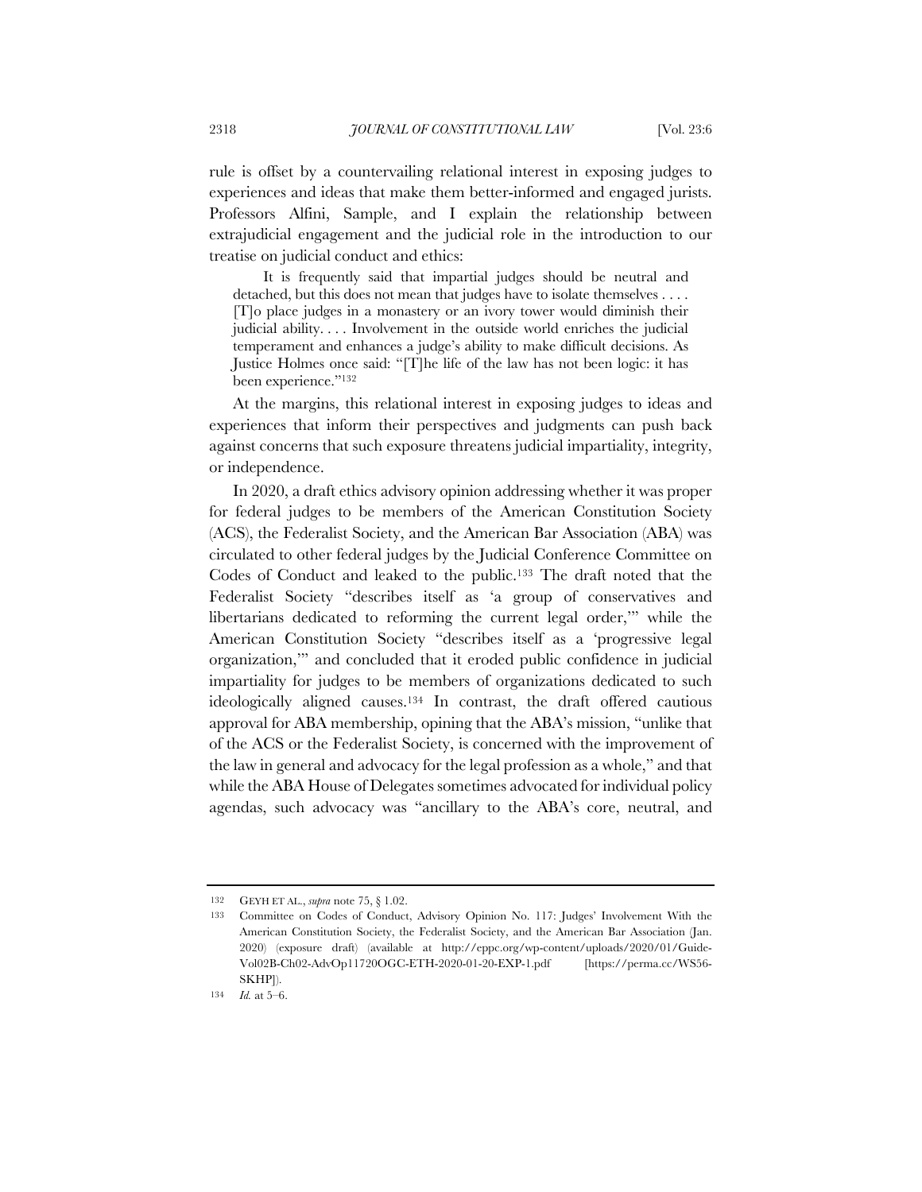rule is offset by a countervailing relational interest in exposing judges to experiences and ideas that make them better-informed and engaged jurists. Professors Alfini, Sample, and I explain the relationship between extrajudicial engagement and the judicial role in the introduction to our treatise on judicial conduct and ethics:

> It is frequently said that impartial judges should be neutral and detached, but this does not mean that judges have to isolate themselves . . . . [T]o place judges in a monastery or an ivory tower would diminish their judicial ability. . . . Involvement in the outside world enriches the judicial temperament and enhances a judge's ability to make difficult decisions. As Justice Holmes once said: "[T]he life of the law has not been logic: it has been experience."[132]

At the margins, this relational interest in exposing judges to ideas and experiences that inform their perspectives and judgments can push back against concerns that such exposure threatens judicial impartiality, integrity, or independence.

In 2020, a draft ethics advisory opinion addressing whether it was proper for federal judges to be members of the American Constitution Society (ACS), the Federalist Society, and the American Bar Association (ABA) was circulated to other federal judges by the Judicial Conference Committee on Codes of Conduct and leaked to the public.[133] The draft noted that the Federalist Society "describes itself as 'a group of conservatives and libertarians dedicated to reforming the current legal order,'" while the American Constitution Society "describes itself as a 'progressive legal organization,'" and concluded that it eroded public confidence in judicial impartiality for judges to be members of organizations dedicated to such ideologically aligned causes.[134] In contrast, the draft offered cautious approval for ABA membership, opining that the ABA's mission, "unlike that of the ACS or the Federalist Society, is concerned with the improvement of the law in general and advocacy for the legal profession as a whole," and that while the ABA House of Delegates sometimes advocated for individual policy agendas, such advocacy was "ancillary to the ABA's core, neutral, and

---

132 GEYH ET AL., *supra* note 75, § 1.02.

133 Committee on Codes of Conduct, Advisory Opinion No. 117: Judges' Involvement With the American Constitution Society, the Federalist Society, and the American Bar Association (Jan. 2020) (exposure draft) (available at http://eppc.org/wp-content/uploads/2020/01/Guide-Vol02B-Ch02-AdvOp11720OGC-ETH-2020-01-20-EXP-1.pdf [https://perma.cc/WS56-SKHP]).

134 *Id.* at 5–6.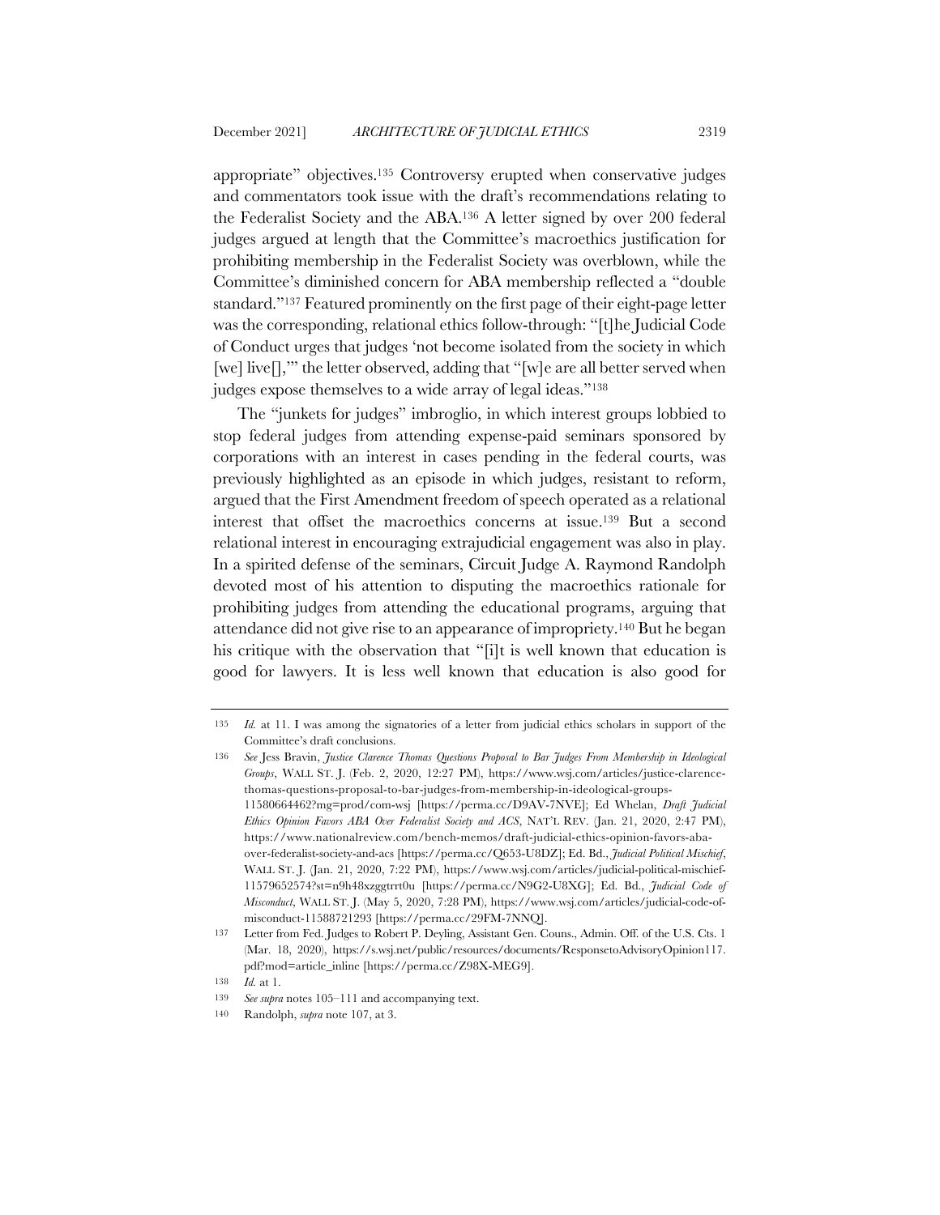appropriate" objectives.[135] Controversy erupted when conservative judges and commentators took issue with the draft's recommendations relating to the Federalist Society and the ABA.[136] A letter signed by over 200 federal judges argued at length that the Committee's macroethics justification for prohibiting membership in the Federalist Society was overblown, while the Committee's diminished concern for ABA membership reflected a "double standard."[137] Featured prominently on the first page of their eight-page letter was the corresponding, relational ethics follow-through: "[t]he Judicial Code of Conduct urges that judges 'not become isolated from the society in which [we] live[],'" the letter observed, adding that "[w]e are all better served when judges expose themselves to a wide array of legal ideas."[138]

The "junkets for judges" imbroglio, in which interest groups lobbied to stop federal judges from attending expense-paid seminars sponsored by corporations with an interest in cases pending in the federal courts, was previously highlighted as an episode in which judges, resistant to reform, argued that the First Amendment freedom of speech operated as a relational interest that offset the macroethics concerns at issue.[139] But a second relational interest in encouraging extrajudicial engagement was also in play. In a spirited defense of the seminars, Circuit Judge A. Raymond Randolph devoted most of his attention to disputing the macroethics rationale for prohibiting judges from attending the educational programs, arguing that attendance did not give rise to an appearance of impropriety.[140] But he began his critique with the observation that "[i]t is well known that education is good for lawyers. It is less well known that education is also good for

---

135 *Id.* at 11. I was among the signatories of a letter from judicial ethics scholars in support of the Committee's draft conclusions.

136 *See* Jess Bravin, *Justice Clarence Thomas Questions Proposal to Bar Judges From Membership in Ideological Groups*, WALL ST. J. (Feb. 2, 2020, 12:27 PM), https://www.wsj.com/articles/justice-clarence-thomas-questions-proposal-to-bar-judges-from-membership-in-ideological-groups-11580664462?mg=prod/com-wsj [https://perma.cc/D9AV-7NVE]; Ed Whelan, *Draft Judicial Ethics Opinion Favors ABA Over Federalist Society and ACS*, NAT'L REV. (Jan. 21, 2020, 2:47 PM), https://www.nationalreview.com/bench-memos/draft-judicial-ethics-opinion-favors-aba-over-federalist-society-and-acs [https://perma.cc/Q653-U8DZ]; Ed. Bd., *Judicial Political Mischief*, WALL ST. J. (Jan. 21, 2020, 7:22 PM), https://www.wsj.com/articles/judicial-political-mischief-11579652574?st=n9h48xzggtrrt0u [https://perma.cc/N9G2-U8XG]; Ed. Bd., *Judicial Code of Misconduct*, WALL ST. J. (May 5, 2020, 7:28 PM), https://www.wsj.com/articles/judicial-code-of-misconduct-11588721293 [https://perma.cc/29FM-7NNQ].

137 Letter from Fed. Judges to Robert P. Deyling, Assistant Gen. Couns., Admin. Off. of the U.S. Cts. 1 (Mar. 18, 2020), https://s.wsj.net/public/resources/documents/ResponsetoAdvisoryOpinion117.pdf?mod=article_inline [https://perma.cc/Z98X-MEG9].

138 *Id.* at 1.

139 *See supra* notes 105–111 and accompanying text.

140 Randolph, *supra* note 107, at 3.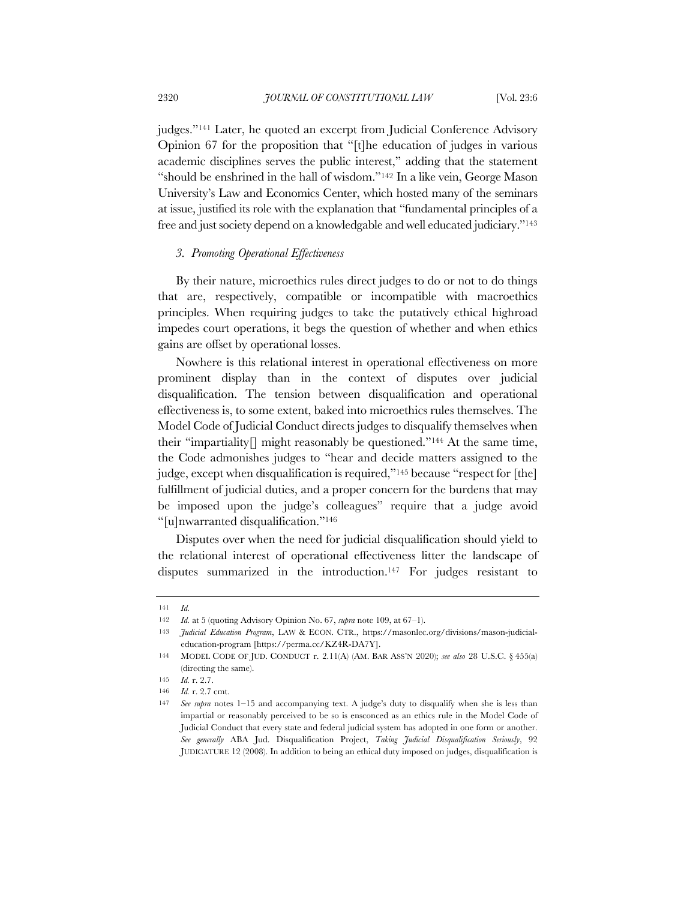judges."[141] Later, he quoted an excerpt from Judicial Conference Advisory Opinion 67 for the proposition that "[t]he education of judges in various academic disciplines serves the public interest," adding that the statement "should be enshrined in the hall of wisdom."[142] In a like vein, George Mason University's Law and Economics Center, which hosted many of the seminars at issue, justified its role with the explanation that "fundamental principles of a free and just society depend on a knowledgable and well educated judiciary."[143]

### *3. Promoting Operational Effectiveness*

By their nature, microethics rules direct judges to do or not to do things that are, respectively, compatible or incompatible with macroethics principles. When requiring judges to take the putatively ethical highroad impedes court operations, it begs the question of whether and when ethics gains are offset by operational losses.

Nowhere is this relational interest in operational effectiveness on more prominent display than in the context of disputes over judicial disqualification. The tension between disqualification and operational effectiveness is, to some extent, baked into microethics rules themselves. The Model Code of Judicial Conduct directs judges to disqualify themselves when their "impartiality[] might reasonably be questioned."[144] At the same time, the Code admonishes judges to "hear and decide matters assigned to the judge, except when disqualification is required,"[145] because "respect for [the] fulfillment of judicial duties, and a proper concern for the burdens that may be imposed upon the judge's colleagues" require that a judge avoid "[u]nwarranted disqualification."[146]

Disputes over when the need for judicial disqualification should yield to the relational interest of operational effectiveness litter the landscape of disputes summarized in the introduction.[147] For judges resistant to

---

141 *Id.*

142 *Id.* at 5 (quoting Advisory Opinion No. 67, *supra* note 109, at 67–1).

143 *Judicial Education Program*, LAW & ECON. CTR., https://masonlec.org/divisions/mason-judicial-education-program [https://perma.cc/KZ4R-DA7Y].

144 MODEL CODE OF JUD. CONDUCT r. 2.11(A) (AM. BAR ASS'N 2020); *see also* 28 U.S.C. § 455(a) (directing the same).

145 *Id.* r. 2.7.

146 *Id.* r. 2.7 cmt.

147 *See supra* notes 1–15 and accompanying text. A judge's duty to disqualify when she is less than impartial or reasonably perceived to be so is ensconced as an ethics rule in the Model Code of Judicial Conduct that every state and federal judicial system has adopted in one form or another. *See generally* ABA Jud. Disqualification Project, *Taking Judicial Disqualification Seriously*, 92 JUDICATURE 12 (2008). In addition to being an ethical duty imposed on judges, disqualification is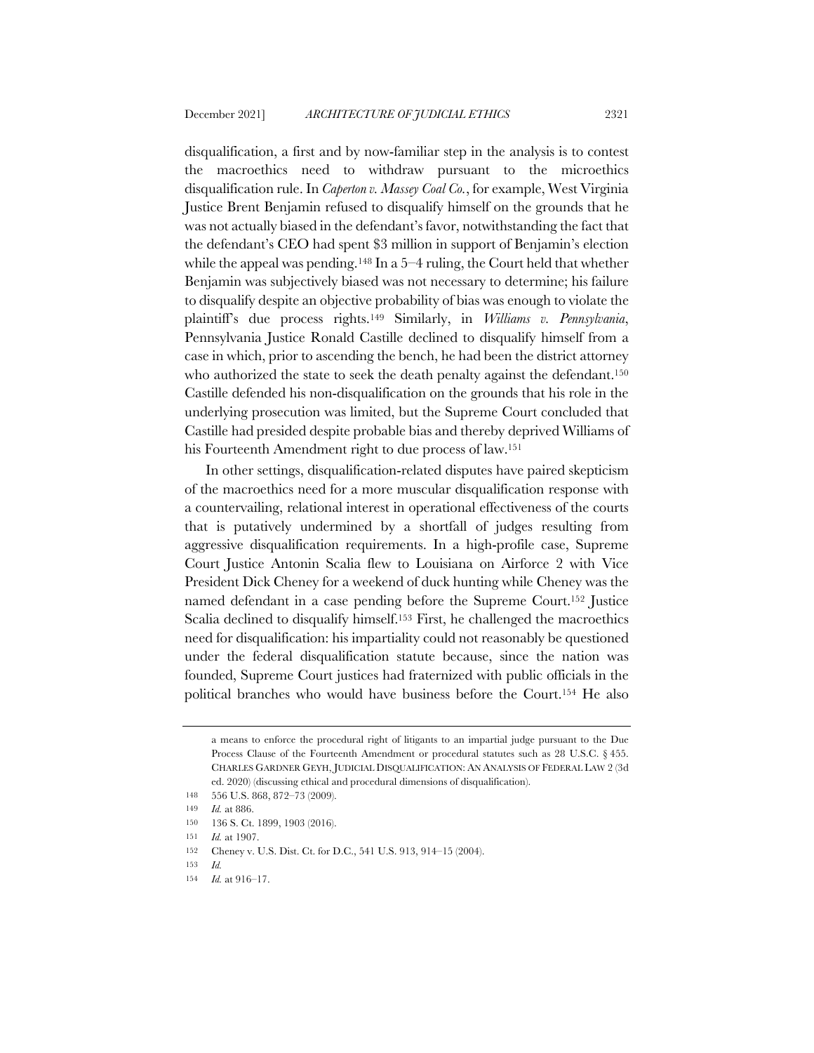disqualification, a first and by now-familiar step in the analysis is to contest the macroethics need to withdraw pursuant to the microethics disqualification rule. In *Caperton v. Massey Coal Co.*, for example, West Virginia Justice Brent Benjamin refused to disqualify himself on the grounds that he was not actually biased in the defendant's favor, notwithstanding the fact that the defendant's CEO had spent $3 million in support of Benjamin's election while the appeal was pending.[148] In a 5–4 ruling, the Court held that whether Benjamin was subjectively biased was not necessary to determine; his failure to disqualify despite an objective probability of bias was enough to violate the plaintiff's due process rights.[149] Similarly, in *Williams v. Pennsylvania*, Pennsylvania Justice Ronald Castille declined to disqualify himself from a case in which, prior to ascending the bench, he had been the district attorney who authorized the state to seek the death penalty against the defendant.[150] Castille defended his non-disqualification on the grounds that his role in the underlying prosecution was limited, but the Supreme Court concluded that Castille had presided despite probable bias and thereby deprived Williams of his Fourteenth Amendment right to due process of law.[151]

In other settings, disqualification-related disputes have paired skepticism of the macroethics need for a more muscular disqualification response with a countervailing, relational interest in operational effectiveness of the courts that is putatively undermined by a shortfall of judges resulting from aggressive disqualification requirements. In a high-profile case, Supreme Court Justice Antonin Scalia flew to Louisiana on Airforce 2 with Vice President Dick Cheney for a weekend of duck hunting while Cheney was the named defendant in a case pending before the Supreme Court.[152] Justice Scalia declined to disqualify himself.[153] First, he challenged the macroethics need for disqualification: his impartiality could not reasonably be questioned under the federal disqualification statute because, since the nation was founded, Supreme Court justices had fraternized with public officials in the political branches who would have business before the Court.[154] He also

a means to enforce the procedural right of litigants to an impartial judge pursuant to the Due Process Clause of the Fourteenth Amendment or procedural statutes such as 28 U.S.C. § 455. CHARLES GARDNER GEYH, JUDICIAL DISQUALIFICATION: AN ANALYSIS OF FEDERAL LAW 2 (3d ed. 2020) (discussing ethical and procedural dimensions of disqualification).

148 556 U.S. 868, 872–73 (2009).

149 *Id.* at 886.

150 136 S. Ct. 1899, 1903 (2016).

151 *Id.* at 1907.

152 Cheney v. U.S. Dist. Ct. for D.C., 541 U.S. 913, 914–15 (2004).

153 *Id.*

154 *Id.* at 916–17.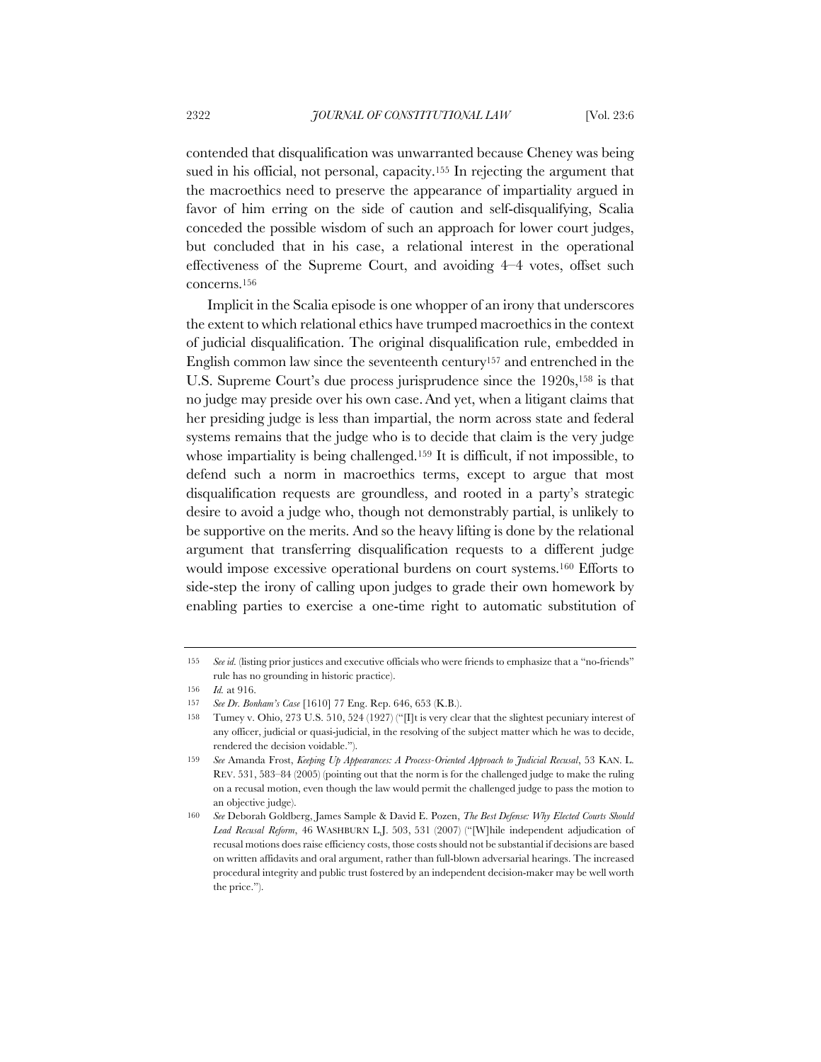contended that disqualification was unwarranted because Cheney was being sued in his official, not personal, capacity.[155] In rejecting the argument that the macroethics need to preserve the appearance of impartiality argued in favor of him erring on the side of caution and self-disqualifying, Scalia conceded the possible wisdom of such an approach for lower court judges, but concluded that in his case, a relational interest in the operational effectiveness of the Supreme Court, and avoiding 4–4 votes, offset such concerns.[156]

Implicit in the Scalia episode is one whopper of an irony that underscores the extent to which relational ethics have trumped macroethics in the context of judicial disqualification. The original disqualification rule, embedded in English common law since the seventeenth century[157] and entrenched in the U.S. Supreme Court's due process jurisprudence since the 1920s,[158] is that no judge may preside over his own case. And yet, when a litigant claims that her presiding judge is less than impartial, the norm across state and federal systems remains that the judge who is to decide that claim is the very judge whose impartiality is being challenged.[159] It is difficult, if not impossible, to defend such a norm in macroethics terms, except to argue that most disqualification requests are groundless, and rooted in a party's strategic desire to avoid a judge who, though not demonstrably partial, is unlikely to be supportive on the merits. And so the heavy lifting is done by the relational argument that transferring disqualification requests to a different judge would impose excessive operational burdens on court systems.[160] Efforts to side-step the irony of calling upon judges to grade their own homework by enabling parties to exercise a one-time right to automatic substitution of

---

155 *See id.* (listing prior justices and executive officials who were friends to emphasize that a "no-friends" rule has no grounding in historic practice).

156 *Id.* at 916.

157 *See Dr. Bonham's Case* [1610] 77 Eng. Rep. 646, 653 (K.B.).

158 Tumey v. Ohio, 273 U.S. 510, 524 (1927) ("[I]t is very clear that the slightest pecuniary interest of any officer, judicial or quasi-judicial, in the resolving of the subject matter which he was to decide, rendered the decision voidable.").

159 *See* Amanda Frost, *Keeping Up Appearances: A Process-Oriented Approach to Judicial Recusal*, 53 KAN. L. REV. 531, 583–84 (2005) (pointing out that the norm is for the challenged judge to make the ruling on a recusal motion, even though the law would permit the challenged judge to pass the motion to an objective judge).

160 *See* Deborah Goldberg, James Sample & David E. Pozen, *The Best Defense: Why Elected Courts Should Lead Recusal Reform*, 46 WASHBURN L.J. 503, 531 (2007) ("[W]hile independent adjudication of recusal motions does raise efficiency costs, those costs should not be substantial if decisions are based on written affidavits and oral argument, rather than full-blown adversarial hearings. The increased procedural integrity and public trust fostered by an independent decision-maker may be well worth the price.").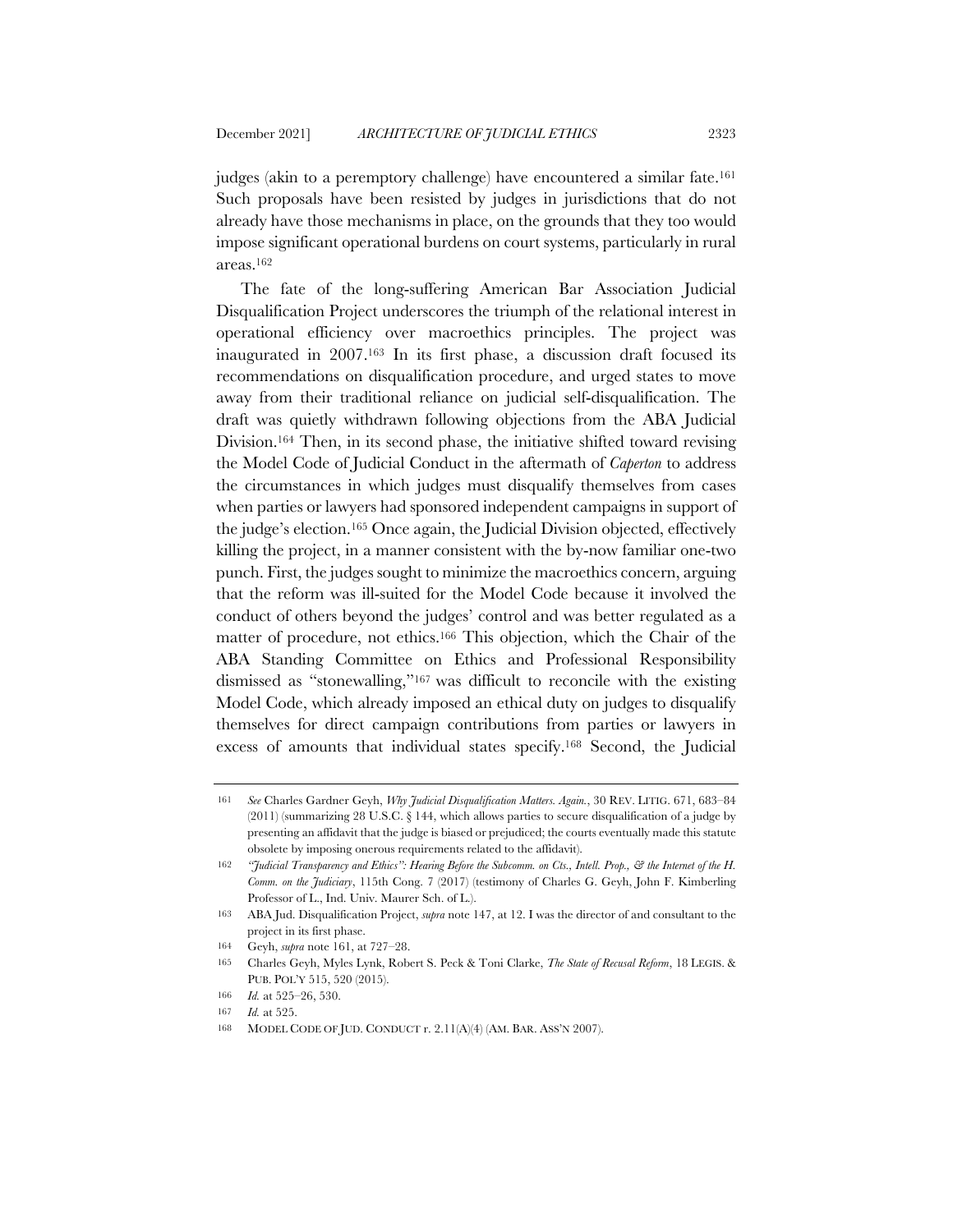judges (akin to a peremptory challenge) have encountered a similar fate.[161] Such proposals have been resisted by judges in jurisdictions that do not already have those mechanisms in place, on the grounds that they too would impose significant operational burdens on court systems, particularly in rural areas.[162]

The fate of the long-suffering American Bar Association Judicial Disqualification Project underscores the triumph of the relational interest in operational efficiency over macroethics principles. The project was inaugurated in 2007.[163] In its first phase, a discussion draft focused its recommendations on disqualification procedure, and urged states to move away from their traditional reliance on judicial self-disqualification. The draft was quietly withdrawn following objections from the ABA Judicial Division.[164] Then, in its second phase, the initiative shifted toward revising the Model Code of Judicial Conduct in the aftermath of *Caperton* to address the circumstances in which judges must disqualify themselves from cases when parties or lawyers had sponsored independent campaigns in support of the judge's election.[165] Once again, the Judicial Division objected, effectively killing the project, in a manner consistent with the by-now familiar one-two punch. First, the judges sought to minimize the macroethics concern, arguing that the reform was ill-suited for the Model Code because it involved the conduct of others beyond the judges' control and was better regulated as a matter of procedure, not ethics.[166] This objection, which the Chair of the ABA Standing Committee on Ethics and Professional Responsibility dismissed as "stonewalling,"[167] was difficult to reconcile with the existing Model Code, which already imposed an ethical duty on judges to disqualify themselves for direct campaign contributions from parties or lawyers in excess of amounts that individual states specify.[168] Second, the Judicial

---

161 *See* Charles Gardner Geyh, *Why Judicial Disqualification Matters. Again.*, 30 REV. LITIG. 671, 683–84 (2011) (summarizing 28 U.S.C. § 144, which allows parties to secure disqualification of a judge by presenting an affidavit that the judge is biased or prejudiced; the courts eventually made this statute obsolete by imposing onerous requirements related to the affidavit).

162 *"Judicial Transparency and Ethics": Hearing Before the Subcomm. on Cts., Intell. Prop., & the Internet of the H. Comm. on the Judiciary*, 115th Cong. 7 (2017) (testimony of Charles G. Geyh, John F. Kimberling Professor of L., Ind. Univ. Maurer Sch. of L.).

163 ABA Jud. Disqualification Project, *supra* note 147, at 12. I was the director of and consultant to the project in its first phase.

164 Geyh, *supra* note 161, at 727–28.

165 Charles Geyh, Myles Lynk, Robert S. Peck & Toni Clarke, *The State of Recusal Reform*, 18 LEGIS. & PUB. POL'Y 515, 520 (2015).

166 *Id.* at 525–26, 530.

167 *Id.* at 525.

168 MODEL CODE OF JUD. CONDUCT r. 2.11(A)(4) (AM. BAR. ASS'N 2007).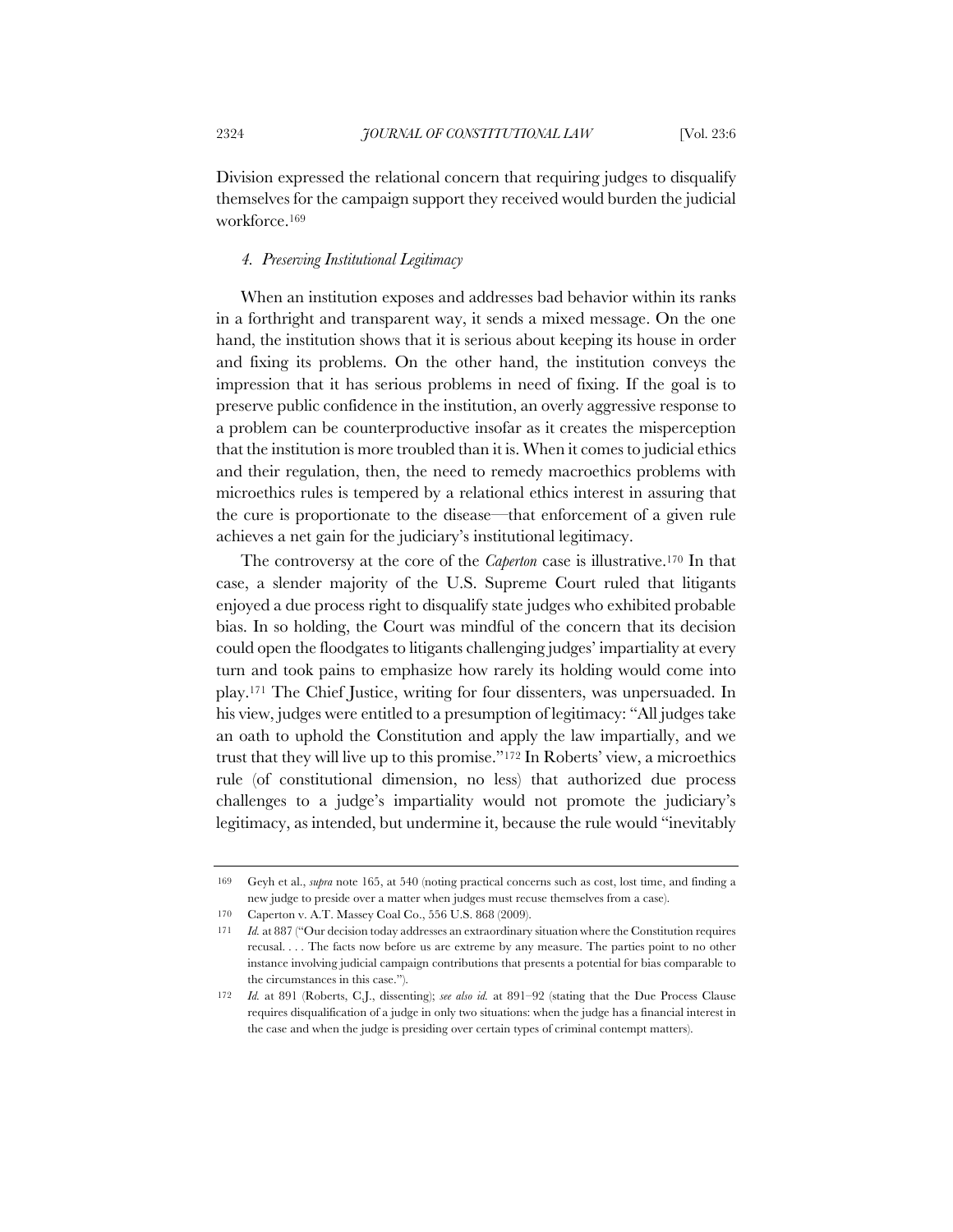Division expressed the relational concern that requiring judges to disqualify themselves for the campaign support they received would burden the judicial workforce.[169]

#### 4. *Preserving Institutional Legitimacy*

When an institution exposes and addresses bad behavior within its ranks in a forthright and transparent way, it sends a mixed message. On the one hand, the institution shows that it is serious about keeping its house in order and fixing its problems. On the other hand, the institution conveys the impression that it has serious problems in need of fixing. If the goal is to preserve public confidence in the institution, an overly aggressive response to a problem can be counterproductive insofar as it creates the misperception that the institution is more troubled than it is. When it comes to judicial ethics and their regulation, then, the need to remedy macroethics problems with microethics rules is tempered by a relational ethics interest in assuring that the cure is proportionate to the disease—that enforcement of a given rule achieves a net gain for the judiciary's institutional legitimacy.

The controversy at the core of the *Caperton* case is illustrative.[170] In that case, a slender majority of the U.S. Supreme Court ruled that litigants enjoyed a due process right to disqualify state judges who exhibited probable bias. In so holding, the Court was mindful of the concern that its decision could open the floodgates to litigants challenging judges' impartiality at every turn and took pains to emphasize how rarely its holding would come into play.[171] The Chief Justice, writing for four dissenters, was unpersuaded. In his view, judges were entitled to a presumption of legitimacy: "All judges take an oath to uphold the Constitution and apply the law impartially, and we trust that they will live up to this promise."[172] In Roberts' view, a microethics rule (of constitutional dimension, no less) that authorized due process challenges to a judge's impartiality would not promote the judiciary's legitimacy, as intended, but undermine it, because the rule would "inevitably

---

169 Geyh et al., *supra* note 165, at 540 (noting practical concerns such as cost, lost time, and finding a new judge to preside over a matter when judges must recuse themselves from a case).

170 Caperton v. A.T. Massey Coal Co., 556 U.S. 868 (2009).

171 *Id.* at 887 ("Our decision today addresses an extraordinary situation where the Constitution requires recusal. . . . The facts now before us are extreme by any measure. The parties point to no other instance involving judicial campaign contributions that presents a potential for bias comparable to the circumstances in this case.").

172 *Id.* at 891 (Roberts, C.J., dissenting); *see also id.* at 891–92 (stating that the Due Process Clause requires disqualification of a judge in only two situations: when the judge has a financial interest in the case and when the judge is presiding over certain types of criminal contempt matters).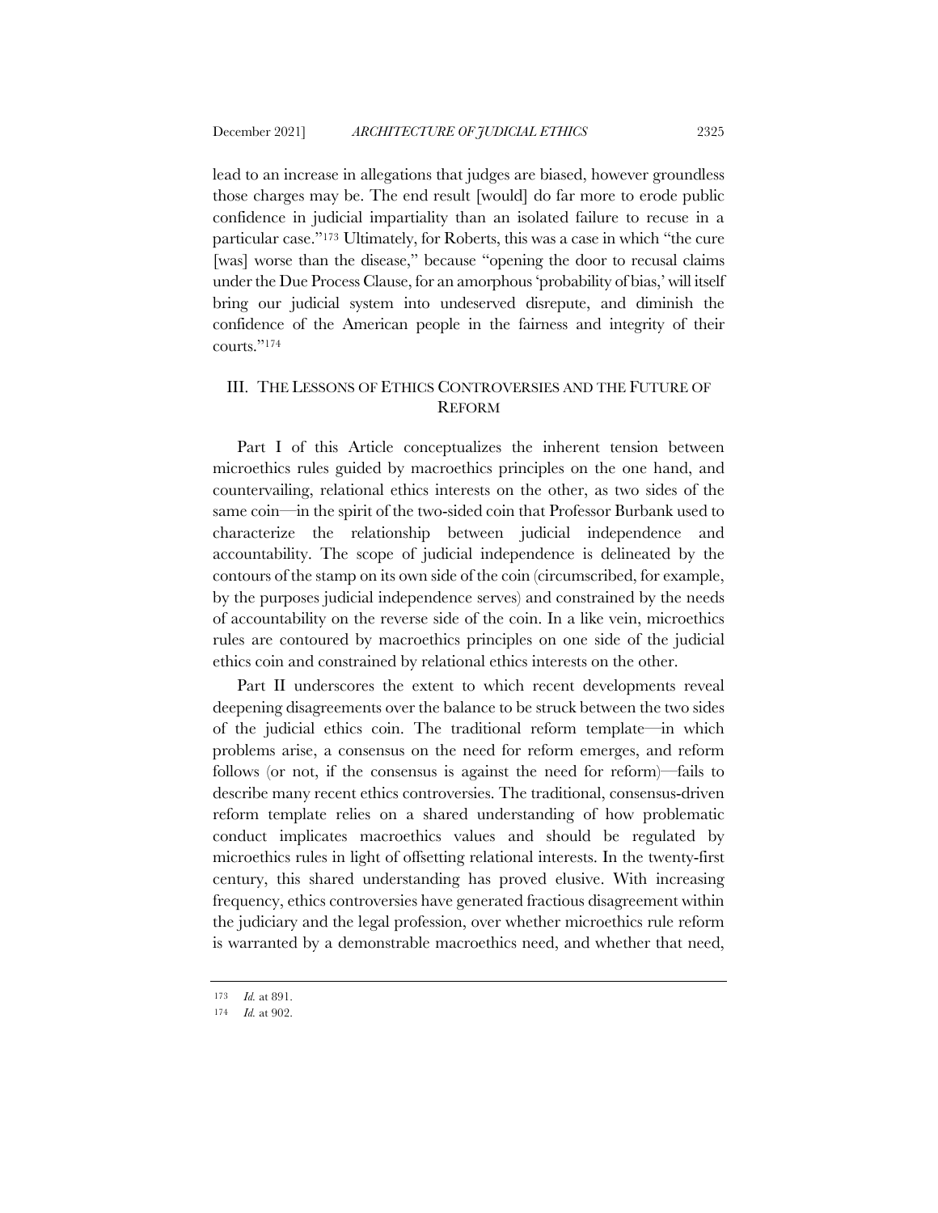lead to an increase in allegations that judges are biased, however groundless those charges may be. The end result [would] do far more to erode public confidence in judicial impartiality than an isolated failure to recuse in a particular case."[173] Ultimately, for Roberts, this was a case in which "the cure [was] worse than the disease," because "opening the door to recusal claims under the Due Process Clause, for an amorphous 'probability of bias,' will itself bring our judicial system into undeserved disrepute, and diminish the confidence of the American people in the fairness and integrity of their courts."[174]

## III. The Lessons of Ethics Controversies and the Future of Reform

Part I of this Article conceptualizes the inherent tension between microethics rules guided by macroethics principles on the one hand, and countervailing, relational ethics interests on the other, as two sides of the same coin—in the spirit of the two-sided coin that Professor Burbank used to characterize the relationship between judicial independence and accountability. The scope of judicial independence is delineated by the contours of the stamp on its own side of the coin (circumscribed, for example, by the purposes judicial independence serves) and constrained by the needs of accountability on the reverse side of the coin. In a like vein, microethics rules are contoured by macroethics principles on one side of the judicial ethics coin and constrained by relational ethics interests on the other.

Part II underscores the extent to which recent developments reveal deepening disagreements over the balance to be struck between the two sides of the judicial ethics coin. The traditional reform template—in which problems arise, a consensus on the need for reform emerges, and reform follows (or not, if the consensus is against the need for reform)—fails to describe many recent ethics controversies. The traditional, consensus-driven reform template relies on a shared understanding of how problematic conduct implicates macroethics values and should be regulated by microethics rules in light of offsetting relational interests. In the twenty-first century, this shared understanding has proved elusive. With increasing frequency, ethics controversies have generated fractious disagreement within the judiciary and the legal profession, over whether microethics rule reform is warranted by a demonstrable macroethics need, and whether that need,

---

173 *Id.* at 891.

174 *Id.* at 902.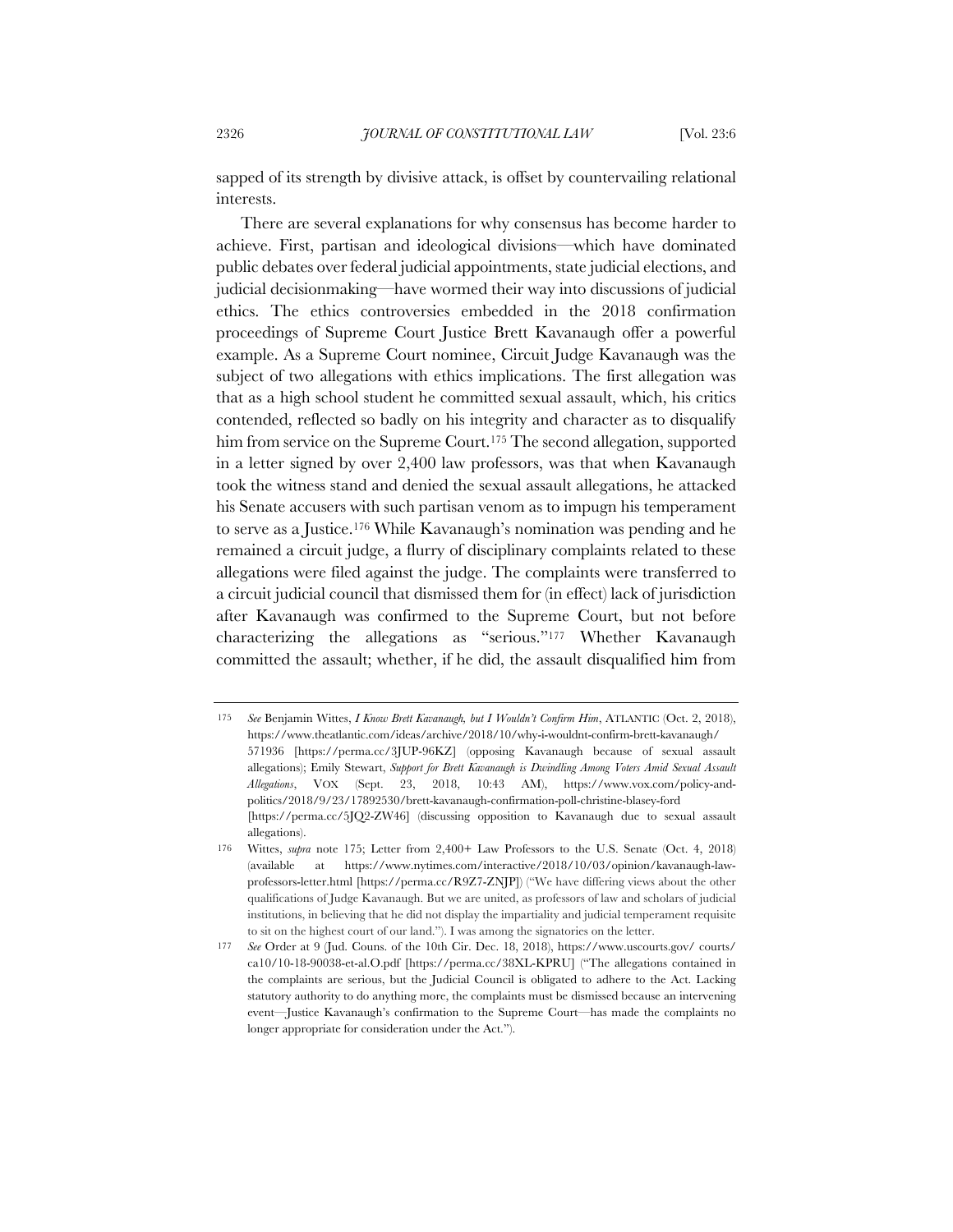sapped of its strength by divisive attack, is offset by countervailing relational interests.

There are several explanations for why consensus has become harder to achieve. First, partisan and ideological divisions—which have dominated public debates over federal judicial appointments, state judicial elections, and judicial decisionmaking—have wormed their way into discussions of judicial ethics. The ethics controversies embedded in the 2018 confirmation proceedings of Supreme Court Justice Brett Kavanaugh offer a powerful example. As a Supreme Court nominee, Circuit Judge Kavanaugh was the subject of two allegations with ethics implications. The first allegation was that as a high school student he committed sexual assault, which, his critics contended, reflected so badly on his integrity and character as to disqualify him from service on the Supreme Court.[175] The second allegation, supported in a letter signed by over 2,400 law professors, was that when Kavanaugh took the witness stand and denied the sexual assault allegations, he attacked his Senate accusers with such partisan venom as to impugn his temperament to serve as a Justice.[176] While Kavanaugh's nomination was pending and he remained a circuit judge, a flurry of disciplinary complaints related to these allegations were filed against the judge. The complaints were transferred to a circuit judicial council that dismissed them for (in effect) lack of jurisdiction after Kavanaugh was confirmed to the Supreme Court, but not before characterizing the allegations as "serious."[177] Whether Kavanaugh committed the assault; whether, if he did, the assault disqualified him from

---

175 *See* Benjamin Wittes, *I Know Brett Kavanaugh, but I Wouldn't Confirm Him*, ATLANTIC (Oct. 2, 2018), https://www.theatlantic.com/ideas/archive/2018/10/why-i-wouldnt-confirm-brett-kavanaugh/571936 [https://perma.cc/3JUP-96KZ] (opposing Kavanaugh because of sexual assault allegations); Emily Stewart, *Support for Brett Kavanaugh is Dwindling Among Voters Amid Sexual Assault Allegations*, VOX (Sept. 23, 2018, 10:43 AM), https://www.vox.com/policy-and-politics/2018/9/23/17892530/brett-kavanaugh-confirmation-poll-christine-blasey-ford [https://perma.cc/5JQ2-ZW46] (discussing opposition to Kavanaugh due to sexual assault allegations).

176 Wittes, *supra* note 175; Letter from 2,400+ Law Professors to the U.S. Senate (Oct. 4, 2018) (available at https://www.nytimes.com/interactive/2018/10/03/opinion/kavanaugh-law-professors-letter.html [https://perma.cc/R9Z7-ZNJP]) ("We have differing views about the other qualifications of Judge Kavanaugh. But we are united, as professors of law and scholars of judicial institutions, in believing that he did not display the impartiality and judicial temperament requisite to sit on the highest court of our land."). I was among the signatories on the letter.

177 *See* Order at 9 (Jud. Couns. of the 10th Cir. Dec. 18, 2018), https://www.uscourts.gov/ courts/ca10/10-18-90038-et-al.O.pdf [https://perma.cc/38XL-KPRU] ("The allegations contained in the complaints are serious, but the Judicial Council is obligated to adhere to the Act. Lacking statutory authority to do anything more, the complaints must be dismissed because an intervening event—Justice Kavanaugh's confirmation to the Supreme Court—has made the complaints no longer appropriate for consideration under the Act.").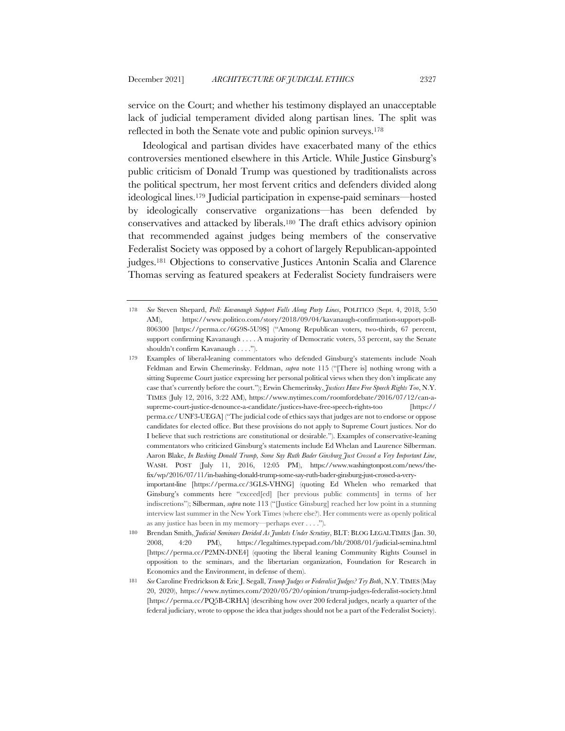service on the Court; and whether his testimony displayed an unacceptable lack of judicial temperament divided along partisan lines. The split was reflected in both the Senate vote and public opinion surveys.[178]

Ideological and partisan divides have exacerbated many of the ethics controversies mentioned elsewhere in this Article. While Justice Ginsburg's public criticism of Donald Trump was questioned by traditionalists across the political spectrum, her most fervent critics and defenders divided along ideological lines.[179] Judicial participation in expense-paid seminars—hosted by ideologically conservative organizations—has been defended by conservatives and attacked by liberals.[180] The draft ethics advisory opinion that recommended against judges being members of the conservative Federalist Society was opposed by a cohort of largely Republican-appointed judges.[181] Objections to conservative Justices Antonin Scalia and Clarence Thomas serving as featured speakers at Federalist Society fundraisers were

---

178 *See* Steven Shepard, *Poll: Kavanaugh Support Falls Along Party Lines*, POLITICO (Sept. 4, 2018, 5:50 AM), https://www.politico.com/story/2018/09/04/kavanaugh-confirmation-support-poll-806300 [https://perma.cc/6G9S-5U9S] ("Among Republican voters, two-thirds, 67 percent, support confirming Kavanaugh . . . . A majority of Democratic voters, 53 percent, say the Senate shouldn't confirm Kavanaugh . . . .").

179 Examples of liberal-leaning commentators who defended Ginsburg's statements include Noah Feldman and Erwin Chemerinsky. Feldman, *supra* note 115 ("[There is] nothing wrong with a sitting Supreme Court justice expressing her personal political views when they don't implicate any case that's currently before the court."); Erwin Chemerinsky, *Justices Have Free Speech Rights Too*, N.Y. TIMES (July 12, 2016, 3:22 AM), https://www.nytimes.com/roomfordebate/2016/07/12/can-a-supreme-court-justice-denounce-a-candidate/justices-have-free-speech-rights-too [https://perma.cc/UNF3-UEGA] ("The judicial code of ethics says that judges are not to endorse or oppose candidates for elected office. But these provisions do not apply to Supreme Court justices. Nor do I believe that such restrictions are constitutional or desirable."). Examples of conservative-leaning commentators who criticized Ginsburg's statements include Ed Whelan and Laurence Silberman. Aaron Blake, *In Bashing Donald Trump, Some Say Ruth Bader Ginsburg Just Crossed a Very Important Line*, WASH. POST (July 11, 2016, 12:05 PM), https://www.washingtonpost.com/news/the-fix/wp/2016/07/11/in-bashing-donald-trump-some-say-ruth-bader-ginsburg-just-crossed-a-very-important-line [https://perma.cc/3GLS-VHNG] (quoting Ed Whelen who remarked that Ginsburg's comments here "exceed[ed] [her previous public comments] in terms of her indiscretions"); Silberman, *supra* note 113 ("[Justice Ginsburg] reached her low point in a stunning interview last summer in the New York Times (where else?). Her comments were as openly political as any justice has been in my memory—perhaps ever . . . .").

180 Brendan Smith, *Judicial Seminars Derided As Junkets Under Scrutiny*, BLT: BLOG LEGALTIMES (Jan. 30, 2008, 4:20 PM), https://legaltimes.typepad.com/blt/2008/01/judicial-semina.html [https://perma.cc/P2MN-DNE4] (quoting the liberal leaning Community Rights Counsel in opposition to the seminars, and the libertarian organization, Foundation for Research in Economics and the Environment, in defense of them).

181 *See* Caroline Fredrickson & Eric J. Segall, *Trump Judges or Federalist Judges? Try Both*, N.Y. TIMES (May 20, 2020), https://www.nytimes.com/2020/05/20/opinion/trump-judges-federalist-society.html [https://perma.cc/PQ5B-CRHA] (describing how over 200 federal judges, nearly a quarter of the federal judiciary, wrote to oppose the idea that judges should not be a part of the Federalist Society).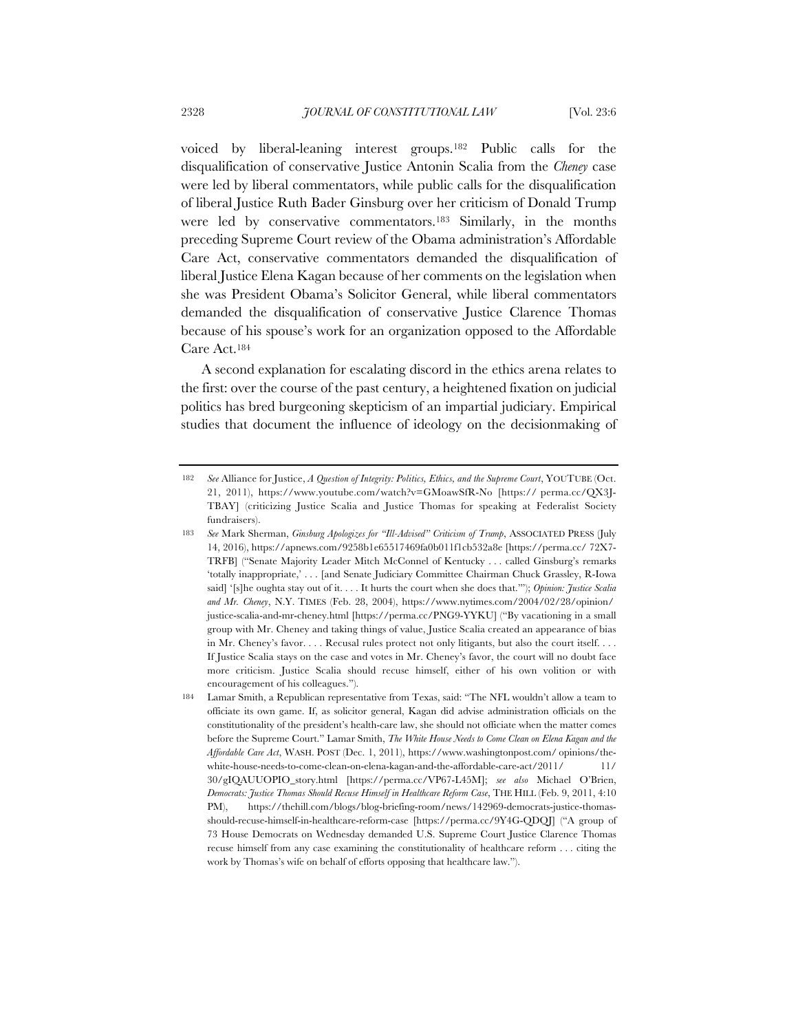voiced by liberal-leaning interest groups.[182] Public calls for the disqualification of conservative Justice Antonin Scalia from the *Cheney* case were led by liberal commentators, while public calls for the disqualification of liberal Justice Ruth Bader Ginsburg over her criticism of Donald Trump were led by conservative commentators.[183] Similarly, in the months preceding Supreme Court review of the Obama administration's Affordable Care Act, conservative commentators demanded the disqualification of liberal Justice Elena Kagan because of her comments on the legislation when she was President Obama's Solicitor General, while liberal commentators demanded the disqualification of conservative Justice Clarence Thomas because of his spouse's work for an organization opposed to the Affordable Care Act.[184]

A second explanation for escalating discord in the ethics arena relates to the first: over the course of the past century, a heightened fixation on judicial politics has bred burgeoning skepticism of an impartial judiciary. Empirical studies that document the influence of ideology on the decisionmaking of

---

182 *See* Alliance for Justice, *A Question of Integrity: Politics, Ethics, and the Supreme Court*, YOUTUBE (Oct. 21, 2011), https://www.youtube.com/watch?v=GMoawSfR-No [https:// perma.cc/QX3J-TBAY] (criticizing Justice Scalia and Justice Thomas for speaking at Federalist Society fundraisers).

183 *See* Mark Sherman, *Ginsburg Apologizes for "Ill-Advised" Criticism of Trump*, ASSOCIATED PRESS (July 14, 2016), https://apnews.com/9258b1e65517469fa0b011f1cb532a8e [https://perma.cc/ 72X7-TRFB] ("Senate Majority Leader Mitch McConnel of Kentucky . . . called Ginsburg's remarks 'totally inappropriate,' . . . [and Senate Judiciary Committee Chairman Chuck Grassley, R-Iowa said] '[s]he oughta stay out of it. . . . It hurts the court when she does that.'"); *Opinion: Justice Scalia and Mr. Cheney*, N.Y. TIMES (Feb. 28, 2004), https://www.nytimes.com/2004/02/28/opinion/ justice-scalia-and-mr-cheney.html [https://perma.cc/PNG9-YYKU] ("By vacationing in a small group with Mr. Cheney and taking things of value, Justice Scalia created an appearance of bias in Mr. Cheney's favor. . . . Recusal rules protect not only litigants, but also the court itself. . . . If Justice Scalia stays on the case and votes in Mr. Cheney's favor, the court will no doubt face more criticism. Justice Scalia should recuse himself, either of his own volition or with encouragement of his colleagues.").

184 Lamar Smith, a Republican representative from Texas, said: "The NFL wouldn't allow a team to officiate its own game. If, as solicitor general, Kagan did advise administration officials on the constitutionality of the president's health-care law, she should not officiate when the matter comes before the Supreme Court." Lamar Smith, *The White House Needs to Come Clean on Elena Kagan and the Affordable Care Act*, WASH. POST (Dec. 1, 2011), https://www.washingtonpost.com/ opinions/the-white-house-needs-to-come-clean-on-elena-kagan-and-the-affordable-care-act/2011/ 11/ 30/gIQAUUOPIO_story.html [https://perma.cc/VP67-L45M]; *see also* Michael O'Brien, *Democrats: Justice Thomas Should Recuse Himself in Healthcare Reform Case*, THE HILL (Feb. 9, 2011, 4:10 PM), https://thehill.com/blogs/blog-briefing-room/news/142969-democrats-justice-thomas-should-recuse-himself-in-healthcare-reform-case [https://perma.cc/9Y4G-QDQJ] ("A group of 73 House Democrats on Wednesday demanded U.S. Supreme Court Justice Clarence Thomas recuse himself from any case examining the constitutionality of healthcare reform . . . citing the work by Thomas's wife on behalf of efforts opposing that healthcare law.").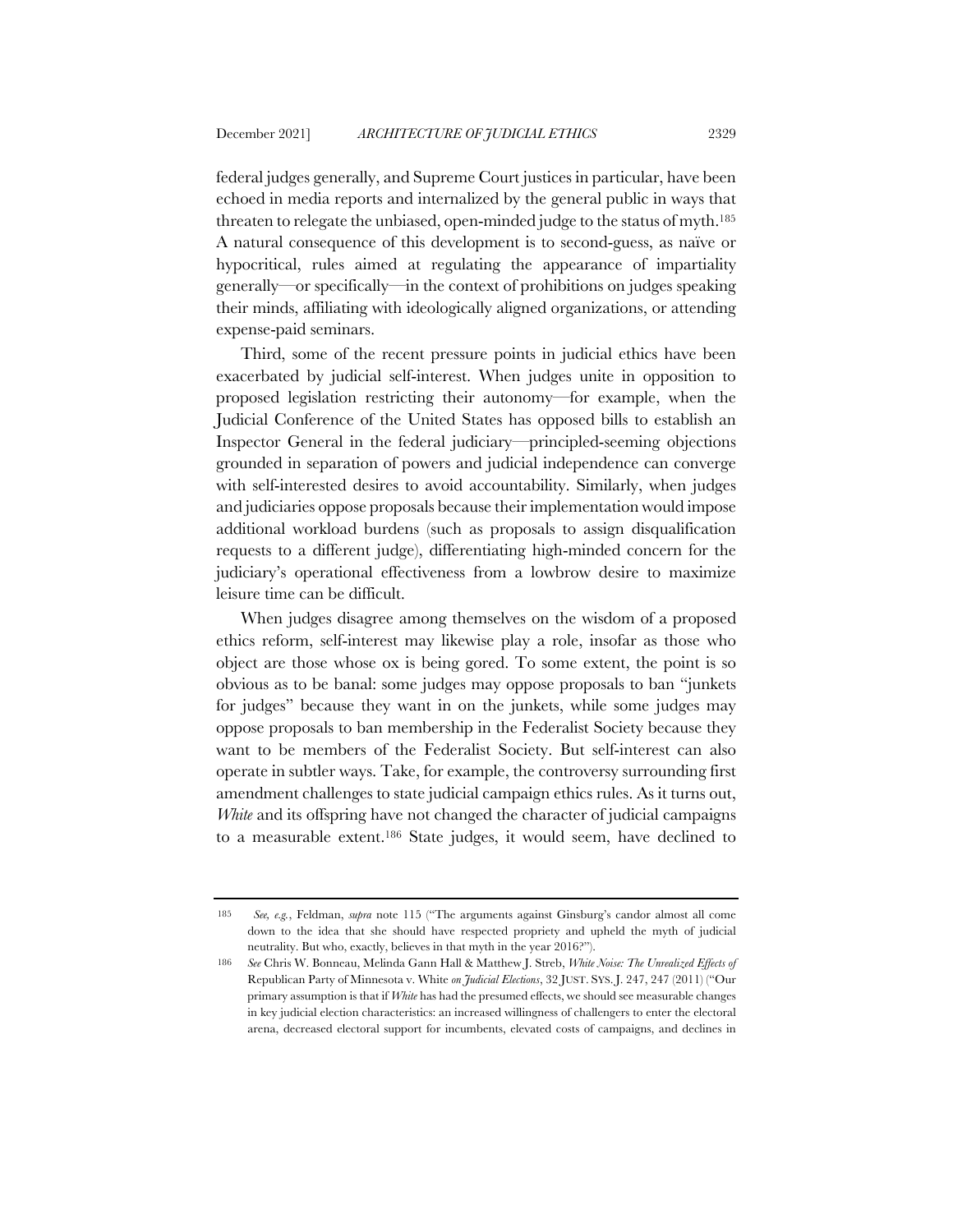federal judges generally, and Supreme Court justices in particular, have been echoed in media reports and internalized by the general public in ways that threaten to relegate the unbiased, open-minded judge to the status of myth.[185] A natural consequence of this development is to second-guess, as naïve or hypocritical, rules aimed at regulating the appearance of impartiality generally—or specifically—in the context of prohibitions on judges speaking their minds, affiliating with ideologically aligned organizations, or attending expense-paid seminars.

Third, some of the recent pressure points in judicial ethics have been exacerbated by judicial self-interest. When judges unite in opposition to proposed legislation restricting their autonomy—for example, when the Judicial Conference of the United States has opposed bills to establish an Inspector General in the federal judiciary—principled-seeming objections grounded in separation of powers and judicial independence can converge with self-interested desires to avoid accountability. Similarly, when judges and judiciaries oppose proposals because their implementation would impose additional workload burdens (such as proposals to assign disqualification requests to a different judge), differentiating high-minded concern for the judiciary's operational effectiveness from a lowbrow desire to maximize leisure time can be difficult.

When judges disagree among themselves on the wisdom of a proposed ethics reform, self-interest may likewise play a role, insofar as those who object are those whose ox is being gored. To some extent, the point is so obvious as to be banal: some judges may oppose proposals to ban "junkets for judges" because they want in on the junkets, while some judges may oppose proposals to ban membership in the Federalist Society because they want to be members of the Federalist Society. But self-interest can also operate in subtler ways. Take, for example, the controversy surrounding first amendment challenges to state judicial campaign ethics rules. As it turns out, *White* and its offspring have not changed the character of judicial campaigns to a measurable extent.[186] State judges, it would seem, have declined to

---

185 *See, e.g.*, Feldman, *supra* note 115 ("The arguments against Ginsburg's candor almost all come down to the idea that she should have respected propriety and upheld the myth of judicial neutrality. But who, exactly, believes in that myth in the year 2016?").

186 *See* Chris W. Bonneau, Melinda Gann Hall & Matthew J. Streb, *White Noise: The Unrealized Effects of* Republican Party of Minnesota v. White *on Judicial Elections*, 32 JUST. SYS. J. 247, 247 (2011) ("Our primary assumption is that if *White* has had the presumed effects, we should see measurable changes in key judicial election characteristics: an increased willingness of challengers to enter the electoral arena, decreased electoral support for incumbents, elevated costs of campaigns, and declines in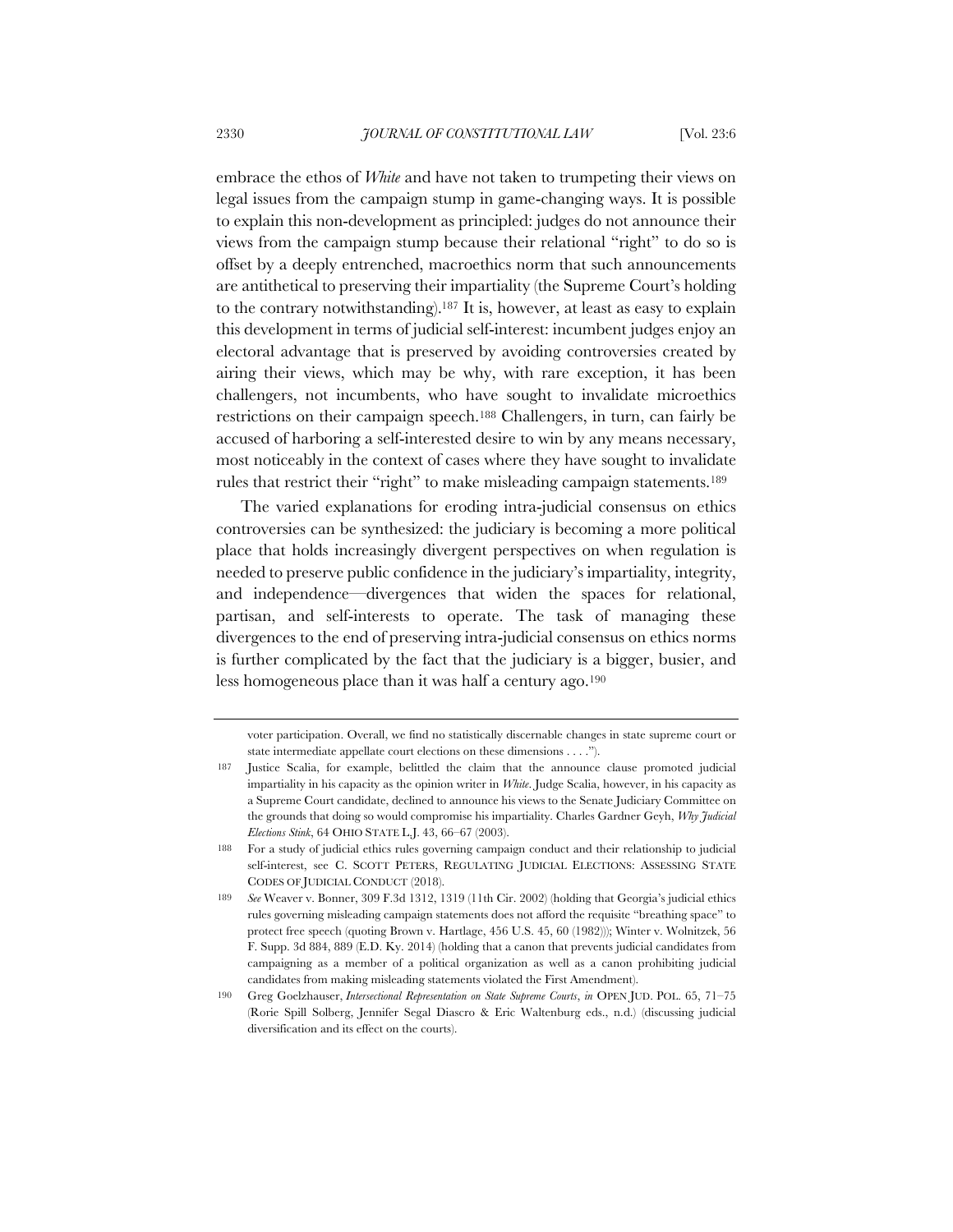embrace the ethos of *White* and have not taken to trumpeting their views on legal issues from the campaign stump in game-changing ways. It is possible to explain this non-development as principled: judges do not announce their views from the campaign stump because their relational "right" to do so is offset by a deeply entrenched, macroethics norm that such announcements are antithetical to preserving their impartiality (the Supreme Court's holding to the contrary notwithstanding).[187] It is, however, at least as easy to explain this development in terms of judicial self-interest: incumbent judges enjoy an electoral advantage that is preserved by avoiding controversies created by airing their views, which may be why, with rare exception, it has been challengers, not incumbents, who have sought to invalidate microethics restrictions on their campaign speech.[188] Challengers, in turn, can fairly be accused of harboring a self-interested desire to win by any means necessary, most noticeably in the context of cases where they have sought to invalidate rules that restrict their "right" to make misleading campaign statements.[189]

The varied explanations for eroding intra-judicial consensus on ethics controversies can be synthesized: the judiciary is becoming a more political place that holds increasingly divergent perspectives on when regulation is needed to preserve public confidence in the judiciary's impartiality, integrity, and independence—divergences that widen the spaces for relational, partisan, and self-interests to operate. The task of managing these divergences to the end of preserving intra-judicial consensus on ethics norms is further complicated by the fact that the judiciary is a bigger, busier, and less homogeneous place than it was half a century ago.[190]

---

voter participation. Overall, we find no statistically discernable changes in state supreme court or state intermediate appellate court elections on these dimensions . . . .").

187 Justice Scalia, for example, belittled the claim that the announce clause promoted judicial impartiality in his capacity as the opinion writer in *White*. Judge Scalia, however, in his capacity as a Supreme Court candidate, declined to announce his views to the Senate Judiciary Committee on the grounds that doing so would compromise his impartiality. Charles Gardner Geyh, *Why Judicial Elections Stink*, 64 OHIO STATE L.J. 43, 66–67 (2003).

188 For a study of judicial ethics rules governing campaign conduct and their relationship to judicial self-interest, see C. SCOTT PETERS, REGULATING JUDICIAL ELECTIONS: ASSESSING STATE CODES OF JUDICIAL CONDUCT (2018).

189 *See* Weaver v. Bonner, 309 F.3d 1312, 1319 (11th Cir. 2002) (holding that Georgia's judicial ethics rules governing misleading campaign statements does not afford the requisite "breathing space" to protect free speech (quoting Brown v. Hartlage, 456 U.S. 45, 60 (1982))); Winter v. Wolnitzek, 56 F. Supp. 3d 884, 889 (E.D. Ky. 2014) (holding that a canon that prevents judicial candidates from campaigning as a member of a political organization as well as a canon prohibiting judicial candidates from making misleading statements violated the First Amendment).

190 Greg Goelzhauser, *Intersectional Representation on State Supreme Courts*, *in* OPEN JUD. POL. 65, 71–75 (Rorie Spill Solberg, Jennifer Segal Diascro & Eric Waltenburg eds., n.d.) (discussing judicial diversification and its effect on the courts).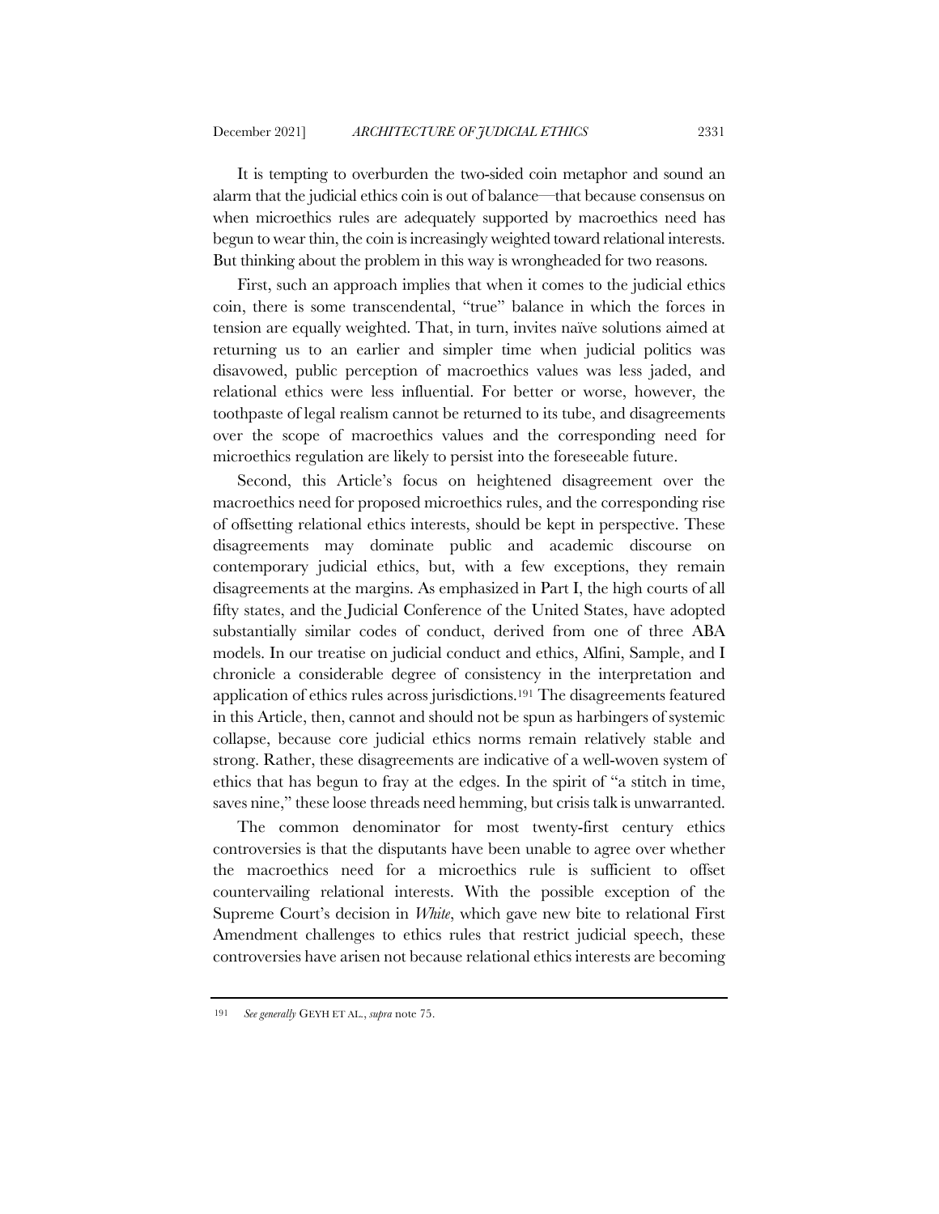It is tempting to overburden the two-sided coin metaphor and sound an alarm that the judicial ethics coin is out of balance—that because consensus on when microethics rules are adequately supported by macroethics need has begun to wear thin, the coin is increasingly weighted toward relational interests. But thinking about the problem in this way is wrongheaded for two reasons.

First, such an approach implies that when it comes to the judicial ethics coin, there is some transcendental, "true" balance in which the forces in tension are equally weighted. That, in turn, invites naïve solutions aimed at returning us to an earlier and simpler time when judicial politics was disavowed, public perception of macroethics values was less jaded, and relational ethics were less influential. For better or worse, however, the toothpaste of legal realism cannot be returned to its tube, and disagreements over the scope of macroethics values and the corresponding need for microethics regulation are likely to persist into the foreseeable future.

Second, this Article's focus on heightened disagreement over the macroethics need for proposed microethics rules, and the corresponding rise of offsetting relational ethics interests, should be kept in perspective. These disagreements may dominate public and academic discourse on contemporary judicial ethics, but, with a few exceptions, they remain disagreements at the margins. As emphasized in Part I, the high courts of all fifty states, and the Judicial Conference of the United States, have adopted substantially similar codes of conduct, derived from one of three ABA models. In our treatise on judicial conduct and ethics, Alfini, Sample, and I chronicle a considerable degree of consistency in the interpretation and application of ethics rules across jurisdictions.[191] The disagreements featured in this Article, then, cannot and should not be spun as harbingers of systemic collapse, because core judicial ethics norms remain relatively stable and strong. Rather, these disagreements are indicative of a well-woven system of ethics that has begun to fray at the edges. In the spirit of "a stitch in time, saves nine," these loose threads need hemming, but crisis talk is unwarranted.

The common denominator for most twenty-first century ethics controversies is that the disputants have been unable to agree over whether the macroethics need for a microethics rule is sufficient to offset countervailing relational interests. With the possible exception of the Supreme Court's decision in *White*, which gave new bite to relational First Amendment challenges to ethics rules that restrict judicial speech, these controversies have arisen not because relational ethics interests are becoming

---

191 *See generally* GEYH ET AL., *supra* note 75.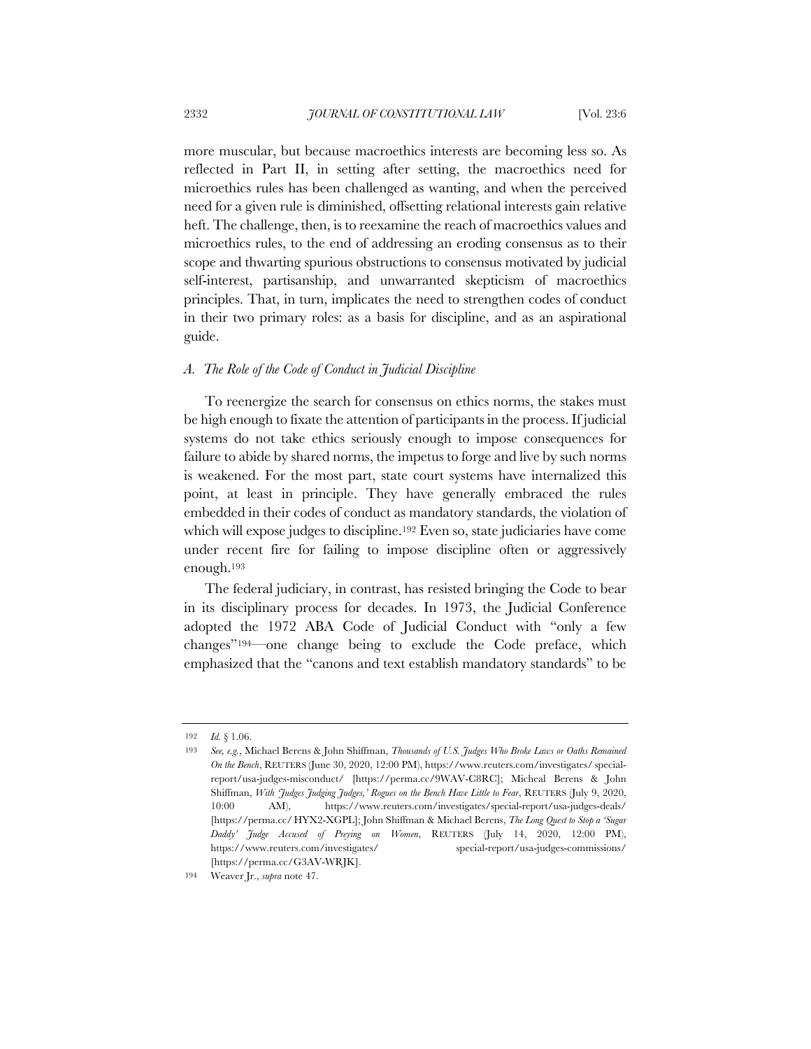more muscular, but because macroethics interests are becoming less so. As reflected in Part II, in setting after setting, the macroethics need for microethics rules has been challenged as wanting, and when the perceived need for a given rule is diminished, offsetting relational interests gain relative heft. The challenge, then, is to reexamine the reach of macroethics values and microethics rules, to the end of addressing an eroding consensus as to their scope and thwarting spurious obstructions to consensus motivated by judicial self-interest, partisanship, and unwarranted skepticism of macroethics principles. That, in turn, implicates the need to strengthen codes of conduct in their two primary roles: as a basis for discipline, and as an aspirational guide.

### A. *The Role of the Code of Conduct in Judicial Discipline*

To reenergize the search for consensus on ethics norms, the stakes must be high enough to fixate the attention of participants in the process. If judicial systems do not take ethics seriously enough to impose consequences for failure to abide by shared norms, the impetus to forge and live by such norms is weakened. For the most part, state court systems have internalized this point, at least in principle. They have generally embraced the rules embedded in their codes of conduct as mandatory standards, the violation of which will expose judges to discipline.[192] Even so, state judiciaries have come under recent fire for failing to impose discipline often or aggressively enough.[193]

The federal judiciary, in contrast, has resisted bringing the Code to bear in its disciplinary process for decades. In 1973, the Judicial Conference adopted the 1972 ABA Code of Judicial Conduct with "only a few changes"[194]—one change being to exclude the Code preface, which emphasized that the "canons and text establish mandatory standards" to be

---

192 *Id.* § 1.06.

193 *See, e.g.*, Michael Berens & John Shiffman, *Thousands of U.S. Judges Who Broke Laws or Oaths Remained On the Bench*, REUTERS (June 30, 2020, 12:00 PM), https://www.reuters.com/investigates/special-report/usa-judges-misconduct/ [https://perma.cc/9WAV-C8RC]; Micheal Berens & John Shiffman, *With 'Judges Judging Judges,' Rogues on the Bench Have Little to Fear*, REUTERS (July 9, 2020, 10:00 AM), https://www.reuters.com/investigates/special-report/usa-judges-deals/ [https://perma.cc/HYX2-XGPL]; John Shiffman & Michael Berens, *The Long Quest to Stop a 'Sugar Daddy' Judge Accused of Preying on Women*, REUTERS (July 14, 2020, 12:00 PM), https://www.reuters.com/investigates/special-report/usa-judges-commissions/ [https://perma.cc/G3AV-WRJK].

194 Weaver Jr., *supra* note 47.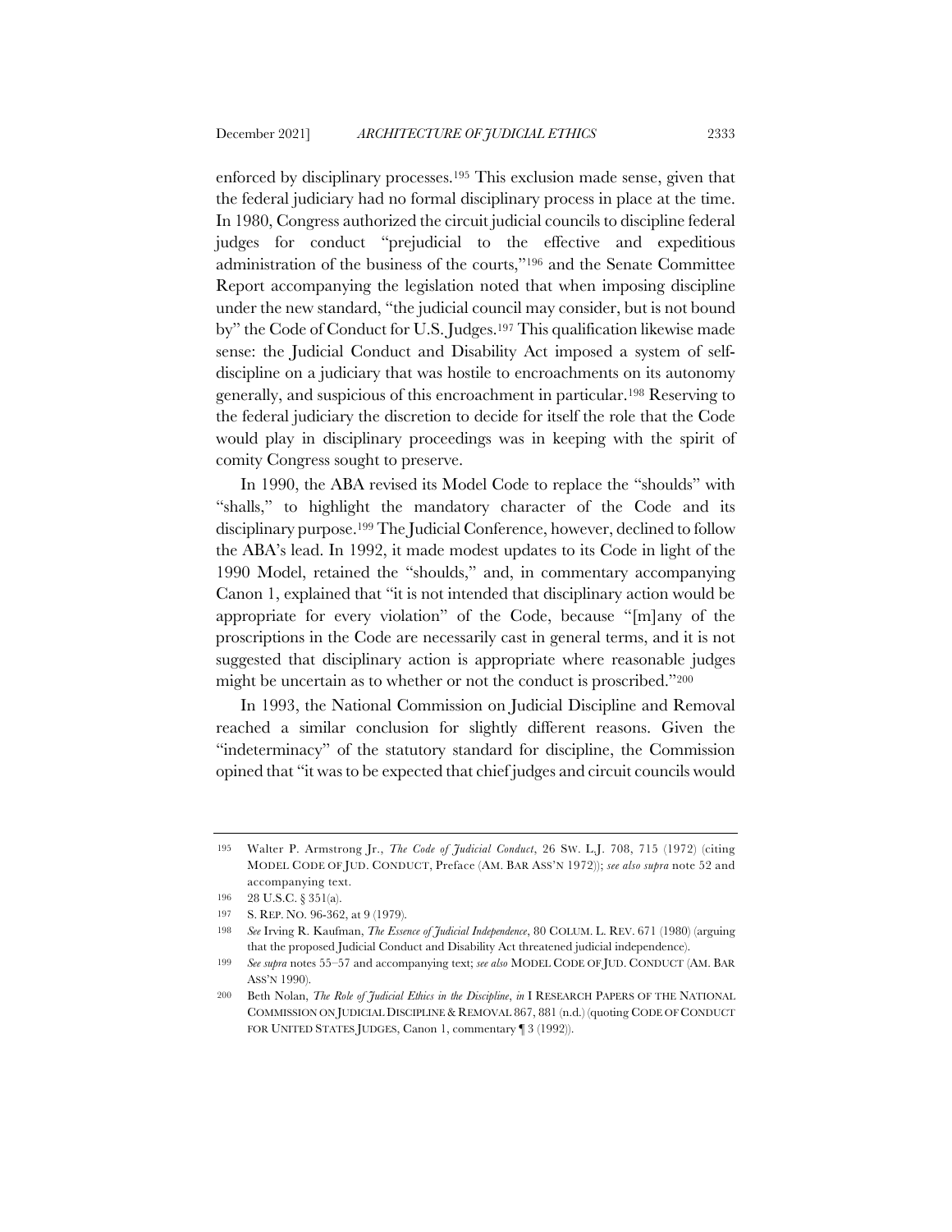enforced by disciplinary processes.[195] This exclusion made sense, given that the federal judiciary had no formal disciplinary process in place at the time. In 1980, Congress authorized the circuit judicial councils to discipline federal judges for conduct "prejudicial to the effective and expeditious administration of the business of the courts,"[196] and the Senate Committee Report accompanying the legislation noted that when imposing discipline under the new standard, "the judicial council may consider, but is not bound by" the Code of Conduct for U.S. Judges.[197] This qualification likewise made sense: the Judicial Conduct and Disability Act imposed a system of self-discipline on a judiciary that was hostile to encroachments on its autonomy generally, and suspicious of this encroachment in particular.[198] Reserving to the federal judiciary the discretion to decide for itself the role that the Code would play in disciplinary proceedings was in keeping with the spirit of comity Congress sought to preserve.

In 1990, the ABA revised its Model Code to replace the "shoulds" with "shalls," to highlight the mandatory character of the Code and its disciplinary purpose.[199] The Judicial Conference, however, declined to follow the ABA's lead. In 1992, it made modest updates to its Code in light of the 1990 Model, retained the "shoulds," and, in commentary accompanying Canon 1, explained that "it is not intended that disciplinary action would be appropriate for every violation" of the Code, because "[m]any of the proscriptions in the Code are necessarily cast in general terms, and it is not suggested that disciplinary action is appropriate where reasonable judges might be uncertain as to whether or not the conduct is proscribed."[200]

In 1993, the National Commission on Judicial Discipline and Removal reached a similar conclusion for slightly different reasons. Given the "indeterminacy" of the statutory standard for discipline, the Commission opined that "it was to be expected that chief judges and circuit councils would

---

195 Walter P. Armstrong Jr., *The Code of Judicial Conduct*, 26 SW. L.J. 708, 715 (1972) (citing MODEL CODE OF JUD. CONDUCT, Preface (AM. BAR ASS'N 1972)); *see also supra* note 52 and accompanying text.

196 28 U.S.C. § 351(a).

197 S. REP. NO. 96-362, at 9 (1979).

198 *See* Irving R. Kaufman, *The Essence of Judicial Independence*, 80 COLUM. L. REV. 671 (1980) (arguing that the proposed Judicial Conduct and Disability Act threatened judicial independence).

199 *See supra* notes 55–57 and accompanying text; *see also* MODEL CODE OF JUD. CONDUCT (AM. BAR ASS'N 1990).

200 Beth Nolan, *The Role of Judicial Ethics in the Discipline*, *in* I RESEARCH PAPERS OF THE NATIONAL COMMISSION ON JUDICIAL DISCIPLINE & REMOVAL 867, 881 (n.d.) (quoting CODE OF CONDUCT FOR UNITED STATES JUDGES, Canon 1, commentary ¶ 3 (1992)).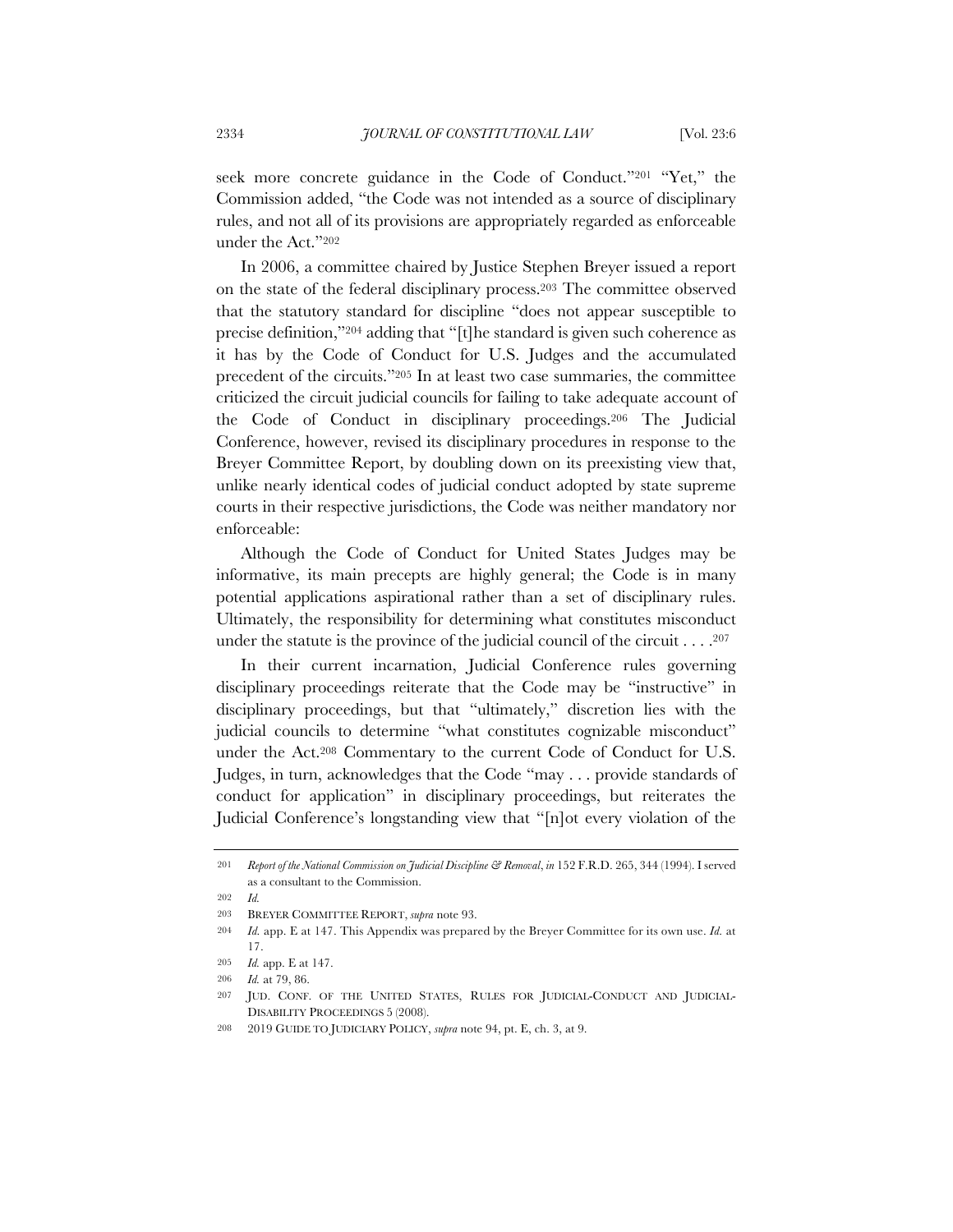seek more concrete guidance in the Code of Conduct."[201] "Yet," the Commission added, "the Code was not intended as a source of disciplinary rules, and not all of its provisions are appropriately regarded as enforceable under the Act."[202]

In 2006, a committee chaired by Justice Stephen Breyer issued a report on the state of the federal disciplinary process.[203] The committee observed that the statutory standard for discipline "does not appear susceptible to precise definition,"[204] adding that "[t]he standard is given such coherence as it has by the Code of Conduct for U.S. Judges and the accumulated precedent of the circuits."[205] In at least two case summaries, the committee criticized the circuit judicial councils for failing to take adequate account of the Code of Conduct in disciplinary proceedings.[206] The Judicial Conference, however, revised its disciplinary procedures in response to the Breyer Committee Report, by doubling down on its preexisting view that, unlike nearly identical codes of judicial conduct adopted by state supreme courts in their respective jurisdictions, the Code was neither mandatory nor enforceable:

Although the Code of Conduct for United States Judges may be informative, its main precepts are highly general; the Code is in many potential applications aspirational rather than a set of disciplinary rules. Ultimately, the responsibility for determining what constitutes misconduct under the statute is the province of the judicial council of the circuit . . . .[207]

In their current incarnation, Judicial Conference rules governing disciplinary proceedings reiterate that the Code may be "instructive" in disciplinary proceedings, but that "ultimately," discretion lies with the judicial councils to determine "what constitutes cognizable misconduct" under the Act.[208] Commentary to the current Code of Conduct for U.S. Judges, in turn, acknowledges that the Code "may . . . provide standards of conduct for application" in disciplinary proceedings, but reiterates the Judicial Conference's longstanding view that "[n]ot every violation of the

---

201 *Report of the National Commission on Judicial Discipline & Removal*, *in* 152 F.R.D. 265, 344 (1994). I served as a consultant to the Commission.

202 *Id.*

203 BREYER COMMITTEE REPORT, *supra* note 93.

204 *Id.* app. E at 147. This Appendix was prepared by the Breyer Committee for its own use. *Id.* at 17.

205 *Id.* app. E at 147.

206 *Id.* at 79, 86.

207 JUD. CONF. OF THE UNITED STATES, RULES FOR JUDICIAL-CONDUCT AND JUDICIAL-DISABILITY PROCEEDINGS 5 (2008).

208 2019 GUIDE TO JUDICIARY POLICY, *supra* note 94, pt. E, ch. 3, at 9.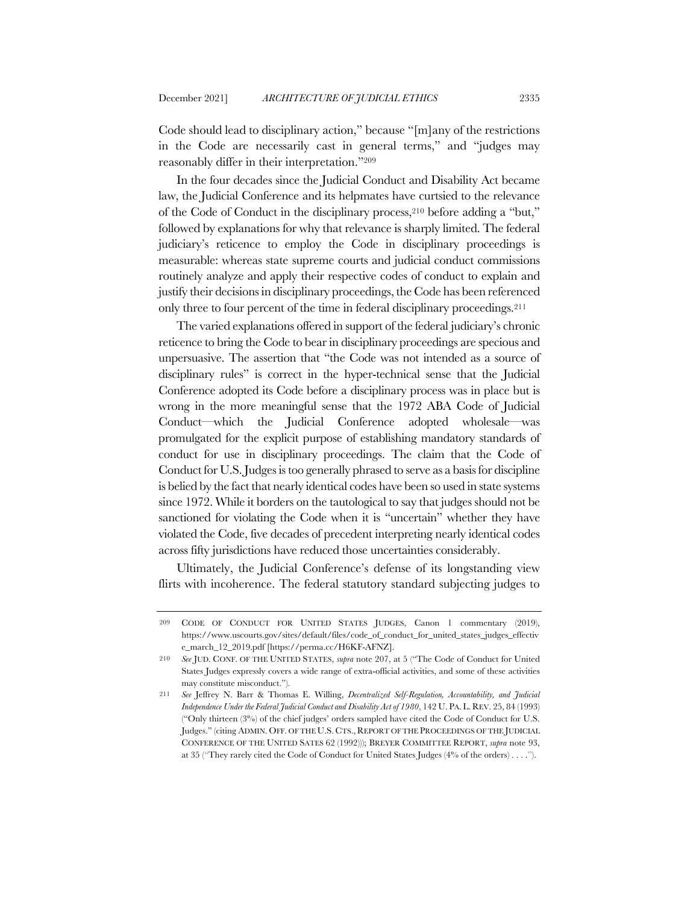Code should lead to disciplinary action," because "[m]any of the restrictions in the Code are necessarily cast in general terms," and "judges may reasonably differ in their interpretation."[209]

In the four decades since the Judicial Conduct and Disability Act became law, the Judicial Conference and its helpmates have curtsied to the relevance of the Code of Conduct in the disciplinary process,[210] before adding a "but," followed by explanations for why that relevance is sharply limited. The federal judiciary's reticence to employ the Code in disciplinary proceedings is measurable: whereas state supreme courts and judicial conduct commissions routinely analyze and apply their respective codes of conduct to explain and justify their decisions in disciplinary proceedings, the Code has been referenced only three to four percent of the time in federal disciplinary proceedings.[211]

The varied explanations offered in support of the federal judiciary's chronic reticence to bring the Code to bear in disciplinary proceedings are specious and unpersuasive. The assertion that "the Code was not intended as a source of disciplinary rules" is correct in the hyper-technical sense that the Judicial Conference adopted its Code before a disciplinary process was in place but is wrong in the more meaningful sense that the 1972 ABA Code of Judicial Conduct—which the Judicial Conference adopted wholesale—was promulgated for the explicit purpose of establishing mandatory standards of conduct for use in disciplinary proceedings. The claim that the Code of Conduct for U.S. Judges is too generally phrased to serve as a basis for discipline is belied by the fact that nearly identical codes have been so used in state systems since 1972. While it borders on the tautological to say that judges should not be sanctioned for violating the Code when it is "uncertain" whether they have violated the Code, five decades of precedent interpreting nearly identical codes across fifty jurisdictions have reduced those uncertainties considerably.

Ultimately, the Judicial Conference's defense of its longstanding view flirts with incoherence. The federal statutory standard subjecting judges to

---

209 CODE OF CONDUCT FOR UNITED STATES JUDGES, Canon 1 commentary (2019), https://www.uscourts.gov/sites/default/files/code_of_conduct_for_united_states_judges_effective_march_12_2019.pdf [https://perma.cc/H6KF-AFNZ].

210 *See* JUD. CONF. OF THE UNITED STATES, *supra* note 207, at 5 ("The Code of Conduct for United States Judges expressly covers a wide range of extra-official activities, and some of these activities may constitute misconduct.").

211 *See* Jeffrey N. Barr & Thomas E. Willing, *Decentralized Self-Regulation, Accountability, and Judicial Independence Under the Federal Judicial Conduct and Disability Act of 1980*, 142 U. PA. L. REV. 25, 84 (1993) ("Only thirteen (3%) of the chief judges' orders sampled have cited the Code of Conduct for U.S. Judges." (citing ADMIN. OFF. OF THE U.S. CTS., REPORT OF THE PROCEEDINGS OF THE JUDICIAL CONFERENCE OF THE UNITED SATES 62 (1992))); BREYER COMMITTEE REPORT, *supra* note 93, at 35 ("They rarely cited the Code of Conduct for United States Judges (4% of the orders) . . . .").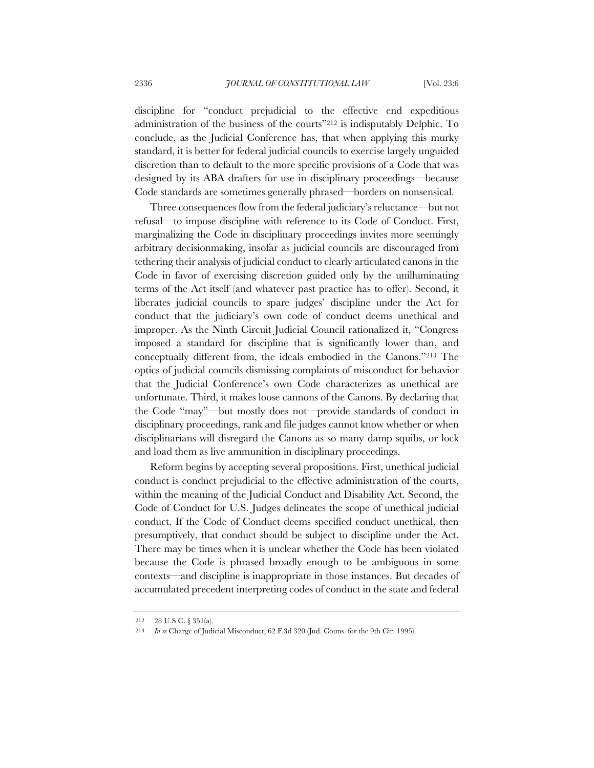discipline for "conduct prejudicial to the effective end expeditious administration of the business of the courts"[212] is indisputably Delphic. To conclude, as the Judicial Conference has, that when applying this murky standard, it is better for federal judicial councils to exercise largely unguided discretion than to default to the more specific provisions of a Code that was designed by its ABA drafters for use in disciplinary proceedings—because Code standards are sometimes generally phrased—borders on nonsensical.

Three consequences flow from the federal judiciary's reluctance—but not refusal—to impose discipline with reference to its Code of Conduct. First, marginalizing the Code in disciplinary proceedings invites more seemingly arbitrary decisionmaking, insofar as judicial councils are discouraged from tethering their analysis of judicial conduct to clearly articulated canons in the Code in favor of exercising discretion guided only by the unilluminating terms of the Act itself (and whatever past practice has to offer). Second, it liberates judicial councils to spare judges' discipline under the Act for conduct that the judiciary's own code of conduct deems unethical and improper. As the Ninth Circuit Judicial Council rationalized it, "Congress imposed a standard for discipline that is significantly lower than, and conceptually different from, the ideals embodied in the Canons."[213] The optics of judicial councils dismissing complaints of misconduct for behavior that the Judicial Conference's own Code characterizes as unethical are unfortunate. Third, it makes loose cannons of the Canons. By declaring that the Code "may"—but mostly does not—provide standards of conduct in disciplinary proceedings, rank and file judges cannot know whether or when disciplinarians will disregard the Canons as so many damp squibs, or lock and load them as live ammunition in disciplinary proceedings.

Reform begins by accepting several propositions. First, unethical judicial conduct is conduct prejudicial to the effective administration of the courts, within the meaning of the Judicial Conduct and Disability Act. Second, the Code of Conduct for U.S. Judges delineates the scope of unethical judicial conduct. If the Code of Conduct deems specified conduct unethical, then presumptively, that conduct should be subject to discipline under the Act. There may be times when it is unclear whether the Code has been violated because the Code is phrased broadly enough to be ambiguous in some contexts—and discipline is inappropriate in those instances. But decades of accumulated precedent interpreting codes of conduct in the state and federal

---

212 28 U.S.C. § 351(a).

213 *In re* Charge of Judicial Misconduct, 62 F.3d 320 (Jud. Couns. for the 9th Cir. 1995).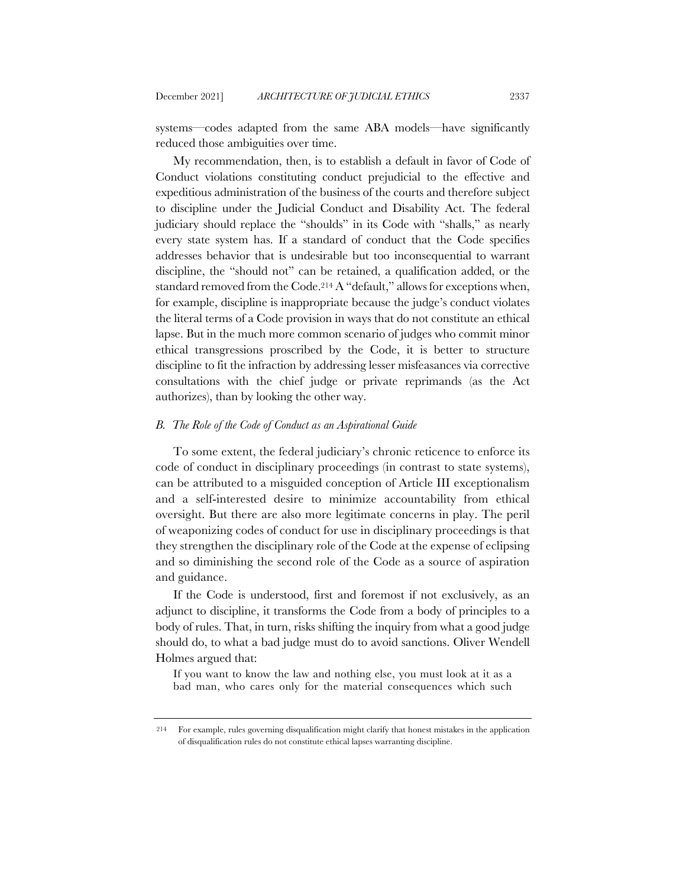systems—codes adapted from the same ABA models—have significantly reduced those ambiguities over time.

My recommendation, then, is to establish a default in favor of Code of Conduct violations constituting conduct prejudicial to the effective and expeditious administration of the business of the courts and therefore subject to discipline under the Judicial Conduct and Disability Act. The federal judiciary should replace the "shoulds" in its Code with "shalls," as nearly every state system has. If a standard of conduct that the Code specifies addresses behavior that is undesirable but too inconsequential to warrant discipline, the "should not" can be retained, a qualification added, or the standard removed from the Code.[214] A "default," allows for exceptions when, for example, discipline is inappropriate because the judge's conduct violates the literal terms of a Code provision in ways that do not constitute an ethical lapse. But in the much more common scenario of judges who commit minor ethical transgressions proscribed by the Code, it is better to structure discipline to fit the infraction by addressing lesser misfeasances via corrective consultations with the chief judge or private reprimands (as the Act authorizes), than by looking the other way.

### *B. The Role of the Code of Conduct as an Aspirational Guide*

To some extent, the federal judiciary's chronic reticence to enforce its code of conduct in disciplinary proceedings (in contrast to state systems), can be attributed to a misguided conception of Article III exceptionalism and a self-interested desire to minimize accountability from ethical oversight. But there are also more legitimate concerns in play. The peril of weaponizing codes of conduct for use in disciplinary proceedings is that they strengthen the disciplinary role of the Code at the expense of eclipsing and so diminishing the second role of the Code as a source of aspiration and guidance.

If the Code is understood, first and foremost if not exclusively, as an adjunct to discipline, it transforms the Code from a body of principles to a body of rules. That, in turn, risks shifting the inquiry from what a good judge should do, to what a bad judge must do to avoid sanctions. Oliver Wendell Holmes argued that:

> If you want to know the law and nothing else, you must look at it as a bad man, who cares only for the material consequences which such

---

214 For example, rules governing disqualification might clarify that honest mistakes in the application of disqualification rules do not constitute ethical lapses warranting discipline.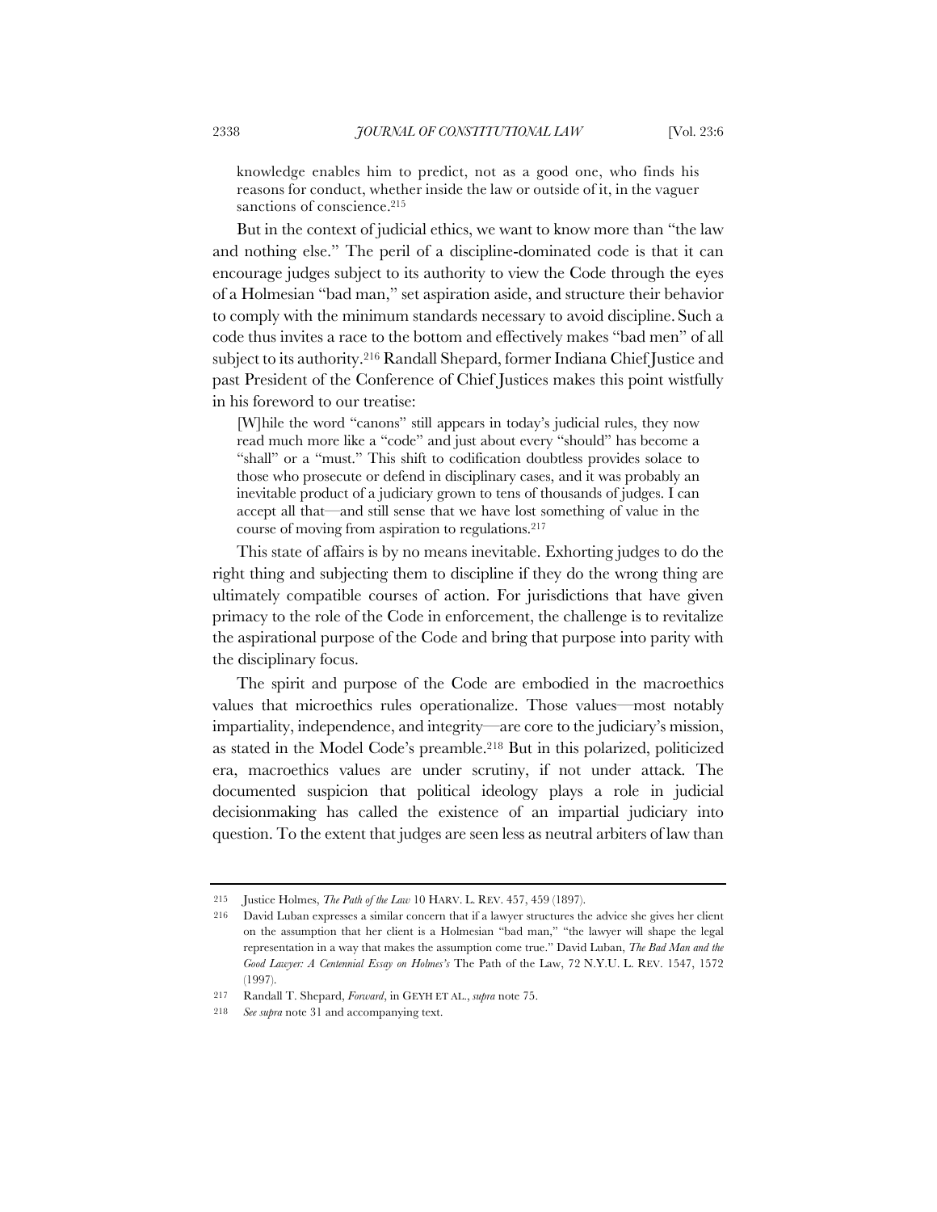> knowledge enables him to predict, not as a good one, who finds his reasons for conduct, whether inside the law or outside of it, in the vaguer sanctions of conscience.[215]

But in the context of judicial ethics, we want to know more than "the law and nothing else." The peril of a discipline-dominated code is that it can encourage judges subject to its authority to view the Code through the eyes of a Holmesian "bad man," set aspiration aside, and structure their behavior to comply with the minimum standards necessary to avoid discipline. Such a code thus invites a race to the bottom and effectively makes "bad men" of all subject to its authority.[216] Randall Shepard, former Indiana Chief Justice and past President of the Conference of Chief Justices makes this point wistfully in his foreword to our treatise:

> [W]hile the word "canons" still appears in today's judicial rules, they now read much more like a "code" and just about every "should" has become a "shall" or a "must." This shift to codification doubtless provides solace to those who prosecute or defend in disciplinary cases, and it was probably an inevitable product of a judiciary grown to tens of thousands of judges. I can accept all that—and still sense that we have lost something of value in the course of moving from aspiration to regulations.[217]

This state of affairs is by no means inevitable. Exhorting judges to do the right thing and subjecting them to discipline if they do the wrong thing are ultimately compatible courses of action. For jurisdictions that have given primacy to the role of the Code in enforcement, the challenge is to revitalize the aspirational purpose of the Code and bring that purpose into parity with the disciplinary focus.

The spirit and purpose of the Code are embodied in the macroethics values that microethics rules operationalize. Those values—most notably impartiality, independence, and integrity—are core to the judiciary's mission, as stated in the Model Code's preamble.[218] But in this polarized, politicized era, macroethics values are under scrutiny, if not under attack. The documented suspicion that political ideology plays a role in judicial decisionmaking has called the existence of an impartial judiciary into question. To the extent that judges are seen less as neutral arbiters of law than

---

215 Justice Holmes, *The Path of the Law* 10 HARV. L. REV. 457, 459 (1897).

216 David Luban expresses a similar concern that if a lawyer structures the advice she gives her client on the assumption that her client is a Holmesian "bad man," "the lawyer will shape the legal representation in a way that makes the assumption come true." David Luban, *The Bad Man and the Good Lawyer: A Centennial Essay on Holmes's* The Path of the Law, 72 N.Y.U. L. REV. 1547, 1572 (1997).

217 Randall T. Shepard, *Forward*, in GEYH ET AL., *supra* note 75.

218 *See supra* note 31 and accompanying text.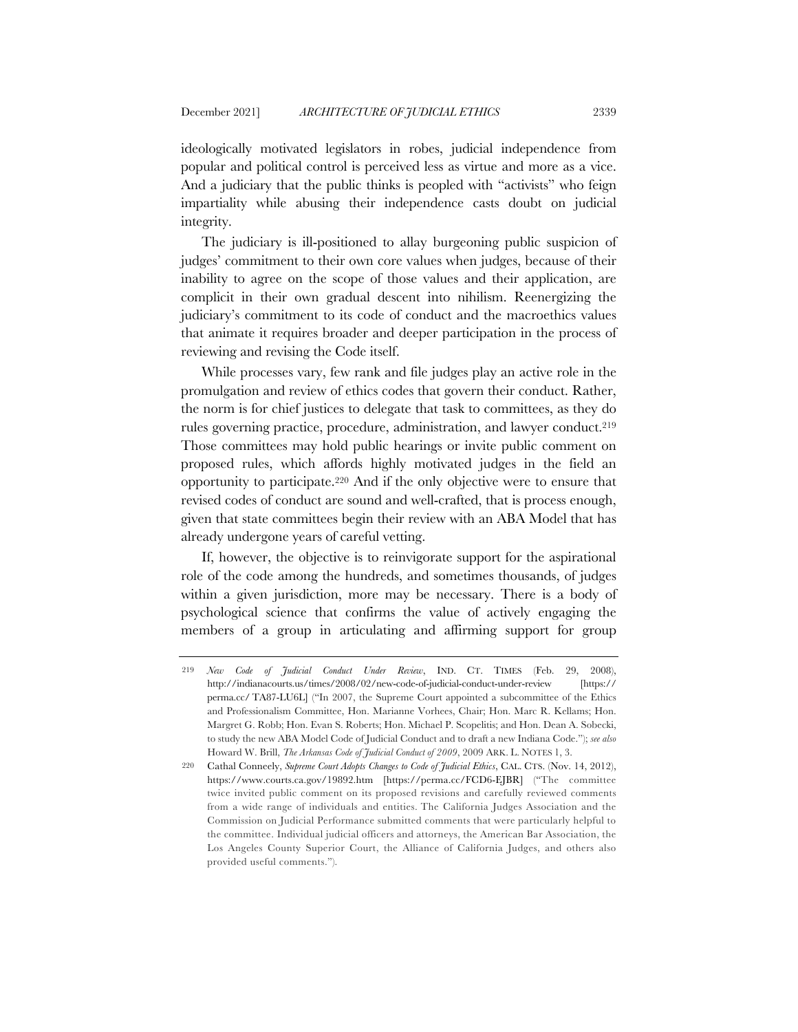ideologically motivated legislators in robes, judicial independence from popular and political control is perceived less as virtue and more as a vice. And a judiciary that the public thinks is peopled with "activists" who feign impartiality while abusing their independence casts doubt on judicial integrity.

The judiciary is ill-positioned to allay burgeoning public suspicion of judges' commitment to their own core values when judges, because of their inability to agree on the scope of those values and their application, are complicit in their own gradual descent into nihilism. Reenergizing the judiciary's commitment to its code of conduct and the macroethics values that animate it requires broader and deeper participation in the process of reviewing and revising the Code itself.

While processes vary, few rank and file judges play an active role in the promulgation and review of ethics codes that govern their conduct. Rather, the norm is for chief justices to delegate that task to committees, as they do rules governing practice, procedure, administration, and lawyer conduct.[219] Those committees may hold public hearings or invite public comment on proposed rules, which affords highly motivated judges in the field an opportunity to participate.[220] And if the only objective were to ensure that revised codes of conduct are sound and well-crafted, that is process enough, given that state committees begin their review with an ABA Model that has already undergone years of careful vetting.

If, however, the objective is to reinvigorate support for the aspirational role of the code among the hundreds, and sometimes thousands, of judges within a given jurisdiction, more may be necessary. There is a body of psychological science that confirms the value of actively engaging the members of a group in articulating and affirming support for group

---

219 *New Code of Judicial Conduct Under Review*, IND. CT. TIMES (Feb. 29, 2008), http://indianacourts.us/times/2008/02/new-code-of-judicial-conduct-under-review [https://perma.cc/TA87-LU6L] ("In 2007, the Supreme Court appointed a subcommittee of the Ethics and Professionalism Committee, Hon. Marianne Vorhees, Chair; Hon. Marc R. Kellams; Hon. Margret G. Robb; Hon. Evan S. Roberts; Hon. Michael P. Scopelitis; and Hon. Dean A. Sobecki, to study the new ABA Model Code of Judicial Conduct and to draft a new Indiana Code."); *see also* Howard W. Brill, *The Arkansas Code of Judicial Conduct of 2009*, 2009 ARK. L. NOTES 1, 3.

220 Cathal Conneely, *Supreme Court Adopts Changes to Code of Judicial Ethics*, CAL. CTS. (Nov. 14, 2012), https://www.courts.ca.gov/19892.htm [https://perma.cc/FCD6-EJBR] ("The committee twice invited public comment on its proposed revisions and carefully reviewed comments from a wide range of individuals and entities. The California Judges Association and the Commission on Judicial Performance submitted comments that were particularly helpful to the committee. Individual judicial officers and attorneys, the American Bar Association, the Los Angeles County Superior Court, the Alliance of California Judges, and others also provided useful comments.").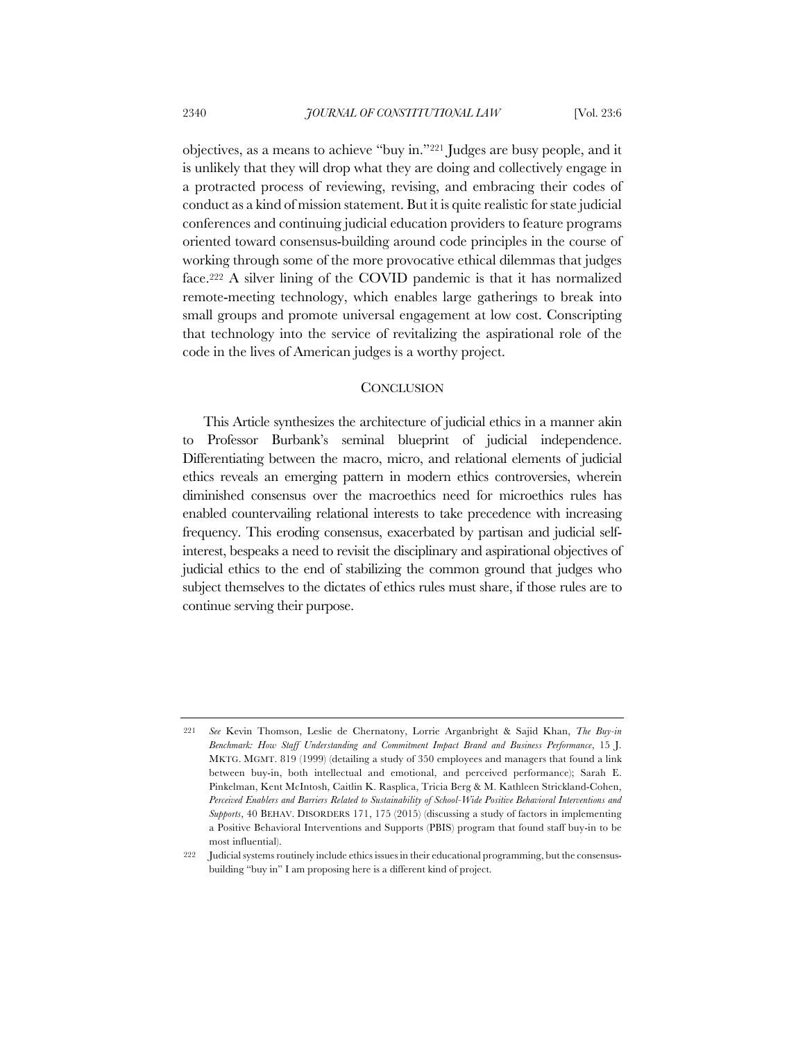objectives, as a means to achieve "buy in."[221] Judges are busy people, and it is unlikely that they will drop what they are doing and collectively engage in a protracted process of reviewing, revising, and embracing their codes of conduct as a kind of mission statement. But it is quite realistic for state judicial conferences and continuing judicial education providers to feature programs oriented toward consensus-building around code principles in the course of working through some of the more provocative ethical dilemmas that judges face.[222] A silver lining of the COVID pandemic is that it has normalized remote-meeting technology, which enables large gatherings to break into small groups and promote universal engagement at low cost. Conscripting that technology into the service of revitalizing the aspirational role of the code in the lives of American judges is a worthy project.

## CONCLUSION

This Article synthesizes the architecture of judicial ethics in a manner akin to Professor Burbank's seminal blueprint of judicial independence. Differentiating between the macro, micro, and relational elements of judicial ethics reveals an emerging pattern in modern ethics controversies, wherein diminished consensus over the macroethics need for microethics rules has enabled countervailing relational interests to take precedence with increasing frequency. This eroding consensus, exacerbated by partisan and judicial self-interest, bespeaks a need to revisit the disciplinary and aspirational objectives of judicial ethics to the end of stabilizing the common ground that judges who subject themselves to the dictates of ethics rules must share, if those rules are to continue serving their purpose.

---

221 *See* Kevin Thomson, Leslie de Chernatony, Lorrie Arganbright & Sajid Khan, *The Buy-in Benchmark: How Staff Understanding and Commitment Impact Brand and Business Performance*, 15 J. MKTG. MGMT. 819 (1999) (detailing a study of 350 employees and managers that found a link between buy-in, both intellectual and emotional, and perceived performance); Sarah E. Pinkelman, Kent McIntosh, Caitlin K. Rasplica, Tricia Berg & M. Kathleen Strickland-Cohen, *Perceived Enablers and Barriers Related to Sustainability of School-Wide Positive Behavioral Interventions and Supports*, 40 BEHAV. DISORDERS 171, 175 (2015) (discussing a study of factors in implementing a Positive Behavioral Interventions and Supports (PBIS) program that found staff buy-in to be most influential).

222 Judicial systems routinely include ethics issues in their educational programming, but the consensus-building "buy in" I am proposing here is a different kind of project.